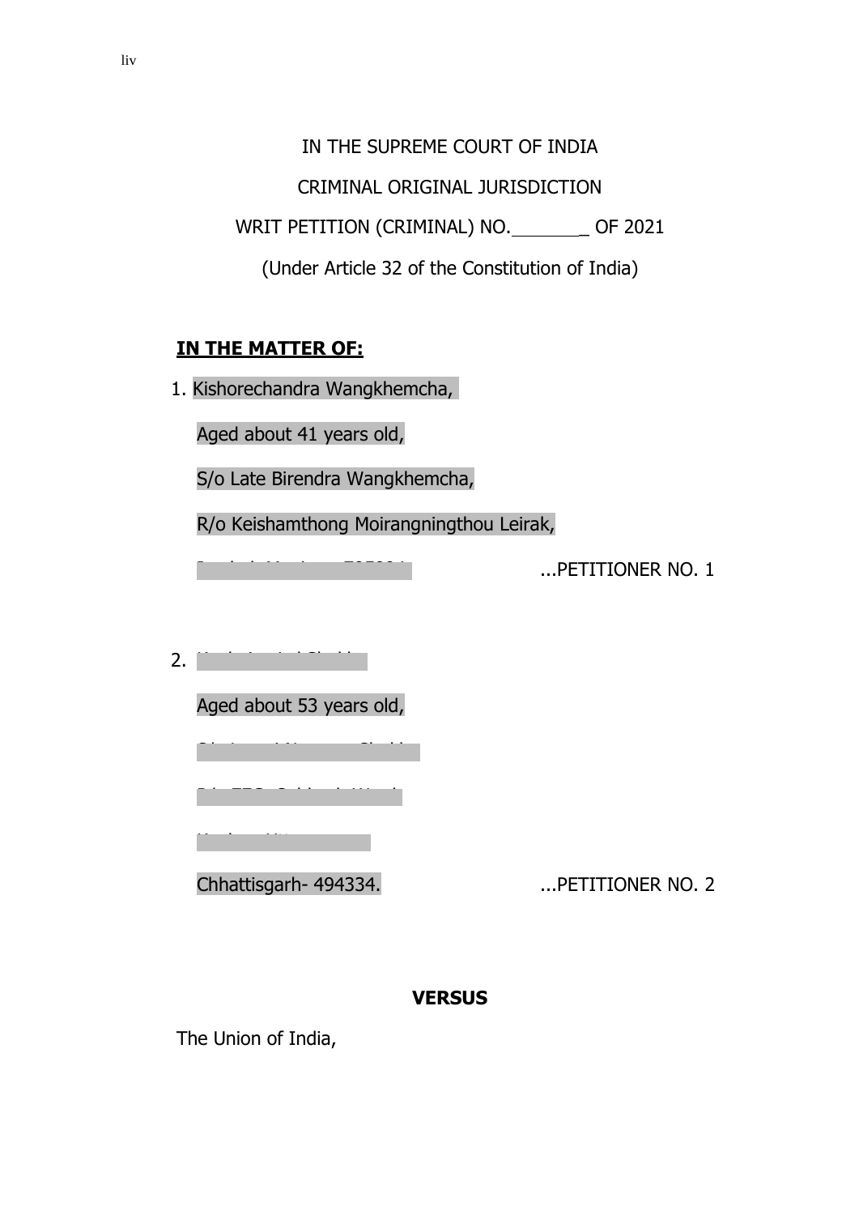IN THE SUPREME COURT OF INDIA

CRIMINAL ORIGINAL JURISDICTION

WRIT PETITION (CRIMINAL) NO.\_\_\_\_\_\_\_ OF 2021

(Under Article 32 of the Constitution of India)

**IN THE MATTER OF:**

1. Kishorechandra Wangkhemcha,

   Aged about 41 years old,

   S/o Late Birendra Wangkhemcha,

   R/o Keishamthong Moirangningthou Leirak,

   ...PETITIONER NO. 1

2. 

   Aged about 53 years old,

   Chhattisgarh- 494334. ...PETITIONER NO. 2

**VERSUS**

The Union of India,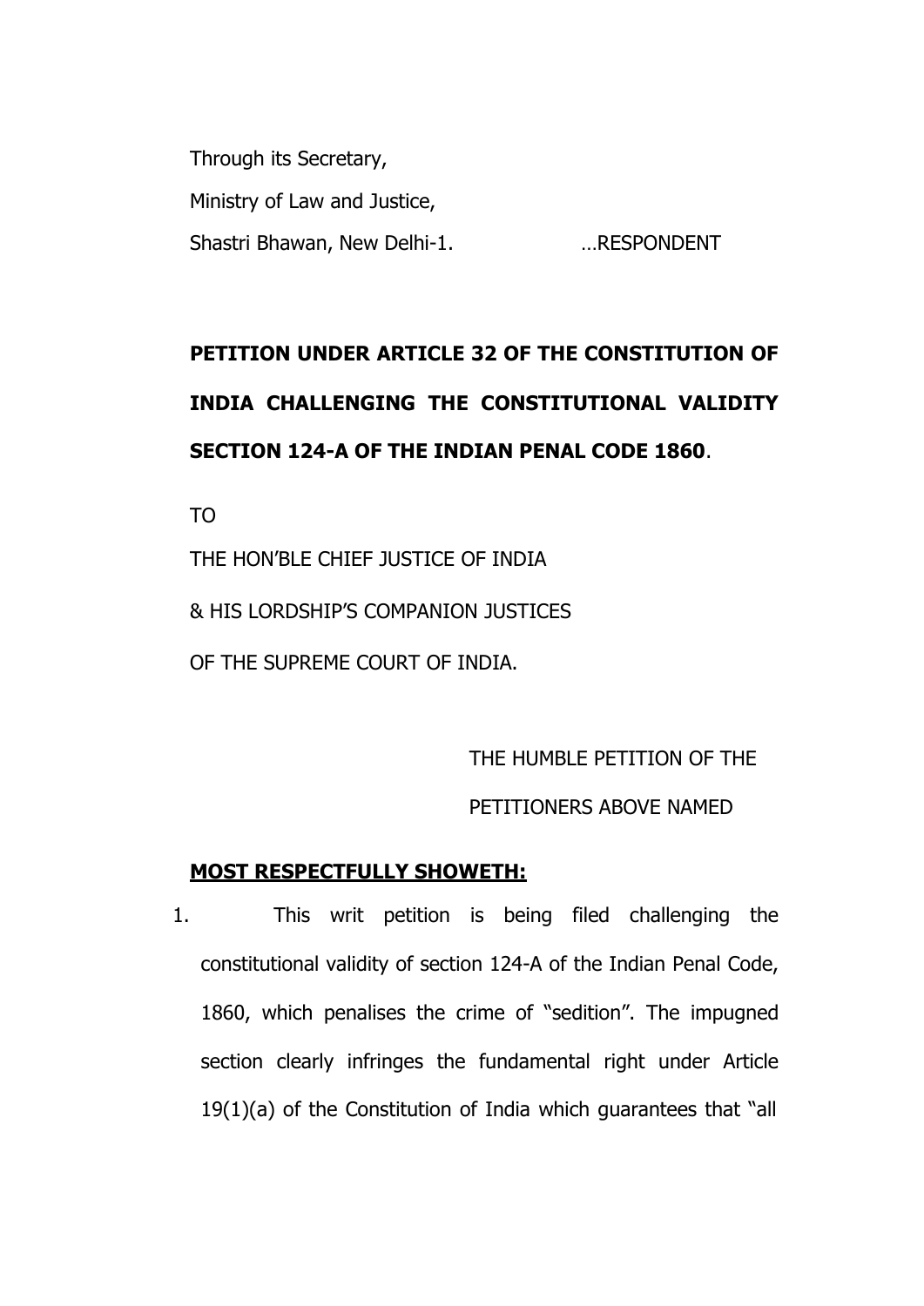Through its Secretary,

Ministry of Law and Justice,

Shastri Bhawan, New Delhi-1. …RESPONDENT

**PETITION UNDER ARTICLE 32 OF THE CONSTITUTION OF INDIA CHALLENGING THE CONSTITUTIONAL VALIDITY SECTION 124-A OF THE INDIAN PENAL CODE 1860**.

TO

THE HON'BLE CHIEF JUSTICE OF INDIA

& HIS LORDSHIP'S COMPANION JUSTICES

OF THE SUPREME COURT OF INDIA.

THE HUMBLE PETITION OF THE

PETITIONERS ABOVE NAMED

**MOST RESPECTFULLY SHOWETH:**

1. This writ petition is being filed challenging the constitutional validity of section 124-A of the Indian Penal Code, 1860, which penalises the crime of "sedition". The impugned section clearly infringes the fundamental right under Article 19(1)(a) of the Constitution of India which guarantees that "all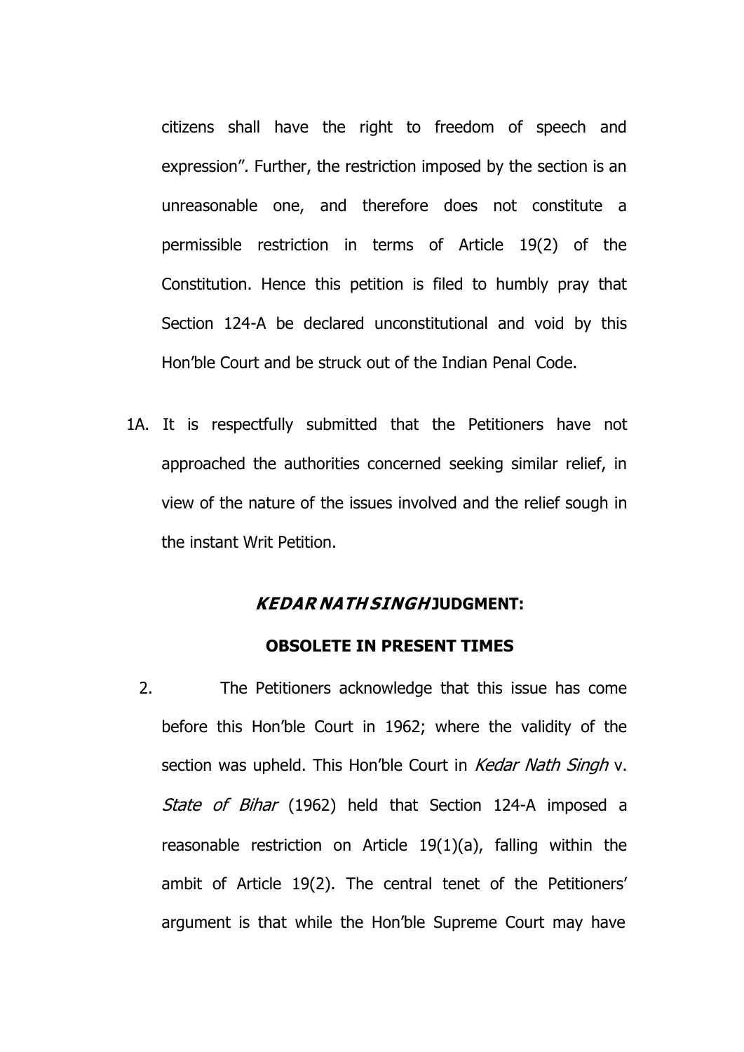citizens shall have the right to freedom of speech and expression". Further, the restriction imposed by the section is an unreasonable one, and therefore does not constitute a permissible restriction in terms of Article 19(2) of the Constitution. Hence this petition is filed to humbly pray that Section 124-A be declared unconstitutional and void by this Hon'ble Court and be struck out of the Indian Penal Code.

1A. It is respectfully submitted that the Petitioners have not approached the authorities concerned seeking similar relief, in view of the nature of the issues involved and the relief sough in the instant Writ Petition.

## ***KEDAR NATH SINGH* JUDGMENT:**

## **OBSOLETE IN PRESENT TIMES**

2. The Petitioners acknowledge that this issue has come before this Hon'ble Court in 1962; where the validity of the section was upheld. This Hon'ble Court in *Kedar Nath Singh* v. *State of Bihar* (1962) held that Section 124-A imposed a reasonable restriction on Article 19(1)(a), falling within the ambit of Article 19(2). The central tenet of the Petitioners' argument is that while the Hon'ble Supreme Court may have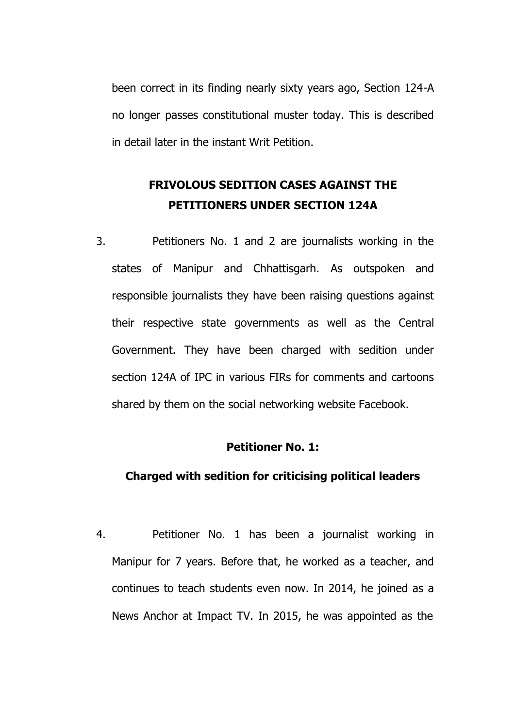been correct in its finding nearly sixty years ago, Section 124-A no longer passes constitutional muster today. This is described in detail later in the instant Writ Petition.

## FRIVOLOUS SEDITION CASES AGAINST THE PETITIONERS UNDER SECTION 124A

3. Petitioners No. 1 and 2 are journalists working in the states of Manipur and Chhattisgarh. As outspoken and responsible journalists they have been raising questions against their respective state governments as well as the Central Government. They have been charged with sedition under section 124A of IPC in various FIRs for comments and cartoons shared by them on the social networking website Facebook.

### Petitioner No. 1:

### Charged with sedition for criticising political leaders

4. Petitioner No. 1 has been a journalist working in Manipur for 7 years. Before that, he worked as a teacher, and continues to teach students even now. In 2014, he joined as a News Anchor at Impact TV. In 2015, he was appointed as the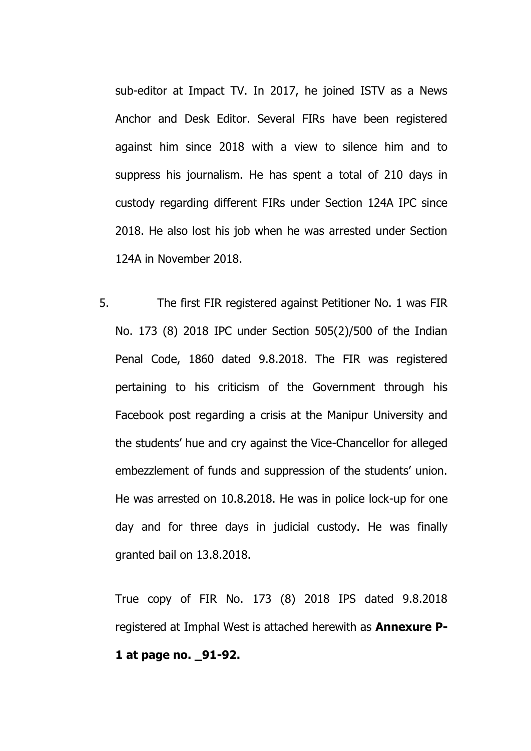sub-editor at Impact TV. In 2017, he joined ISTV as a News Anchor and Desk Editor. Several FIRs have been registered against him since 2018 with a view to silence him and to suppress his journalism. He has spent a total of 210 days in custody regarding different FIRs under Section 124A IPC since 2018. He also lost his job when he was arrested under Section 124A in November 2018.

5. The first FIR registered against Petitioner No. 1 was FIR No. 173 (8) 2018 IPC under Section 505(2)/500 of the Indian Penal Code, 1860 dated 9.8.2018. The FIR was registered pertaining to his criticism of the Government through his Facebook post regarding a crisis at the Manipur University and the students' hue and cry against the Vice-Chancellor for alleged embezzlement of funds and suppression of the students' union. He was arrested on 10.8.2018. He was in police lock-up for one day and for three days in judicial custody. He was finally granted bail on 13.8.2018.

   True copy of FIR No. 173 (8) 2018 IPS dated 9.8.2018 registered at Imphal West is attached herewith as **Annexure P-1 at page no. _91-92.**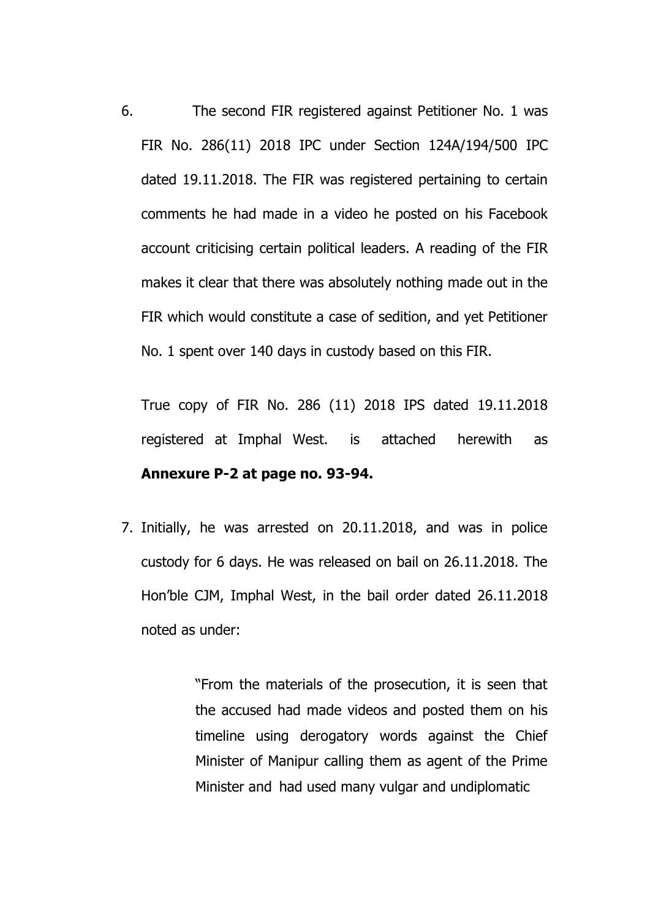6. The second FIR registered against Petitioner No. 1 was FIR No. 286(11) 2018 IPC under Section 124A/194/500 IPC dated 19.11.2018. The FIR was registered pertaining to certain comments he had made in a video he posted on his Facebook account criticising certain political leaders. A reading of the FIR makes it clear that there was absolutely nothing made out in the FIR which would constitute a case of sedition, and yet Petitioner No. 1 spent over 140 days in custody based on this FIR.

   True copy of FIR No. 286 (11) 2018 IPS dated 19.11.2018 registered at Imphal West. is attached herewith as **Annexure P-2 at page no. 93-94.**

7. Initially, he was arrested on 20.11.2018, and was in police custody for 6 days. He was released on bail on 26.11.2018. The Hon'ble CJM, Imphal West, in the bail order dated 26.11.2018 noted as under:

   > "From the materials of the prosecution, it is seen that the accused had made videos and posted them on his timeline using derogatory words against the Chief Minister of Manipur calling them as agent of the Prime Minister and had used many vulgar and undiplomatic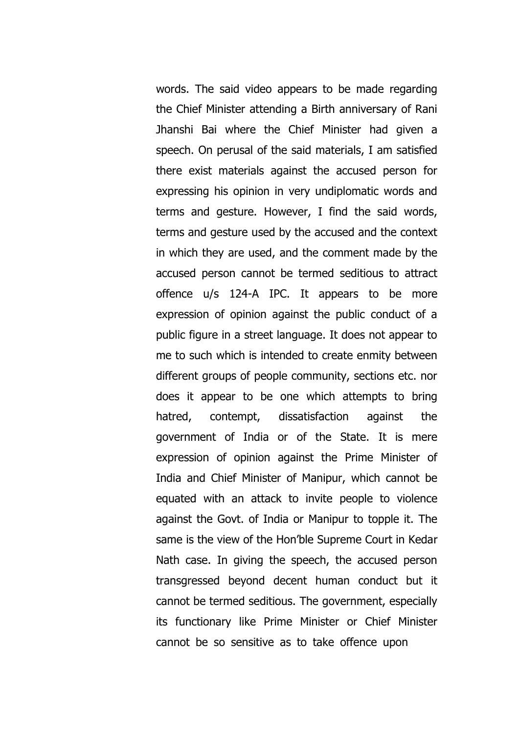words. The said video appears to be made regarding the Chief Minister attending a Birth anniversary of Rani Jhanshi Bai where the Chief Minister had given a speech. On perusal of the said materials, I am satisfied there exist materials against the accused person for expressing his opinion in very undiplomatic words and terms and gesture. However, I find the said words, terms and gesture used by the accused and the context in which they are used, and the comment made by the accused person cannot be termed seditious to attract offence u/s 124-A IPC. It appears to be more expression of opinion against the public conduct of a public figure in a street language. It does not appear to me to such which is intended to create enmity between different groups of people community, sections etc. nor does it appear to be one which attempts to bring hatred, contempt, dissatisfaction against the government of India or of the State. It is mere expression of opinion against the Prime Minister of India and Chief Minister of Manipur, which cannot be equated with an attack to invite people to violence against the Govt. of India or Manipur to topple it. The same is the view of the Hon'ble Supreme Court in Kedar Nath case. In giving the speech, the accused person transgressed beyond decent human conduct but it cannot be termed seditious. The government, especially its functionary like Prime Minister or Chief Minister cannot be so sensitive as to take offence upon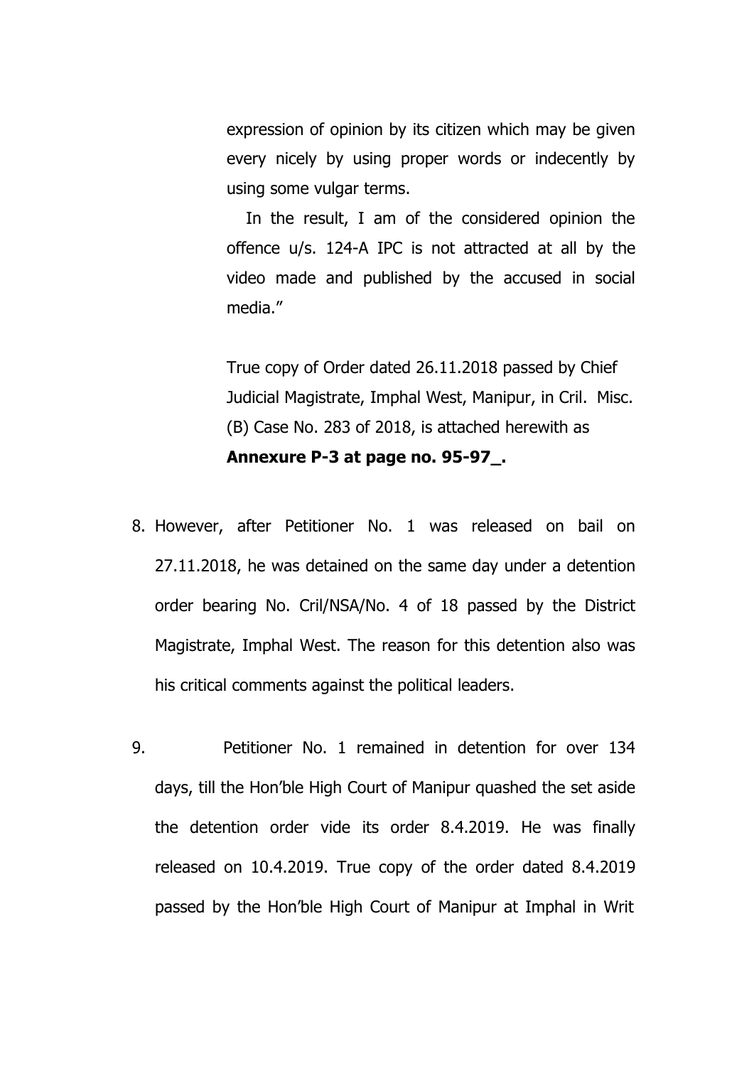expression of opinion by its citizen which may be given every nicely by using proper words or indecently by using some vulgar terms.

In the result, I am of the considered opinion the offence u/s. 124-A IPC is not attracted at all by the video made and published by the accused in social media."

True copy of Order dated 26.11.2018 passed by Chief Judicial Magistrate, Imphal West, Manipur, in Cril. Misc. (B) Case No. 283 of 2018, is attached herewith as **Annexure P-3 at page no. 95-97_.**

8. However, after Petitioner No. 1 was released on bail on 27.11.2018, he was detained on the same day under a detention order bearing No. Cril/NSA/No. 4 of 18 passed by the District Magistrate, Imphal West. The reason for this detention also was his critical comments against the political leaders.

9. Petitioner No. 1 remained in detention for over 134 days, till the Hon'ble High Court of Manipur quashed the set aside the detention order vide its order 8.4.2019. He was finally released on 10.4.2019. True copy of the order dated 8.4.2019 passed by the Hon'ble High Court of Manipur at Imphal in Writ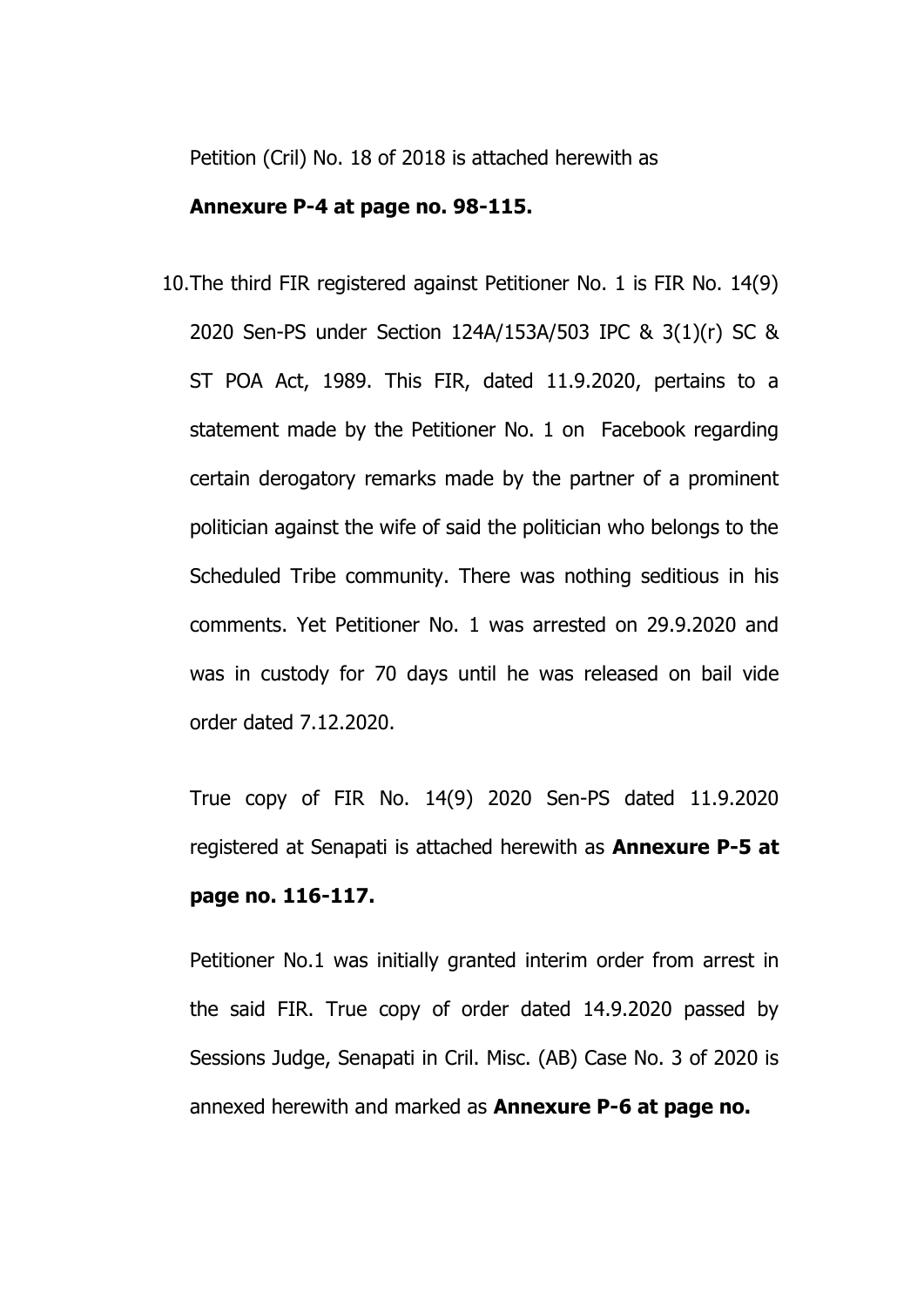Petition (Cril) No. 18 of 2018 is attached herewith as **Annexure P-4 at page no. 98-115.**

10. The third FIR registered against Petitioner No. 1 is FIR No. 14(9) 2020 Sen-PS under Section 124A/153A/503 IPC & 3(1)(r) SC & ST POA Act, 1989. This FIR, dated 11.9.2020, pertains to a statement made by the Petitioner No. 1 on Facebook regarding certain derogatory remarks made by the partner of a prominent politician against the wife of said the politician who belongs to the Scheduled Tribe community. There was nothing seditious in his comments. Yet Petitioner No. 1 was arrested on 29.9.2020 and was in custody for 70 days until he was released on bail vide order dated 7.12.2020.

    True copy of FIR No. 14(9) 2020 Sen-PS dated 11.9.2020 registered at Senapati is attached herewith as **Annexure P-5 at page no. 116-117.**

    Petitioner No.1 was initially granted interim order from arrest in the said FIR. True copy of order dated 14.9.2020 passed by Sessions Judge, Senapati in Cril. Misc. (AB) Case No. 3 of 2020 is annexed herewith and marked as **Annexure P-6 at page no.**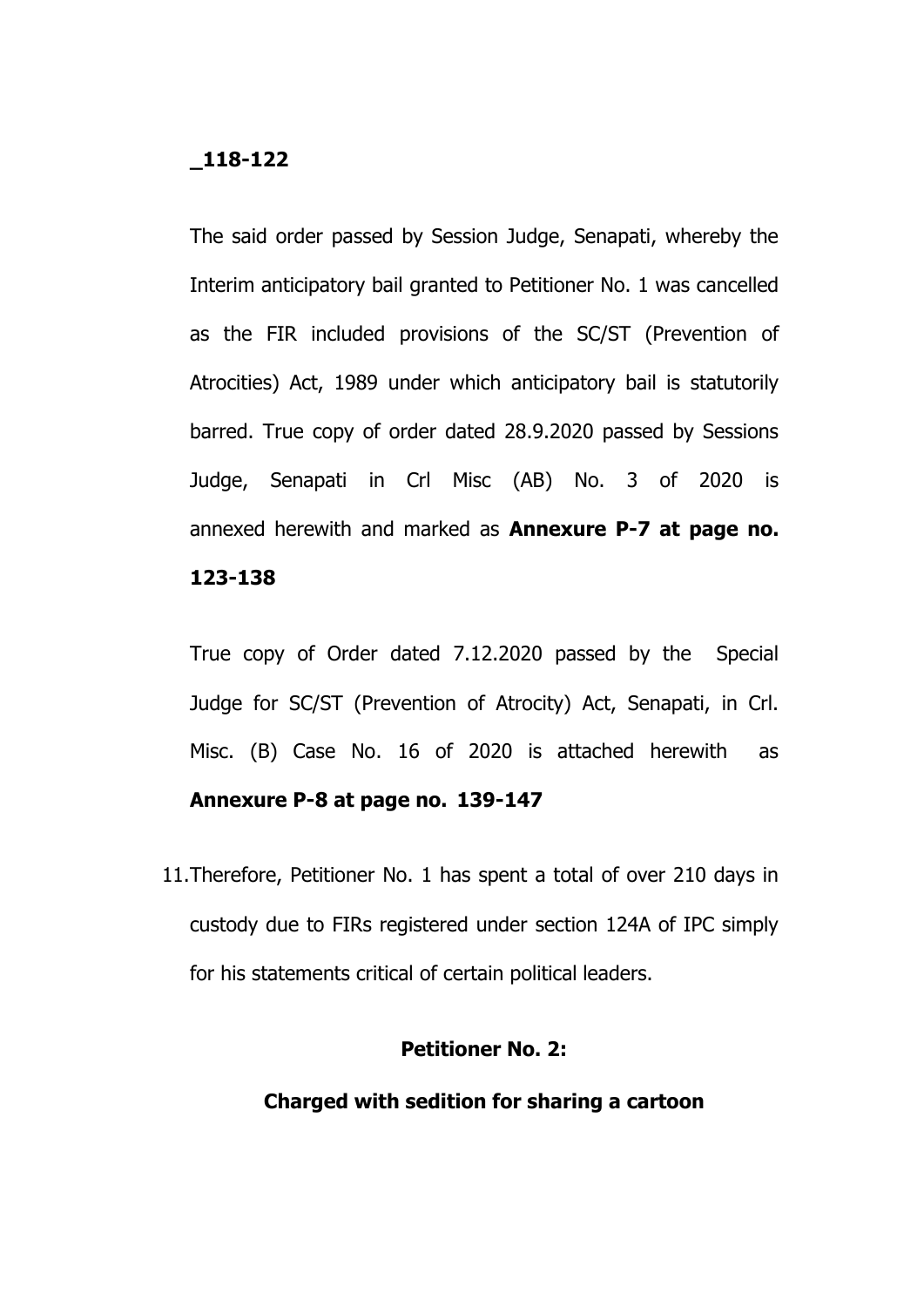**_118-122**

The said order passed by Session Judge, Senapati, whereby the Interim anticipatory bail granted to Petitioner No. 1 was cancelled as the FIR included provisions of the SC/ST (Prevention of Atrocities) Act, 1989 under which anticipatory bail is statutorily barred. True copy of order dated 28.9.2020 passed by Sessions Judge, Senapati in Crl Misc (AB) No. 3 of 2020 is annexed herewith and marked as **Annexure P-7 at page no. 123-138**

True copy of Order dated 7.12.2020 passed by the Special Judge for SC/ST (Prevention of Atrocity) Act, Senapati, in Crl. Misc. (B) Case No. 16 of 2020 is attached herewith as **Annexure P-8 at page no. 139-147**

11. Therefore, Petitioner No. 1 has spent a total of over 210 days in custody due to FIRs registered under section 124A of IPC simply for his statements critical of certain political leaders.

**Petitioner No. 2:**

**Charged with sedition for sharing a cartoon**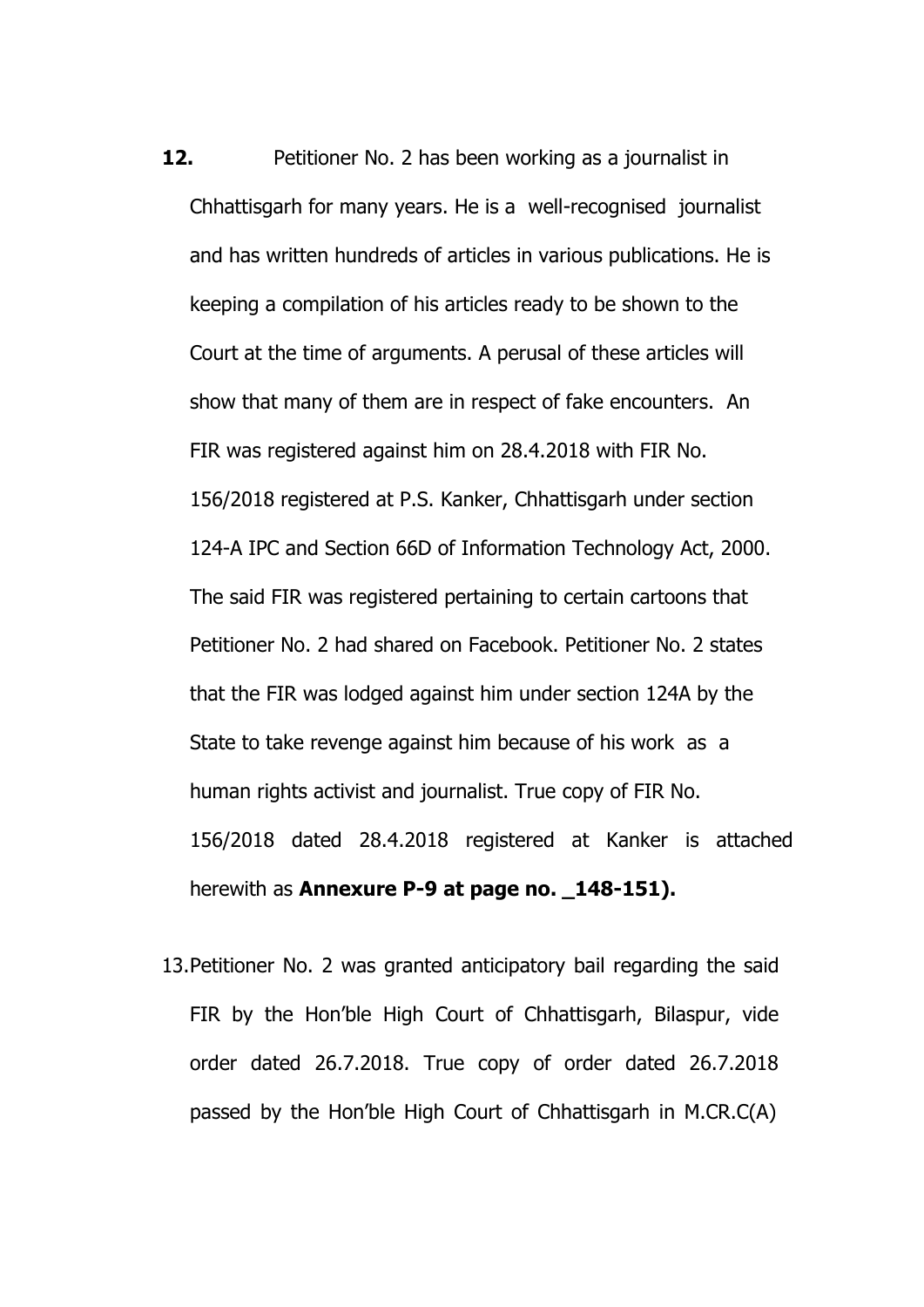**12.** Petitioner No. 2 has been working as a journalist in Chhattisgarh for many years. He is a well-recognised journalist and has written hundreds of articles in various publications. He is keeping a compilation of his articles ready to be shown to the Court at the time of arguments. A perusal of these articles will show that many of them are in respect of fake encounters. An FIR was registered against him on 28.4.2018 with FIR No. 156/2018 registered at P.S. Kanker, Chhattisgarh under section 124-A IPC and Section 66D of Information Technology Act, 2000. The said FIR was registered pertaining to certain cartoons that Petitioner No. 2 had shared on Facebook. Petitioner No. 2 states that the FIR was lodged against him under section 124A by the State to take revenge against him because of his work as a human rights activist and journalist. True copy of FIR No. 156/2018 dated 28.4.2018 registered at Kanker is attached herewith as **Annexure P-9 at page no. _148-151).**

13. Petitioner No. 2 was granted anticipatory bail regarding the said FIR by the Hon'ble High Court of Chhattisgarh, Bilaspur, vide order dated 26.7.2018. True copy of order dated 26.7.2018 passed by the Hon'ble High Court of Chhattisgarh in M.CR.C(A)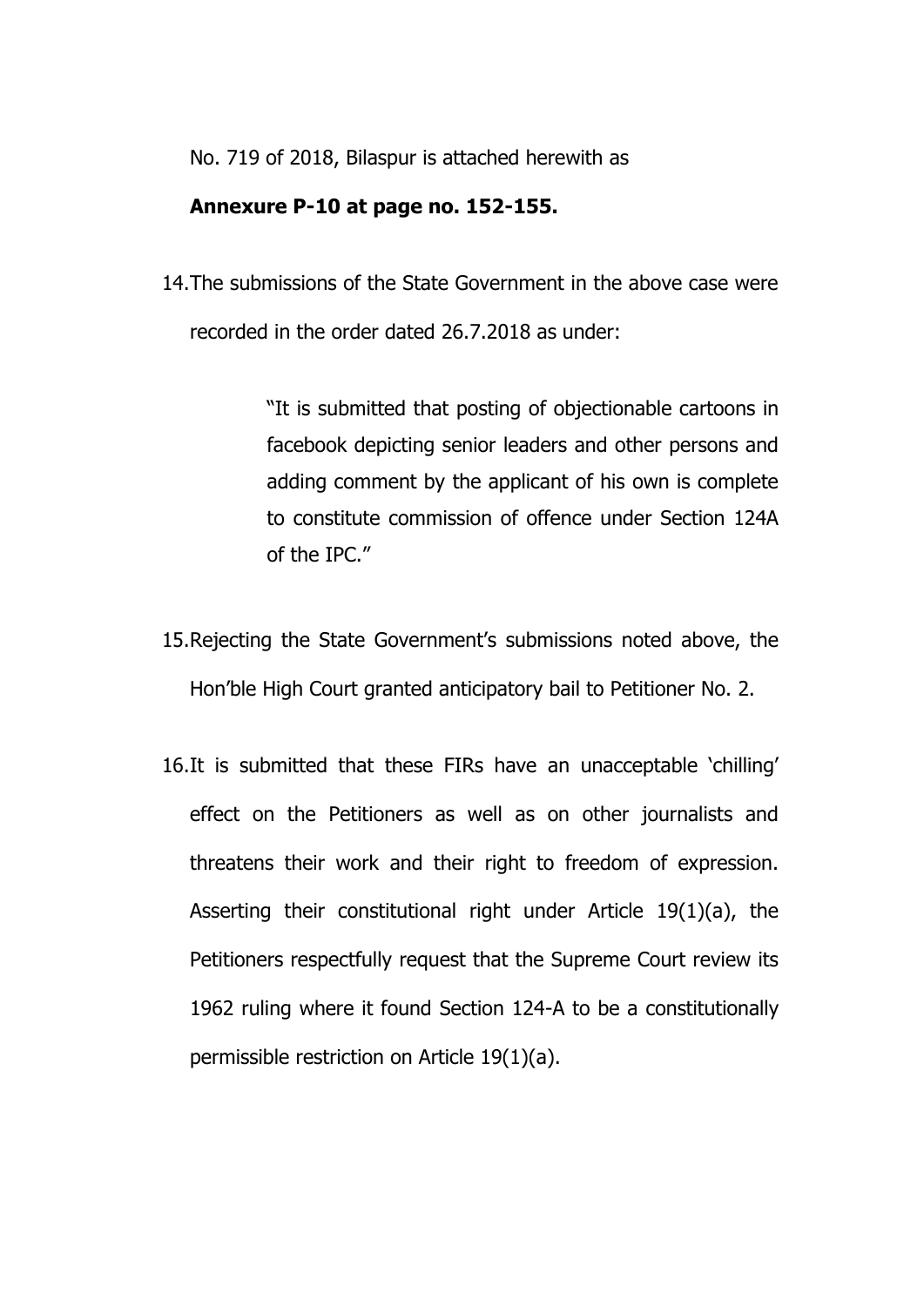No. 719 of 2018, Bilaspur is attached herewith as

**Annexure P-10 at page no. 152-155.**

14. The submissions of the State Government in the above case were recorded in the order dated 26.7.2018 as under:

> "It is submitted that posting of objectionable cartoons in facebook depicting senior leaders and other persons and adding comment by the applicant of his own is complete to constitute commission of offence under Section 124A of the IPC."

15. Rejecting the State Government's submissions noted above, the Hon'ble High Court granted anticipatory bail to Petitioner No. 2.

16. It is submitted that these FIRs have an unacceptable 'chilling' effect on the Petitioners as well as on other journalists and threatens their work and their right to freedom of expression. Asserting their constitutional right under Article 19(1)(a), the Petitioners respectfully request that the Supreme Court review its 1962 ruling where it found Section 124-A to be a constitutionally permissible restriction on Article 19(1)(a).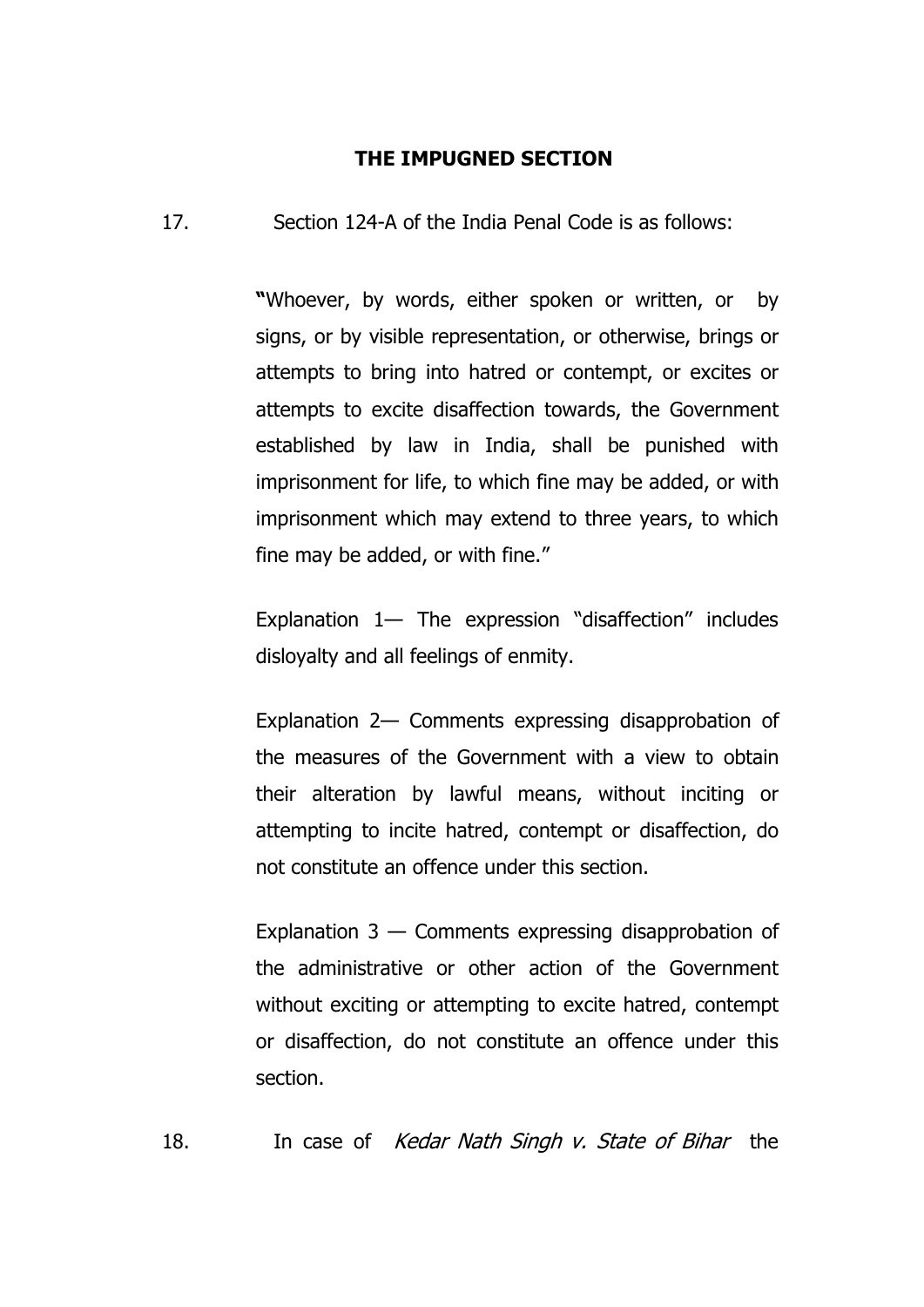## THE IMPUGNED SECTION

17. Section 124-A of the India Penal Code is as follows:

> **"**Whoever, by words, either spoken or written, or by signs, or by visible representation, or otherwise, brings or attempts to bring into hatred or contempt, or excites or attempts to excite disaffection towards, the Government established by law in India, shall be punished with imprisonment for life, to which fine may be added, or with imprisonment which may extend to three years, to which fine may be added, or with fine."
>
> Explanation 1— The expression "disaffection" includes disloyalty and all feelings of enmity.
>
> Explanation 2— Comments expressing disapprobation of the measures of the Government with a view to obtain their alteration by lawful means, without inciting or attempting to incite hatred, contempt or disaffection, do not constitute an offence under this section.
>
> Explanation 3 — Comments expressing disapprobation of the administrative or other action of the Government without exciting or attempting to excite hatred, contempt or disaffection, do not constitute an offence under this section.

18. In case of *Kedar Nath Singh v. State of Bihar* the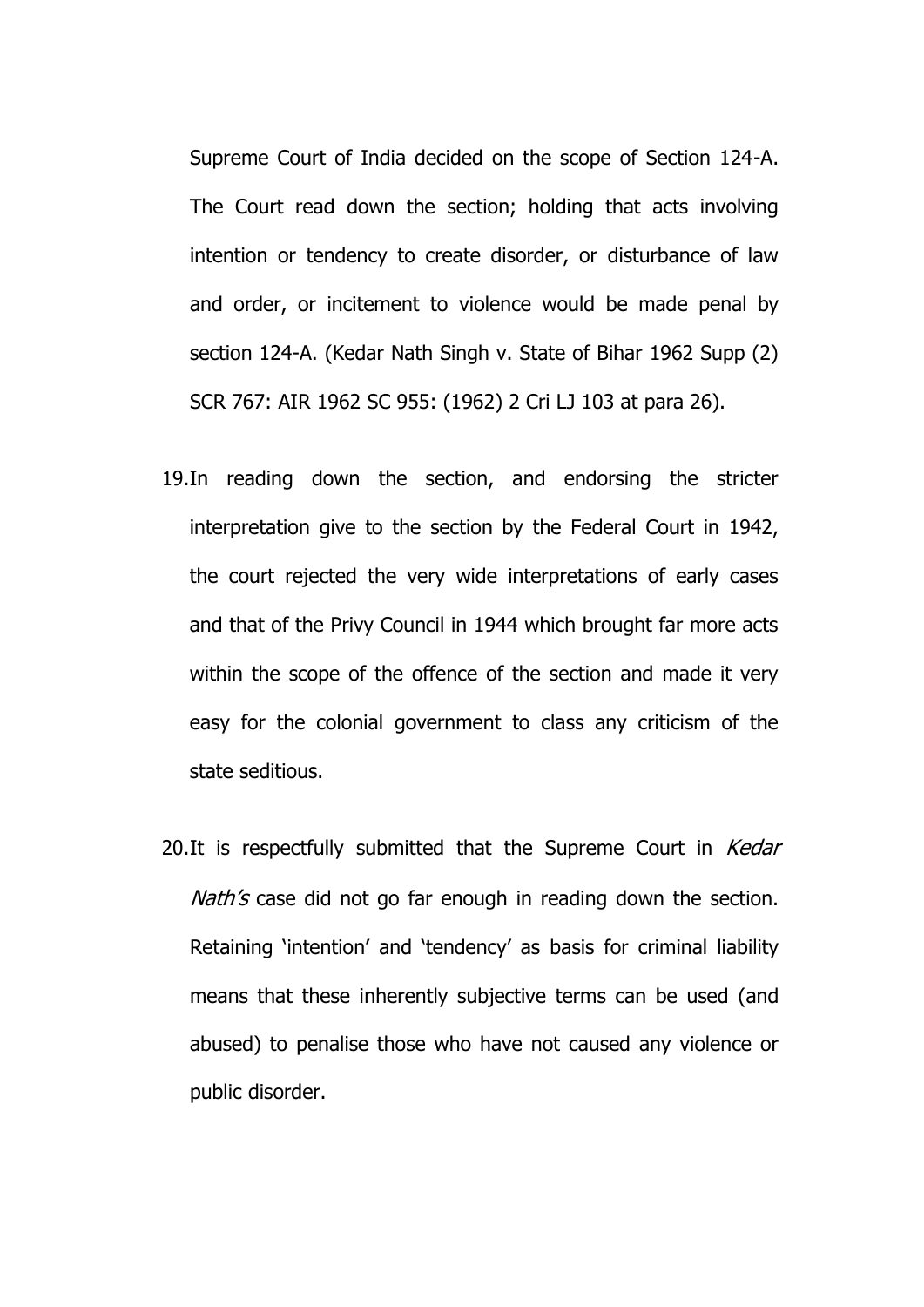Supreme Court of India decided on the scope of Section 124-A. The Court read down the section; holding that acts involving intention or tendency to create disorder, or disturbance of law and order, or incitement to violence would be made penal by section 124-A. (Kedar Nath Singh v. State of Bihar 1962 Supp (2) SCR 767: AIR 1962 SC 955: (1962) 2 Cri LJ 103 at para 26).

19. In reading down the section, and endorsing the stricter interpretation give to the section by the Federal Court in 1942, the court rejected the very wide interpretations of early cases and that of the Privy Council in 1944 which brought far more acts within the scope of the offence of the section and made it very easy for the colonial government to class any criticism of the state seditious.

20. It is respectfully submitted that the Supreme Court in *Kedar Nath's* case did not go far enough in reading down the section. Retaining 'intention' and 'tendency' as basis for criminal liability means that these inherently subjective terms can be used (and abused) to penalise those who have not caused any violence or public disorder.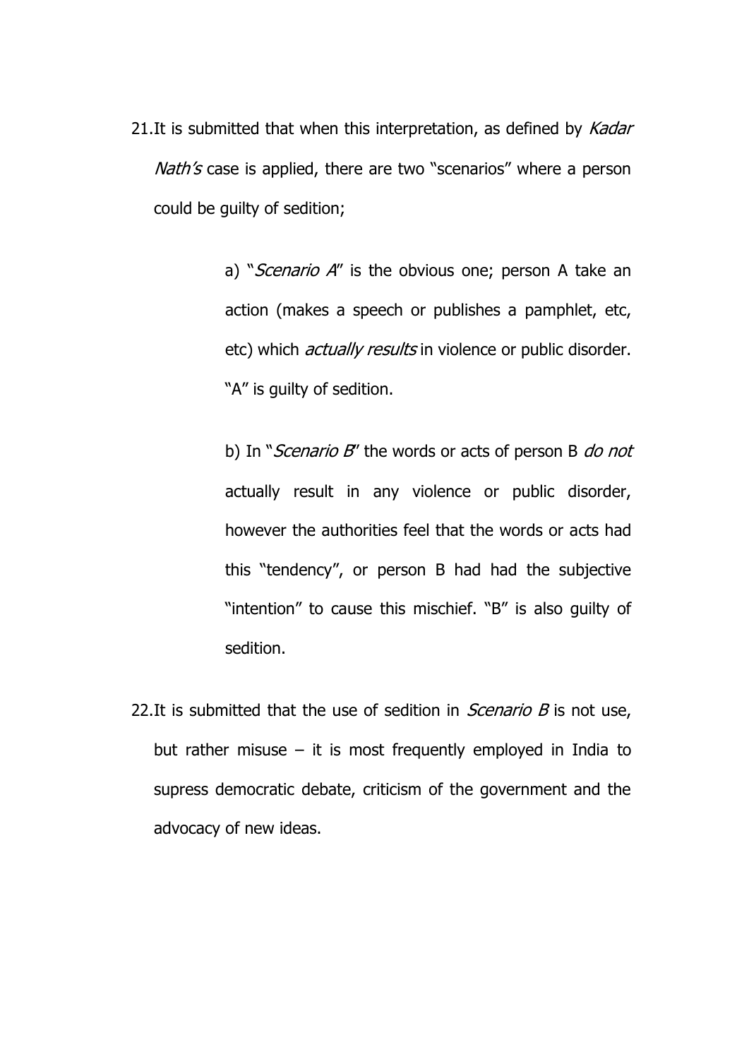21. It is submitted that when this interpretation, as defined by *Kadar Nath's* case is applied, there are two "scenarios" where a person could be guilty of sedition;

    a) "*Scenario A*" is the obvious one; person A take an action (makes a speech or publishes a pamphlet, etc, etc) which *actually results* in violence or public disorder. "A" is guilty of sedition.

    b) In "*Scenario B*" the words or acts of person B *do not* actually result in any violence or public disorder, however the authorities feel that the words or acts had this "tendency", or person B had had the subjective "intention" to cause this mischief. "B" is also guilty of sedition.

22. It is submitted that the use of sedition in *Scenario B* is not use, but rather misuse – it is most frequently employed in India to supress democratic debate, criticism of the government and the advocacy of new ideas.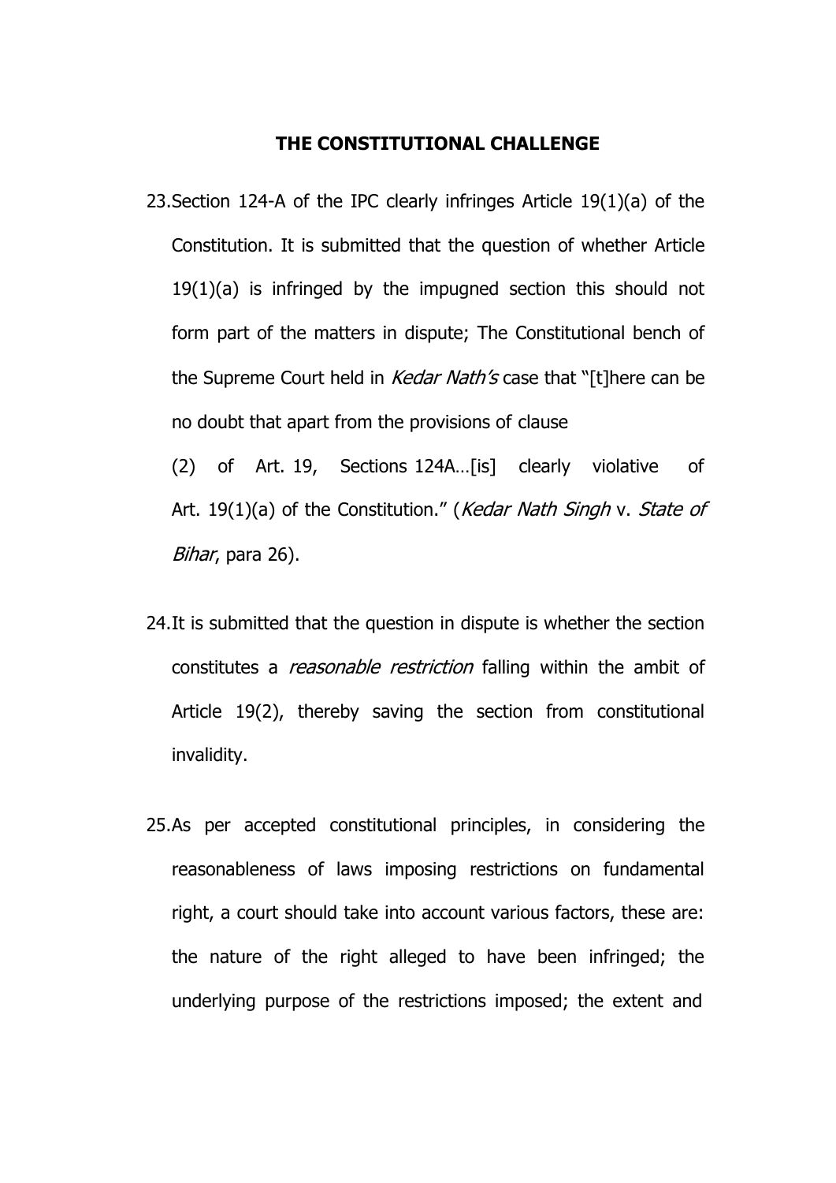**THE CONSTITUTIONAL CHALLENGE**

23. Section 124-A of the IPC clearly infringes Article 19(1)(a) of the Constitution. It is submitted that the question of whether Article 19(1)(a) is infringed by the impugned section this should not form part of the matters in dispute; The Constitutional bench of the Supreme Court held in *Kedar Nath's* case that "[t]here can be no doubt that apart from the provisions of clause (2) of Art. 19, Sections 124A…[is] clearly violative of Art. 19(1)(a) of the Constitution." (*Kedar Nath Singh* v. *State of Bihar*, para 26).

24. It is submitted that the question in dispute is whether the section constitutes a *reasonable restriction* falling within the ambit of Article 19(2), thereby saving the section from constitutional invalidity.

25. As per accepted constitutional principles, in considering the reasonableness of laws imposing restrictions on fundamental right, a court should take into account various factors, these are: the nature of the right alleged to have been infringed; the underlying purpose of the restrictions imposed; the extent and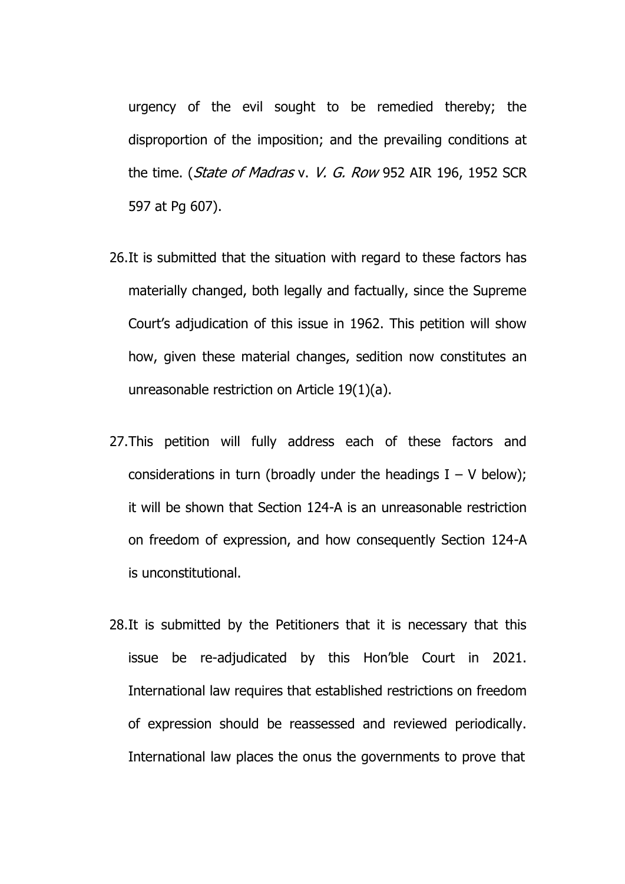urgency of the evil sought to be remedied thereby; the disproportion of the imposition; and the prevailing conditions at the time. (*State of Madras* v. *V. G. Row* 952 AIR 196, 1952 SCR 597 at Pg 607).

26. It is submitted that the situation with regard to these factors has materially changed, both legally and factually, since the Supreme Court's adjudication of this issue in 1962. This petition will show how, given these material changes, sedition now constitutes an unreasonable restriction on Article 19(1)(a).

27. This petition will fully address each of these factors and considerations in turn (broadly under the headings I – V below); it will be shown that Section 124-A is an unreasonable restriction on freedom of expression, and how consequently Section 124-A is unconstitutional.

28. It is submitted by the Petitioners that it is necessary that this issue be re-adjudicated by this Hon'ble Court in 2021. International law requires that established restrictions on freedom of expression should be reassessed and reviewed periodically. International law places the onus the governments to prove that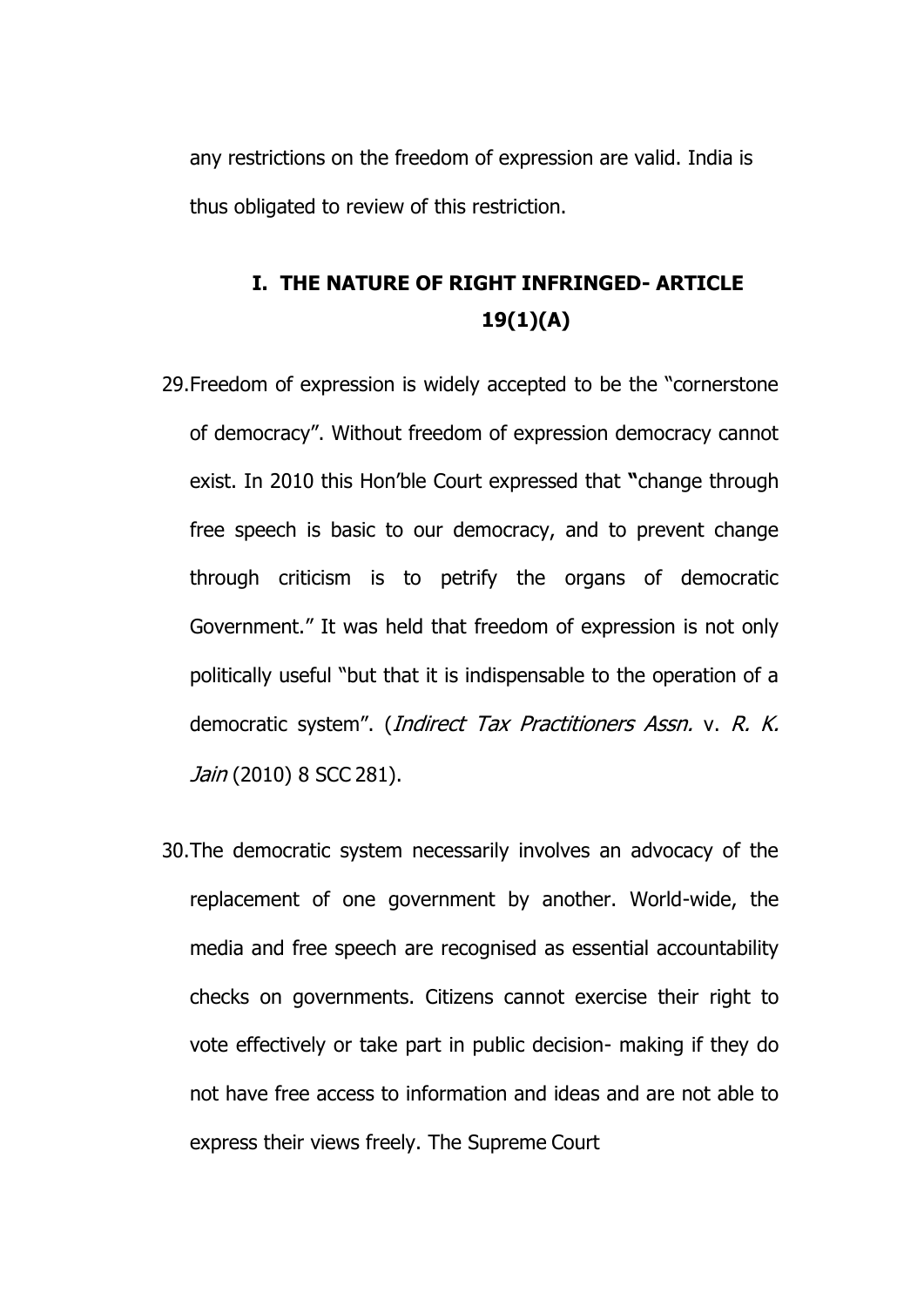any restrictions on the freedom of expression are valid. India is thus obligated to review of this restriction.

## I. THE NATURE OF RIGHT INFRINGED- ARTICLE 19(1)(A)

29. Freedom of expression is widely accepted to be the "cornerstone of democracy". Without freedom of expression democracy cannot exist. In 2010 this Hon'ble Court expressed that **"**change through free speech is basic to our democracy, and to prevent change through criticism is to petrify the organs of democratic Government." It was held that freedom of expression is not only politically useful "but that it is indispensable to the operation of a democratic system". (*Indirect Tax Practitioners Assn.* v. *R. K. Jain* (2010) 8 SCC 281).

30. The democratic system necessarily involves an advocacy of the replacement of one government by another. World-wide, the media and free speech are recognised as essential accountability checks on governments. Citizens cannot exercise their right to vote effectively or take part in public decision- making if they do not have free access to information and ideas and are not able to express their views freely. The Supreme Court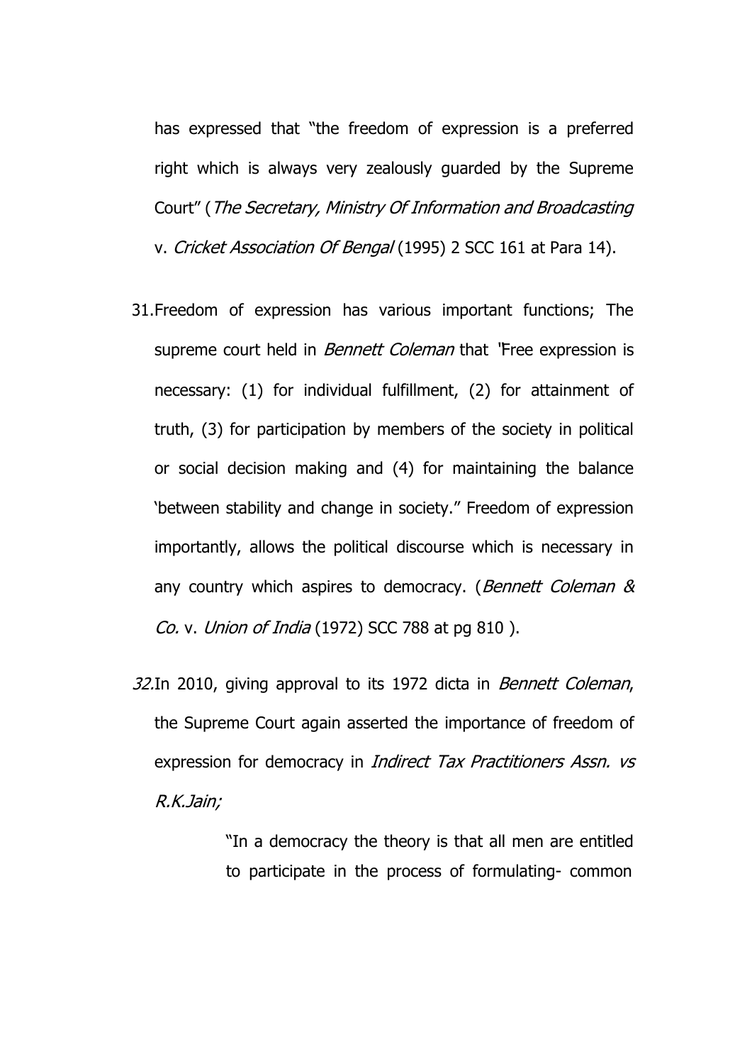has expressed that "the freedom of expression is a preferred right which is always very zealously guarded by the Supreme Court" (*The Secretary, Ministry Of Information and Broadcasting* v. *Cricket Association Of Bengal* (1995) 2 SCC 161 at Para 14).

31. Freedom of expression has various important functions; The supreme court held in *Bennett Coleman* that "Free expression is necessary: (1) for individual fulfillment, (2) for attainment of truth, (3) for participation by members of the society in political or social decision making and (4) for maintaining the balance 'between stability and change in society." Freedom of expression importantly, allows the political discourse which is necessary in any country which aspires to democracy. (*Bennett Coleman & Co.* v. *Union of India* (1972) SCC 788 at pg 810 ).

*32.* In 2010, giving approval to its 1972 dicta in *Bennett Coleman*, the Supreme Court again asserted the importance of freedom of expression for democracy in *Indirect Tax Practitioners Assn. vs R.K.Jain;*

> "In a democracy the theory is that all men are entitled to participate in the process of formulating- common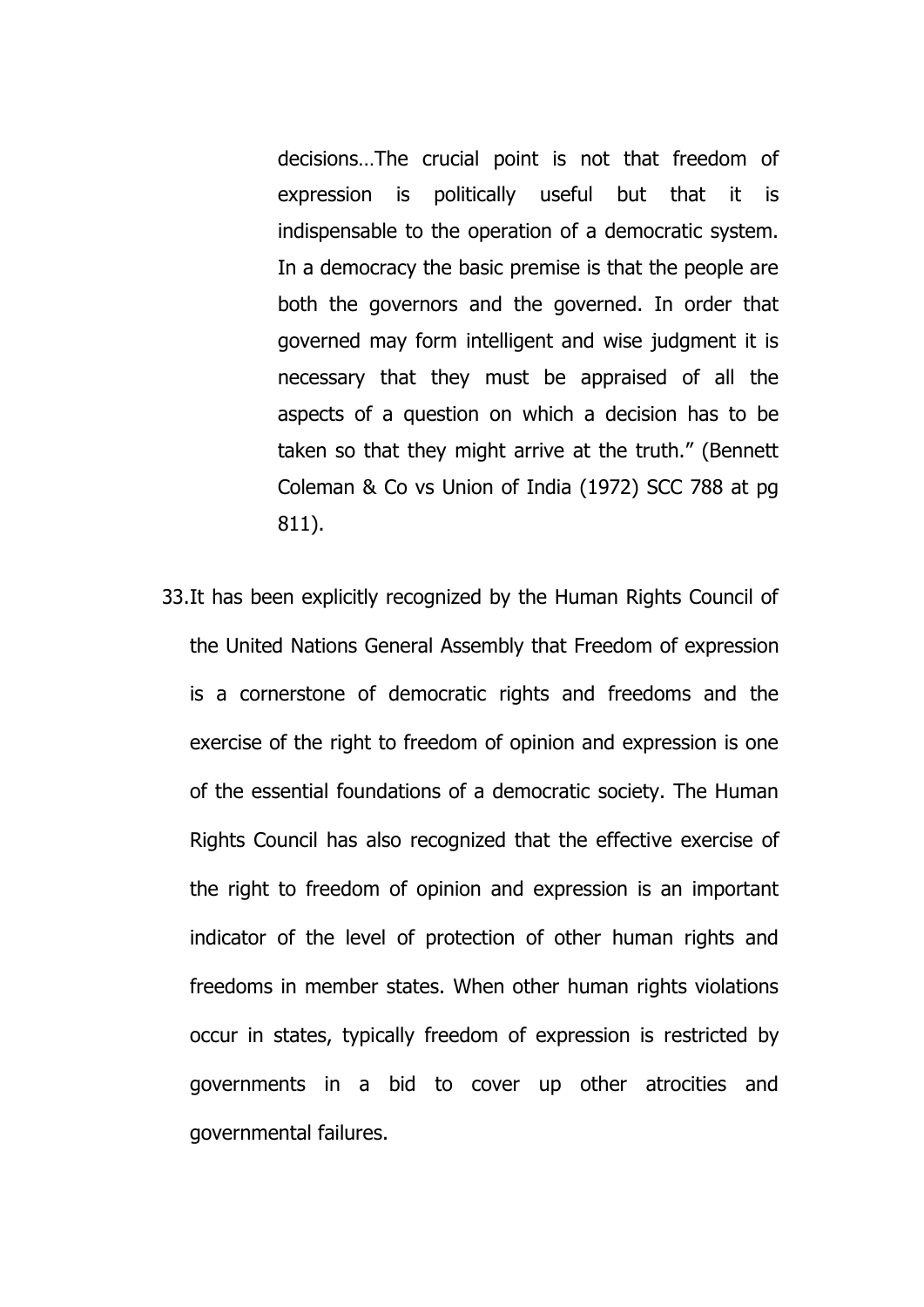> decisions…The crucial point is not that freedom of expression is politically useful but that it is indispensable to the operation of a democratic system. In a democracy the basic premise is that the people are both the governors and the governed. In order that governed may form intelligent and wise judgment it is necessary that they must be appraised of all the aspects of a question on which a decision has to be taken so that they might arrive at the truth." (Bennett Coleman & Co vs Union of India (1972) SCC 788 at pg 811).

33. It has been explicitly recognized by the Human Rights Council of the United Nations General Assembly that Freedom of expression is a cornerstone of democratic rights and freedoms and the exercise of the right to freedom of opinion and expression is one of the essential foundations of a democratic society. The Human Rights Council has also recognized that the effective exercise of the right to freedom of opinion and expression is an important indicator of the level of protection of other human rights and freedoms in member states. When other human rights violations occur in states, typically freedom of expression is restricted by governments in a bid to cover up other atrocities and governmental failures.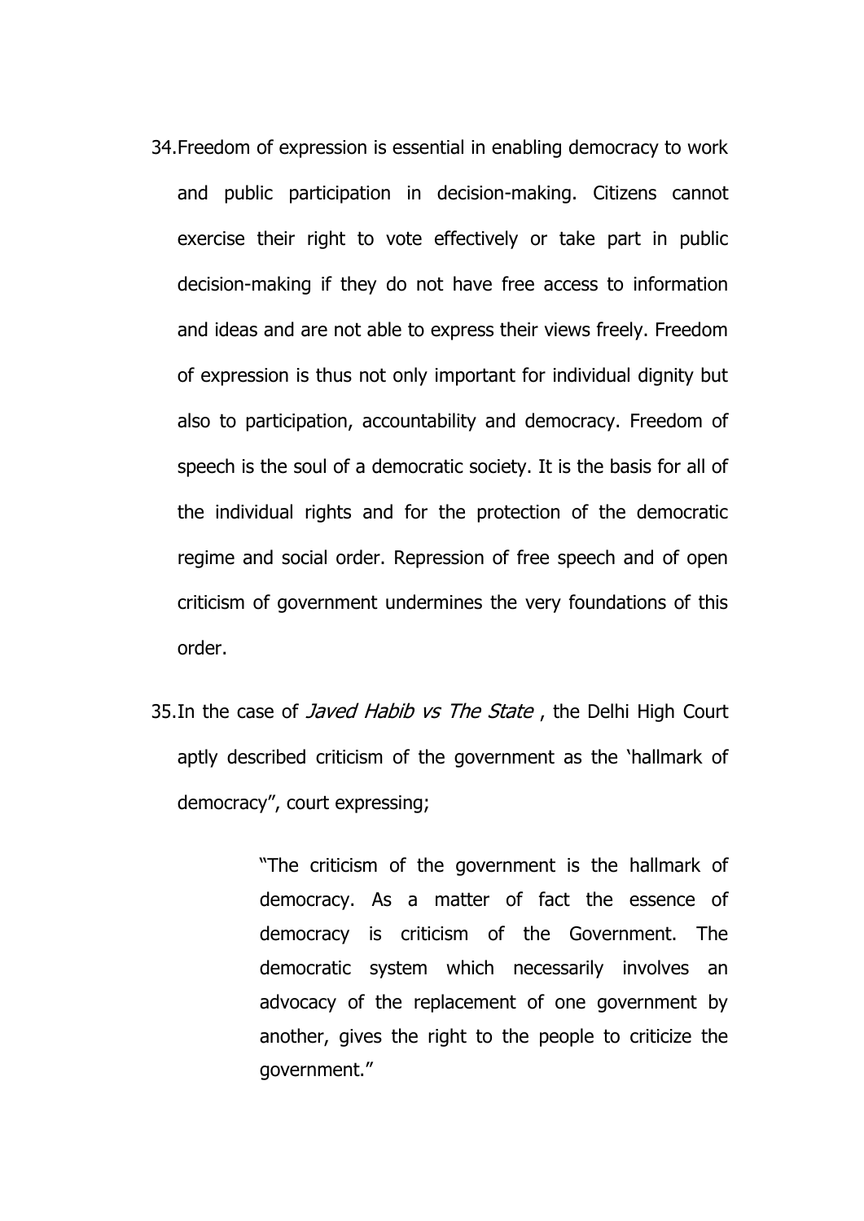34. Freedom of expression is essential in enabling democracy to work and public participation in decision-making. Citizens cannot exercise their right to vote effectively or take part in public decision-making if they do not have free access to information and ideas and are not able to express their views freely. Freedom of expression is thus not only important for individual dignity but also to participation, accountability and democracy. Freedom of speech is the soul of a democratic society. It is the basis for all of the individual rights and for the protection of the democratic regime and social order. Repression of free speech and of open criticism of government undermines the very foundations of this order.

35. In the case of *Javed Habib vs The State* , the Delhi High Court aptly described criticism of the government as the 'hallmark of democracy", court expressing;

> "The criticism of the government is the hallmark of democracy. As a matter of fact the essence of democracy is criticism of the Government. The democratic system which necessarily involves an advocacy of the replacement of one government by another, gives the right to the people to criticize the government."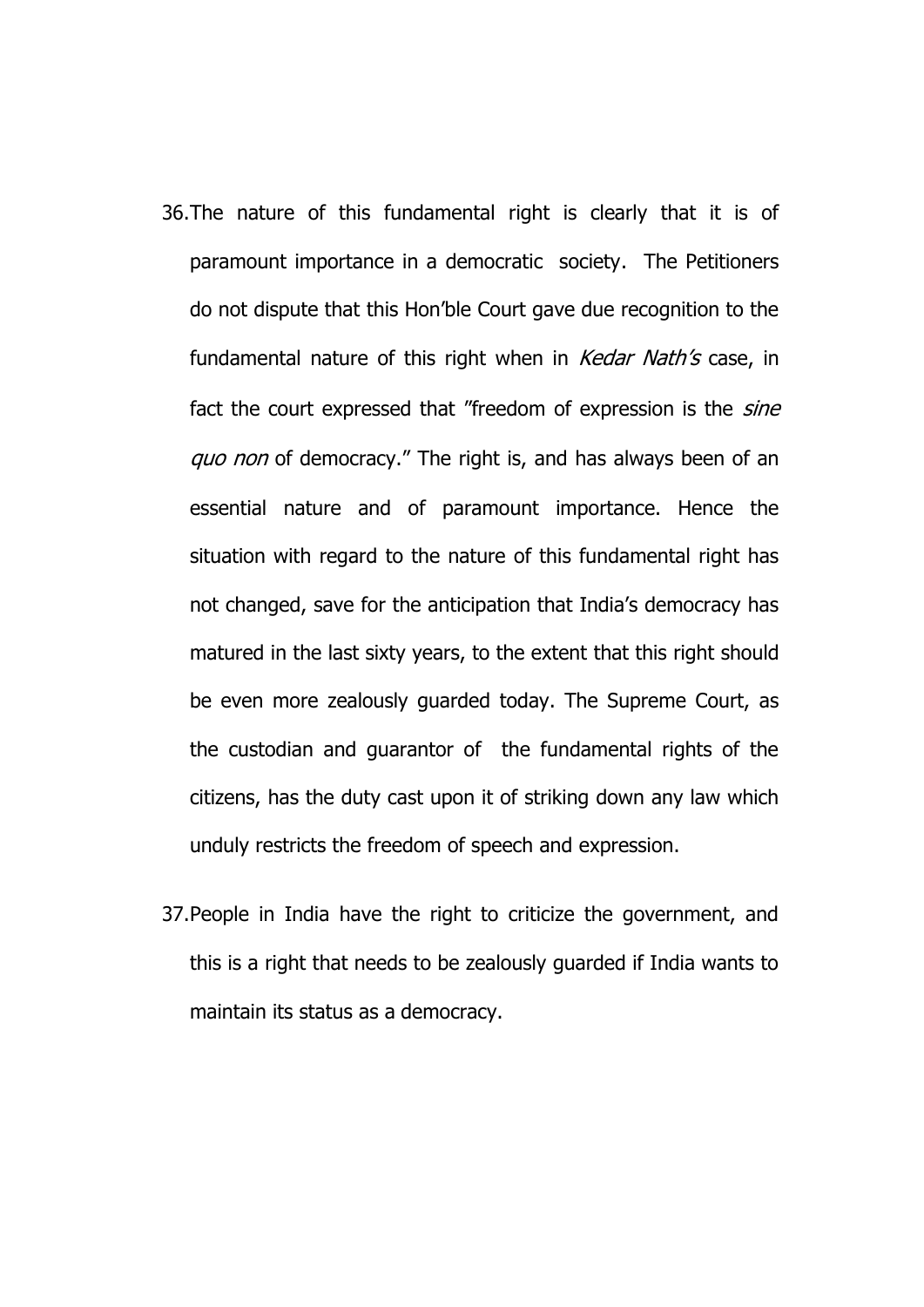36. The nature of this fundamental right is clearly that it is of paramount importance in a democratic society. The Petitioners do not dispute that this Hon'ble Court gave due recognition to the fundamental nature of this right when in *Kedar Nath's* case, in fact the court expressed that "freedom of expression is the *sine quo non* of democracy." The right is, and has always been of an essential nature and of paramount importance. Hence the situation with regard to the nature of this fundamental right has not changed, save for the anticipation that India's democracy has matured in the last sixty years, to the extent that this right should be even more zealously guarded today. The Supreme Court, as the custodian and guarantor of the fundamental rights of the citizens, has the duty cast upon it of striking down any law which unduly restricts the freedom of speech and expression.

37. People in India have the right to criticize the government, and this is a right that needs to be zealously guarded if India wants to maintain its status as a democracy.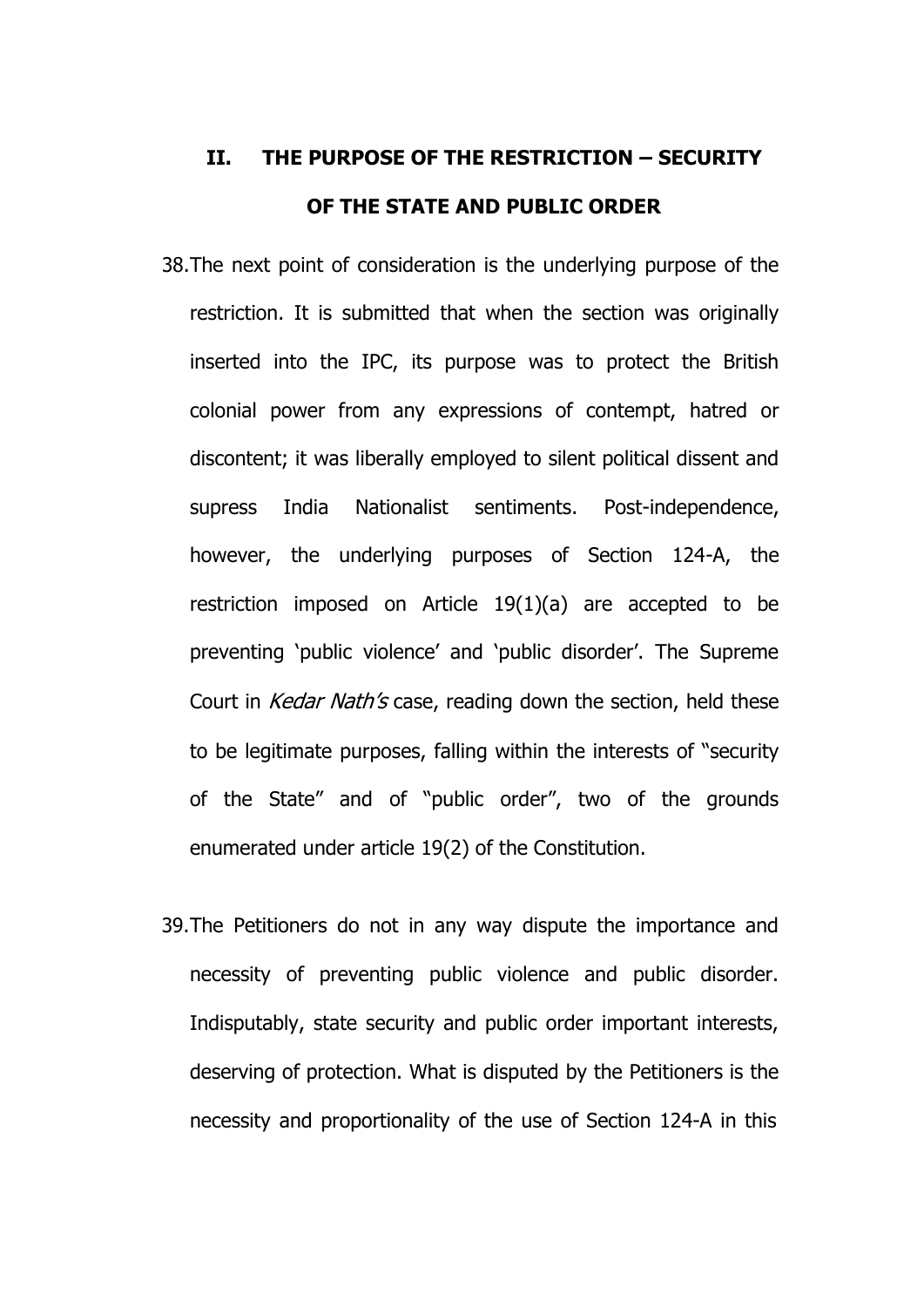## II. THE PURPOSE OF THE RESTRICTION – SECURITY OF THE STATE AND PUBLIC ORDER

38. The next point of consideration is the underlying purpose of the restriction. It is submitted that when the section was originally inserted into the IPC, its purpose was to protect the British colonial power from any expressions of contempt, hatred or discontent; it was liberally employed to silent political dissent and supress India Nationalist sentiments. Post-independence, however, the underlying purposes of Section 124-A, the restriction imposed on Article 19(1)(a) are accepted to be preventing 'public violence' and 'public disorder'. The Supreme Court in *Kedar Nath's* case, reading down the section, held these to be legitimate purposes, falling within the interests of "security of the State" and of "public order", two of the grounds enumerated under article 19(2) of the Constitution.

39. The Petitioners do not in any way dispute the importance and necessity of preventing public violence and public disorder. Indisputably, state security and public order important interests, deserving of protection. What is disputed by the Petitioners is the necessity and proportionality of the use of Section 124-A in this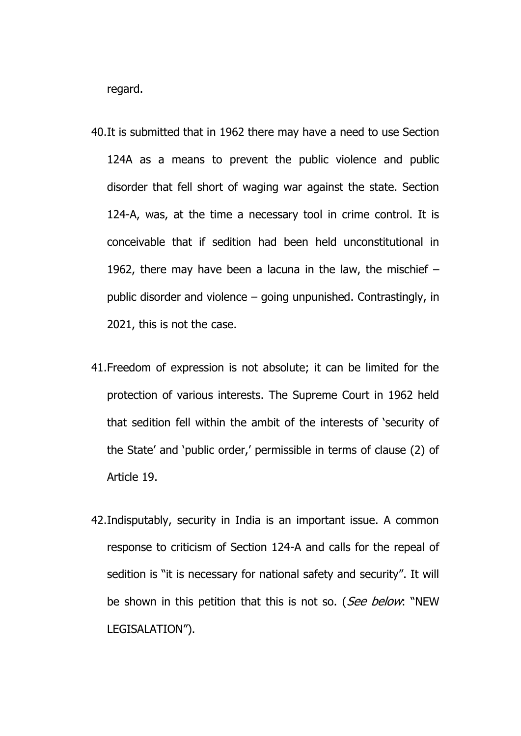regard.

40. It is submitted that in 1962 there may have a need to use Section 124A as a means to prevent the public violence and public disorder that fell short of waging war against the state. Section 124-A, was, at the time a necessary tool in crime control. It is conceivable that if sedition had been held unconstitutional in 1962, there may have been a lacuna in the law, the mischief – public disorder and violence – going unpunished. Contrastingly, in 2021, this is not the case.

41. Freedom of expression is not absolute; it can be limited for the protection of various interests. The Supreme Court in 1962 held that sedition fell within the ambit of the interests of 'security of the State' and 'public order,' permissible in terms of clause (2) of Article 19.

42. Indisputably, security in India is an important issue. A common response to criticism of Section 124-A and calls for the repeal of sedition is "it is necessary for national safety and security". It will be shown in this petition that this is not so. (*See below*: "NEW LEGISALATION").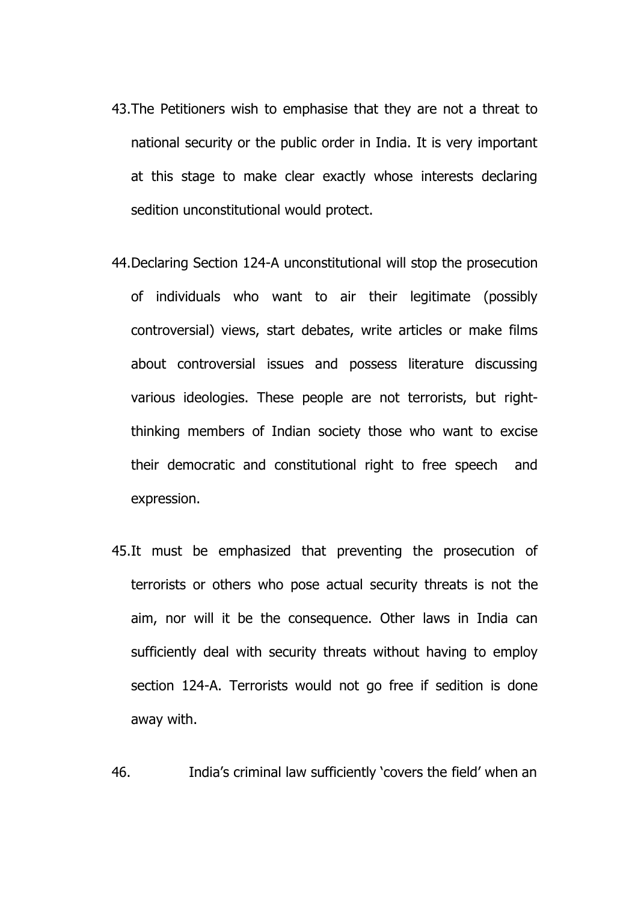43. The Petitioners wish to emphasise that they are not a threat to national security or the public order in India. It is very important at this stage to make clear exactly whose interests declaring sedition unconstitutional would protect.

44. Declaring Section 124-A unconstitutional will stop the prosecution of individuals who want to air their legitimate (possibly controversial) views, start debates, write articles or make films about controversial issues and possess literature discussing various ideologies. These people are not terrorists, but right-thinking members of Indian society those who want to excise their democratic and constitutional right to free speech and expression.

45. It must be emphasized that preventing the prosecution of terrorists or others who pose actual security threats is not the aim, nor will it be the consequence. Other laws in India can sufficiently deal with security threats without having to employ section 124-A. Terrorists would not go free if sedition is done away with.

46. India's criminal law sufficiently 'covers the field' when an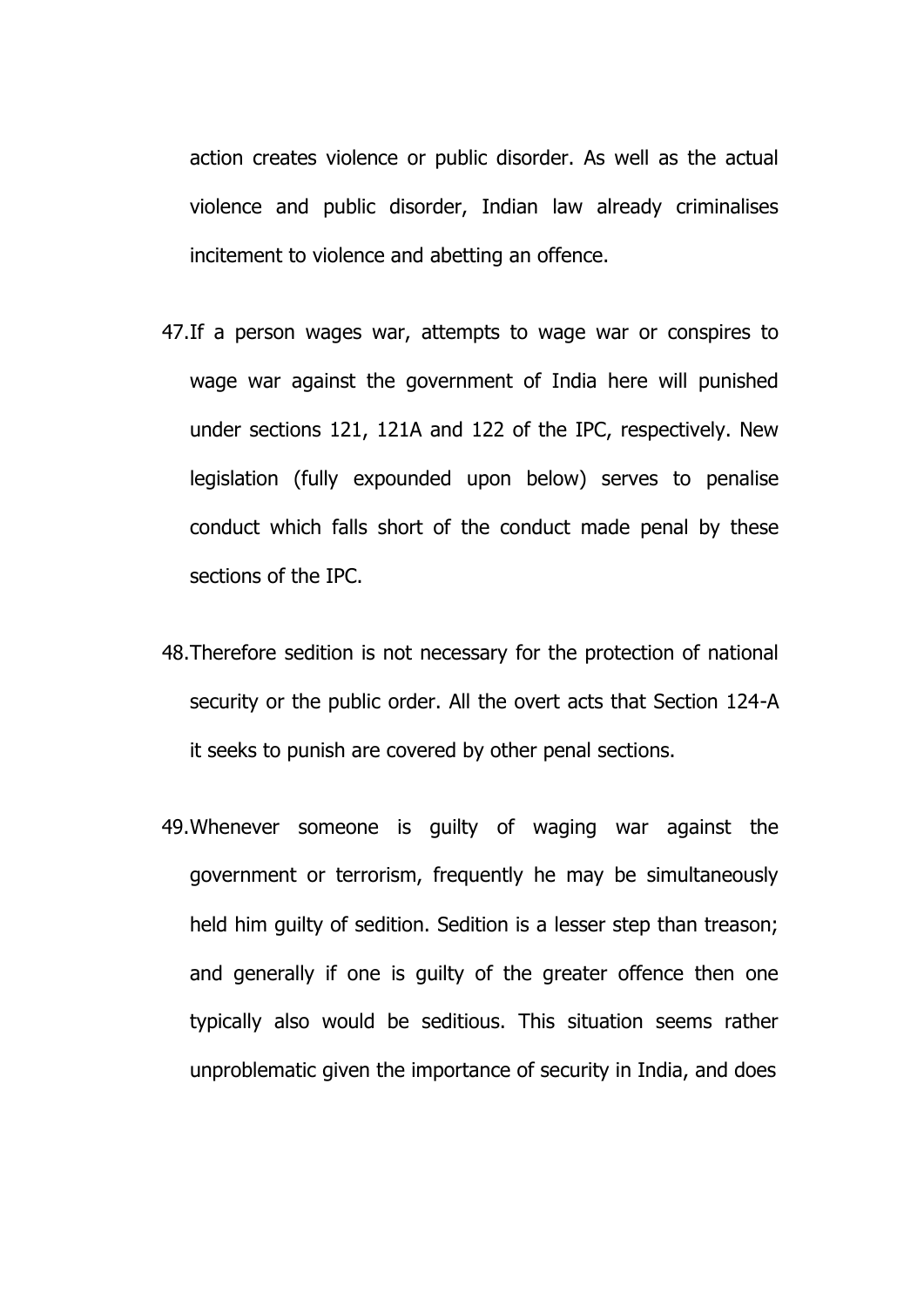action creates violence or public disorder. As well as the actual violence and public disorder, Indian law already criminalises incitement to violence and abetting an offence.

47. If a person wages war, attempts to wage war or conspires to wage war against the government of India here will punished under sections 121, 121A and 122 of the IPC, respectively. New legislation (fully expounded upon below) serves to penalise conduct which falls short of the conduct made penal by these sections of the IPC.

48. Therefore sedition is not necessary for the protection of national security or the public order. All the overt acts that Section 124-A it seeks to punish are covered by other penal sections.

49. Whenever someone is guilty of waging war against the government or terrorism, frequently he may be simultaneously held him guilty of sedition. Sedition is a lesser step than treason; and generally if one is guilty of the greater offence then one typically also would be seditious. This situation seems rather unproblematic given the importance of security in India, and does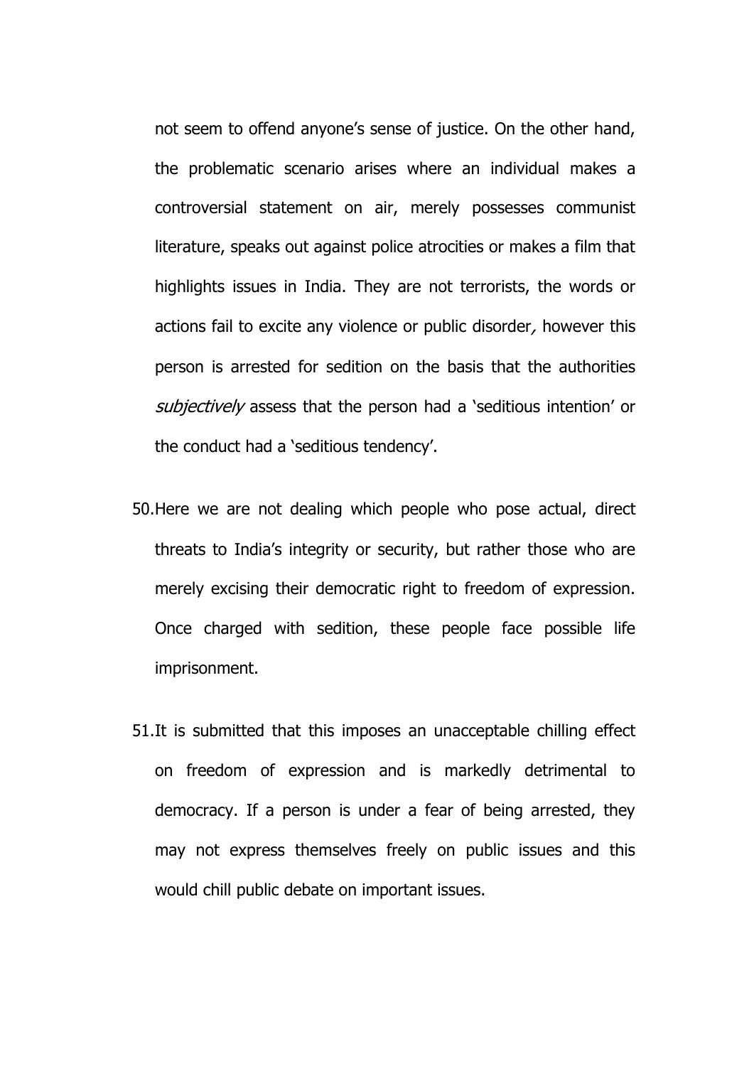not seem to offend anyone's sense of justice. On the other hand, the problematic scenario arises where an individual makes a controversial statement on air, merely possesses communist literature, speaks out against police atrocities or makes a film that highlights issues in India. They are not terrorists, the words or actions fail to excite any violence or public disorder*,* however this person is arrested for sedition on the basis that the authorities *subjectively* assess that the person had a 'seditious intention' or the conduct had a 'seditious tendency'.

50. Here we are not dealing which people who pose actual, direct threats to India's integrity or security, but rather those who are merely excising their democratic right to freedom of expression. Once charged with sedition, these people face possible life imprisonment.

51. It is submitted that this imposes an unacceptable chilling effect on freedom of expression and is markedly detrimental to democracy. If a person is under a fear of being arrested, they may not express themselves freely on public issues and this would chill public debate on important issues.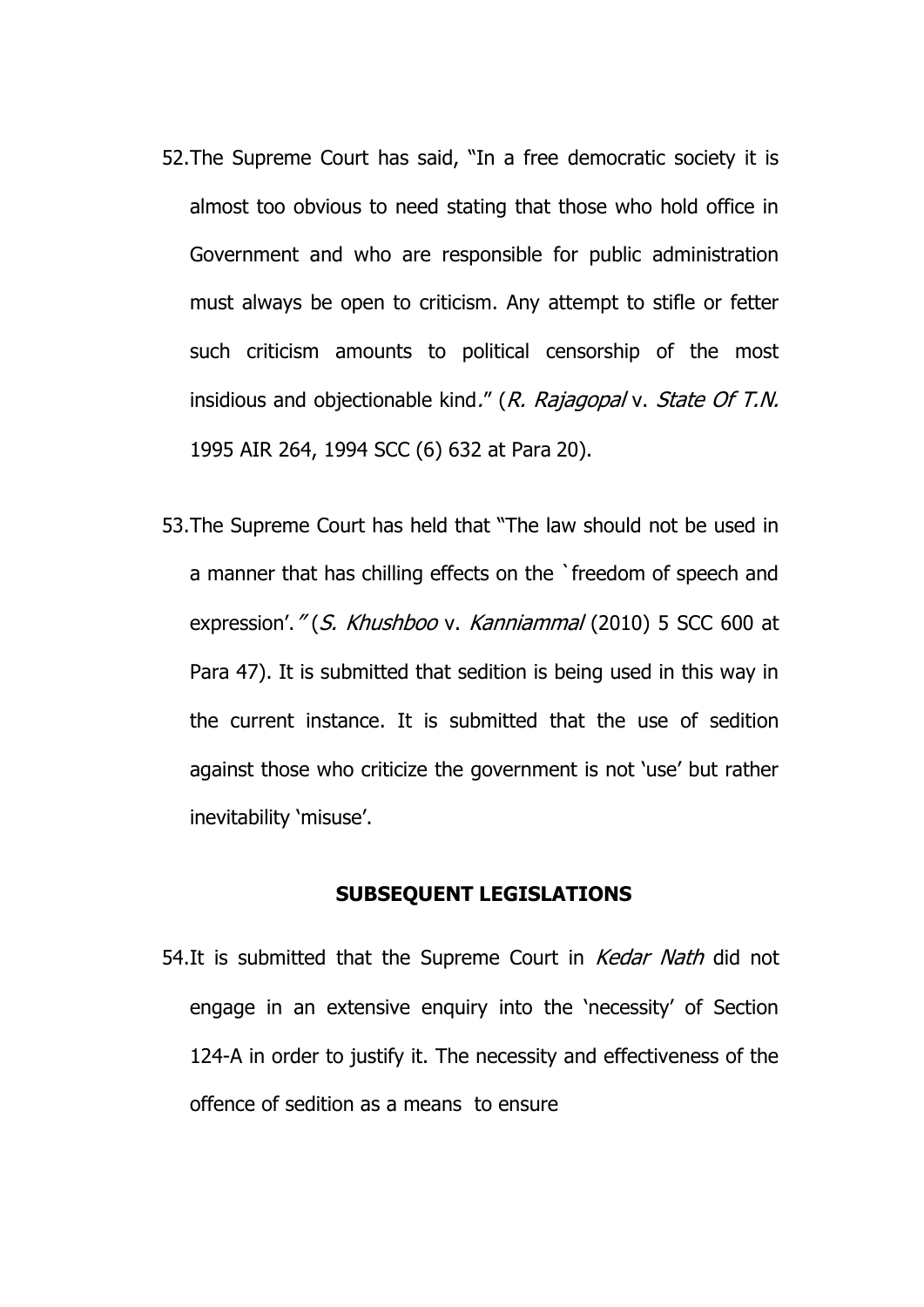52. The Supreme Court has said, "In a free democratic society it is almost too obvious to need stating that those who hold office in Government and who are responsible for public administration must always be open to criticism. Any attempt to stifle or fetter such criticism amounts to political censorship of the most insidious and objectionable kind." (*R. Rajagopal* v. *State Of T.N.* 1995 AIR 264, 1994 SCC (6) 632 at Para 20).

53. The Supreme Court has held that "The law should not be used in a manner that has chilling effects on the `freedom of speech and expression'." (*S. Khushboo* v. *Kanniammal* (2010) 5 SCC 600 at Para 47). It is submitted that sedition is being used in this way in the current instance. It is submitted that the use of sedition against those who criticize the government is not 'use' but rather inevitability 'misuse'.

**SUBSEQUENT LEGISLATIONS**

54. It is submitted that the Supreme Court in *Kedar Nath* did not engage in an extensive enquiry into the 'necessity' of Section 124-A in order to justify it. The necessity and effectiveness of the offence of sedition as a means to ensure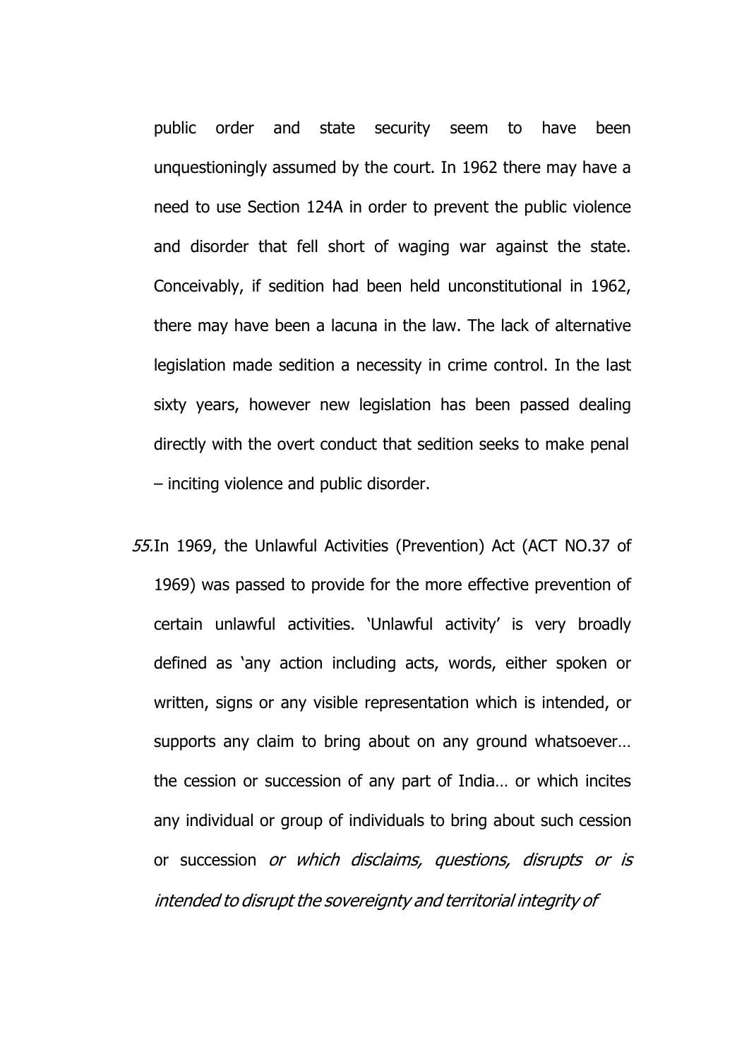public order and state security seem to have been unquestioningly assumed by the court. In 1962 there may have a need to use Section 124A in order to prevent the public violence and disorder that fell short of waging war against the state. Conceivably, if sedition had been held unconstitutional in 1962, there may have been a lacuna in the law. The lack of alternative legislation made sedition a necessity in crime control. In the last sixty years, however new legislation has been passed dealing directly with the overt conduct that sedition seeks to make penal – inciting violence and public disorder.

*55.*In 1969, the Unlawful Activities (Prevention) Act (ACT NO.37 of 1969) was passed to provide for the more effective prevention of certain unlawful activities. 'Unlawful activity' is very broadly defined as 'any action including acts, words, either spoken or written, signs or any visible representation which is intended, or supports any claim to bring about on any ground whatsoever… the cession or succession of any part of India… or which incites any individual or group of individuals to bring about such cession or succession *or which disclaims, questions, disrupts or is intended to disrupt the sovereignty and territorial integrity of*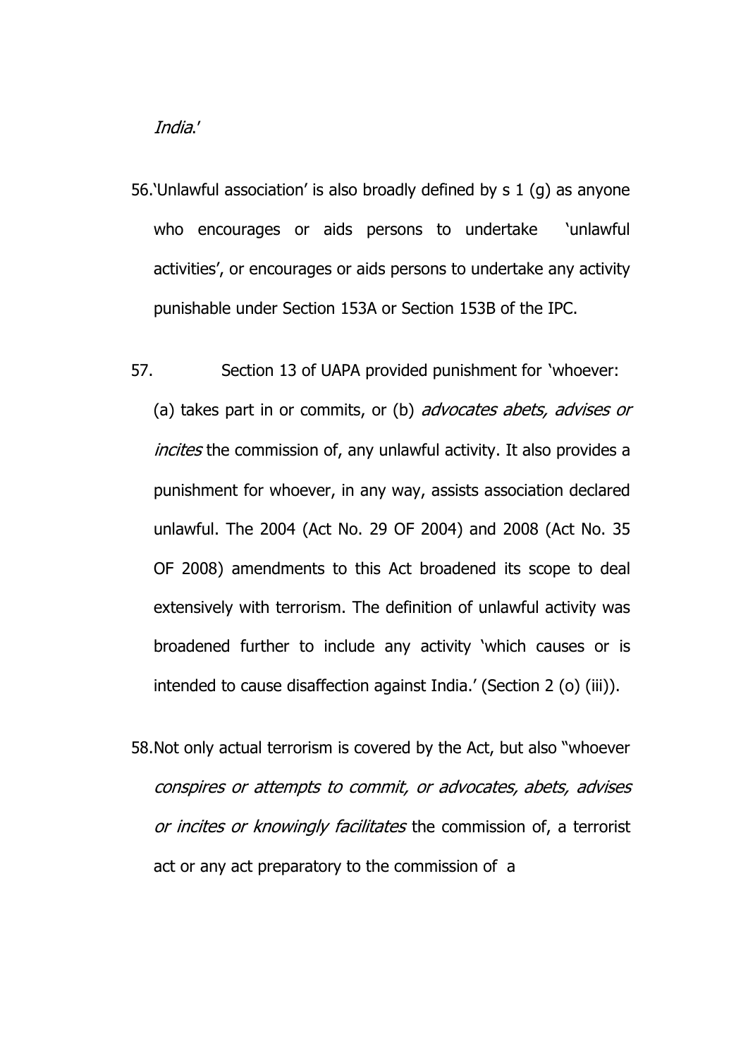*India*.'

56.'Unlawful association' is also broadly defined by s 1 (g) as anyone who encourages or aids persons to undertake 'unlawful activities', or encourages or aids persons to undertake any activity punishable under Section 153A or Section 153B of the IPC.

57. Section 13 of UAPA provided punishment for 'whoever: (a) takes part in or commits, or (b) *advocates abets, advises or incites* the commission of, any unlawful activity. It also provides a punishment for whoever, in any way, assists association declared unlawful. The 2004 (Act No. 29 OF 2004) and 2008 (Act No. 35 OF 2008) amendments to this Act broadened its scope to deal extensively with terrorism. The definition of unlawful activity was broadened further to include any activity 'which causes or is intended to cause disaffection against India.' (Section 2 (o) (iii)).

58.Not only actual terrorism is covered by the Act, but also "whoever *conspires or attempts to commit, or advocates, abets, advises or incites or knowingly facilitates* the commission of, a terrorist act or any act preparatory to the commission of a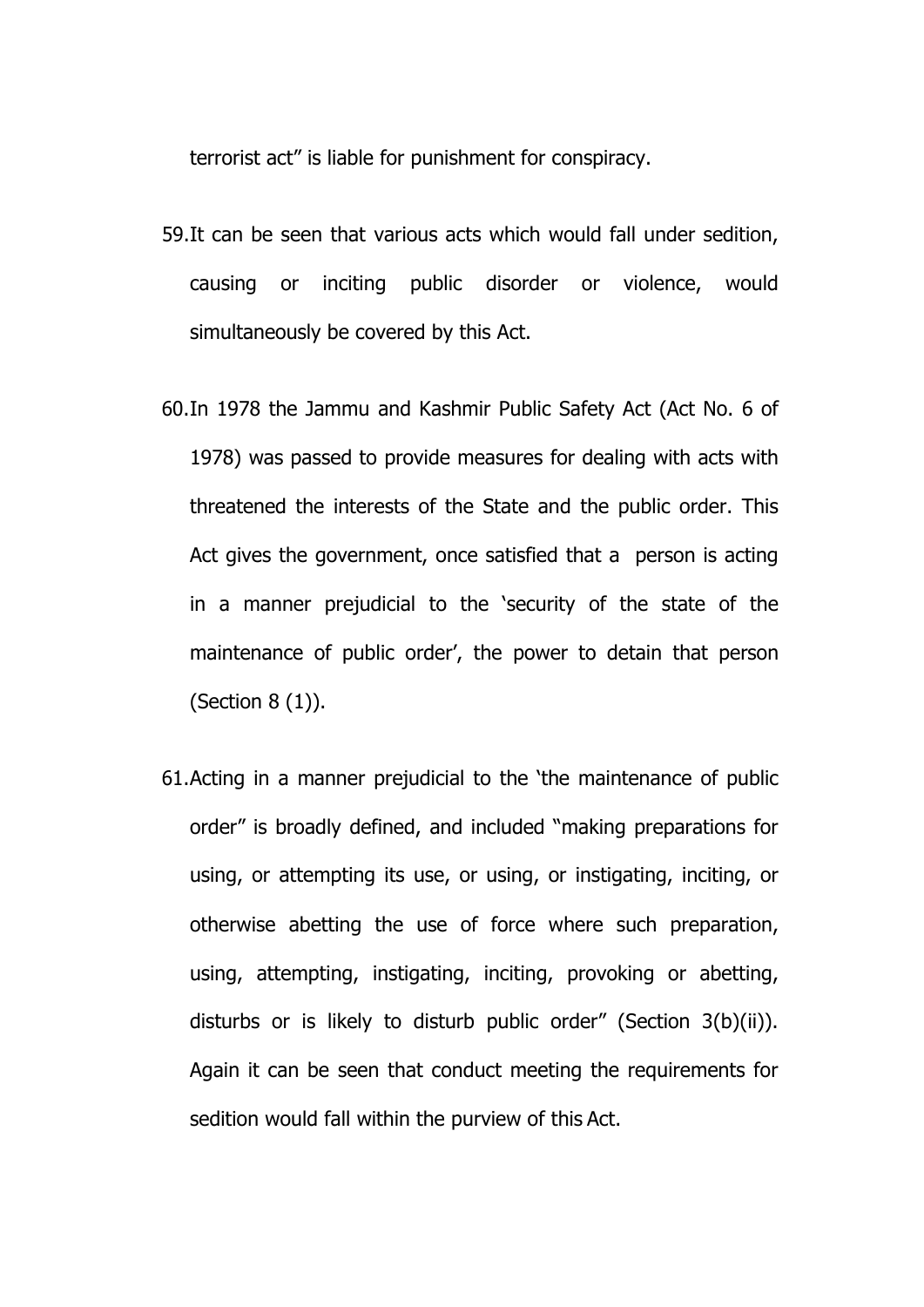terrorist act” is liable for punishment for conspiracy.

59. It can be seen that various acts which would fall under sedition, causing or inciting public disorder or violence, would simultaneously be covered by this Act.

60. In 1978 the Jammu and Kashmir Public Safety Act (Act No. 6 of 1978) was passed to provide measures for dealing with acts with threatened the interests of the State and the public order. This Act gives the government, once satisfied that a person is acting in a manner prejudicial to the ‘security of the state of the maintenance of public order’, the power to detain that person (Section 8 (1)).

61. Acting in a manner prejudicial to the ‘the maintenance of public order” is broadly defined, and included “making preparations for using, or attempting its use, or using, or instigating, inciting, or otherwise abetting the use of force where such preparation, using, attempting, instigating, inciting, provoking or abetting, disturbs or is likely to disturb public order” (Section 3(b)(ii)). Again it can be seen that conduct meeting the requirements for sedition would fall within the purview of this Act.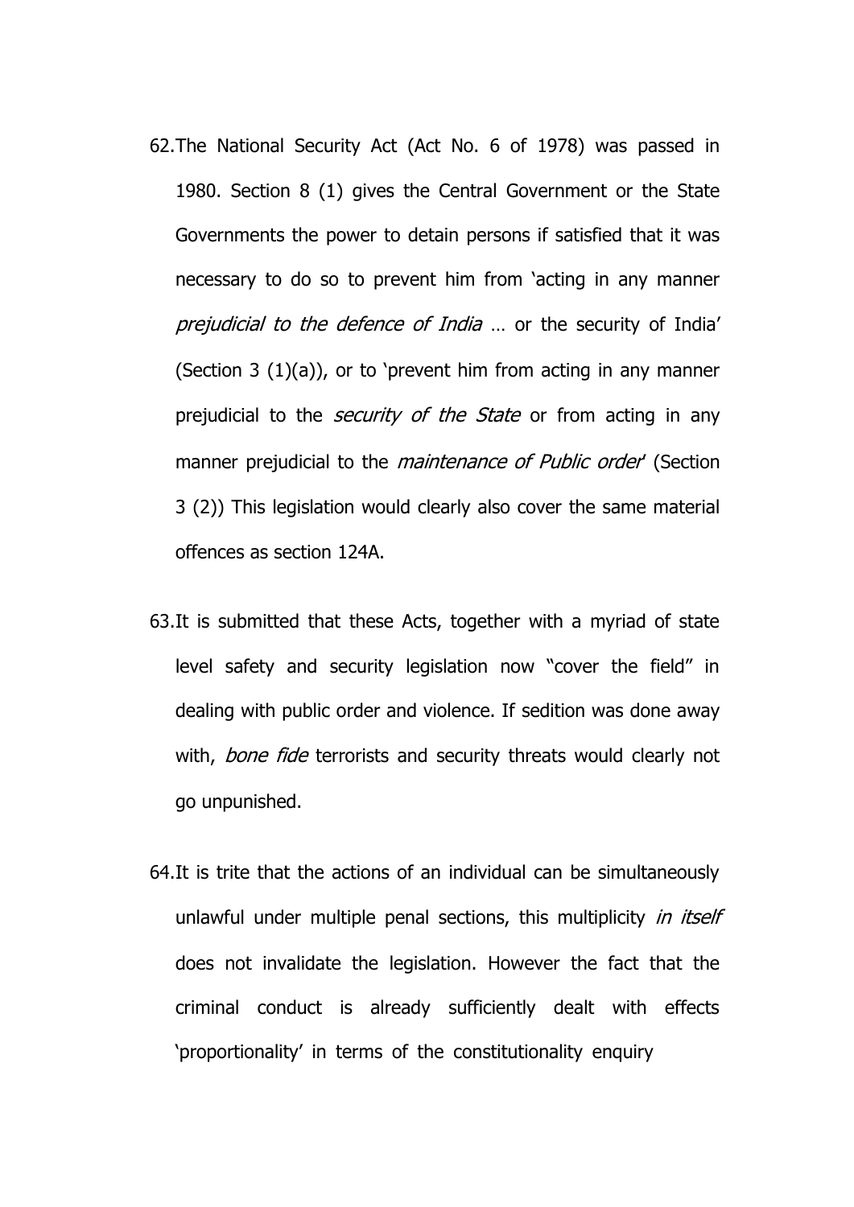62. The National Security Act (Act No. 6 of 1978) was passed in 1980. Section 8 (1) gives the Central Government or the State Governments the power to detain persons if satisfied that it was necessary to do so to prevent him from 'acting in any manner *prejudicial to the defence of India* … or the security of India' (Section 3 (1)(a)), or to 'prevent him from acting in any manner prejudicial to the *security of the State* or from acting in any manner prejudicial to the *maintenance of Public order*' (Section 3 (2)) This legislation would clearly also cover the same material offences as section 124A.

63. It is submitted that these Acts, together with a myriad of state level safety and security legislation now "cover the field" in dealing with public order and violence. If sedition was done away with, *bone fide* terrorists and security threats would clearly not go unpunished.

64. It is trite that the actions of an individual can be simultaneously unlawful under multiple penal sections, this multiplicity *in itself* does not invalidate the legislation. However the fact that the criminal conduct is already sufficiently dealt with effects 'proportionality' in terms of the constitutionality enquiry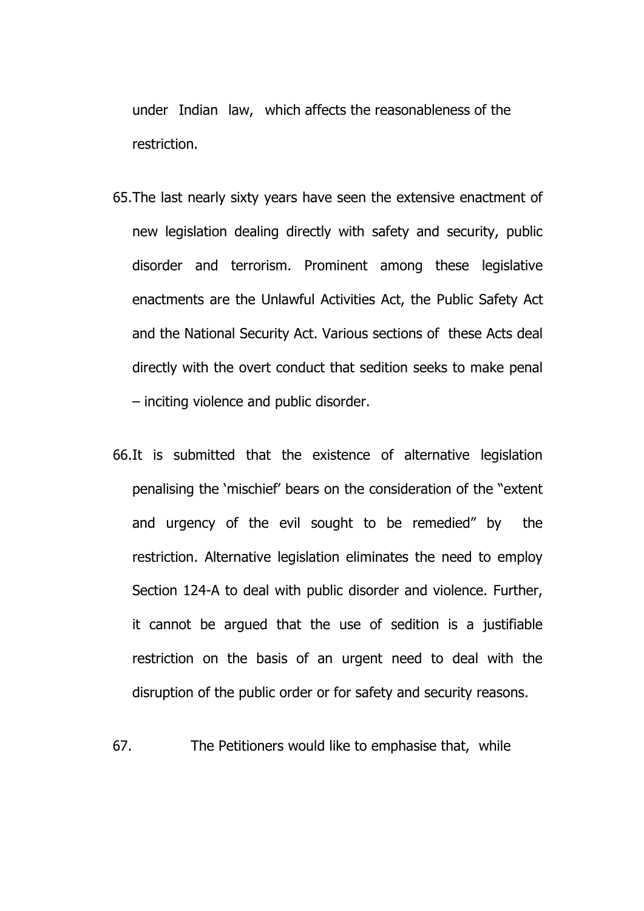under Indian law, which affects the reasonableness of the restriction.

65. The last nearly sixty years have seen the extensive enactment of new legislation dealing directly with safety and security, public disorder and terrorism. Prominent among these legislative enactments are the Unlawful Activities Act, the Public Safety Act and the National Security Act. Various sections of these Acts deal directly with the overt conduct that sedition seeks to make penal – inciting violence and public disorder.

66. It is submitted that the existence of alternative legislation penalising the 'mischief' bears on the consideration of the "extent and urgency of the evil sought to be remedied" by the restriction. Alternative legislation eliminates the need to employ Section 124-A to deal with public disorder and violence. Further, it cannot be argued that the use of sedition is a justifiable restriction on the basis of an urgent need to deal with the disruption of the public order or for safety and security reasons.

67. The Petitioners would like to emphasise that, while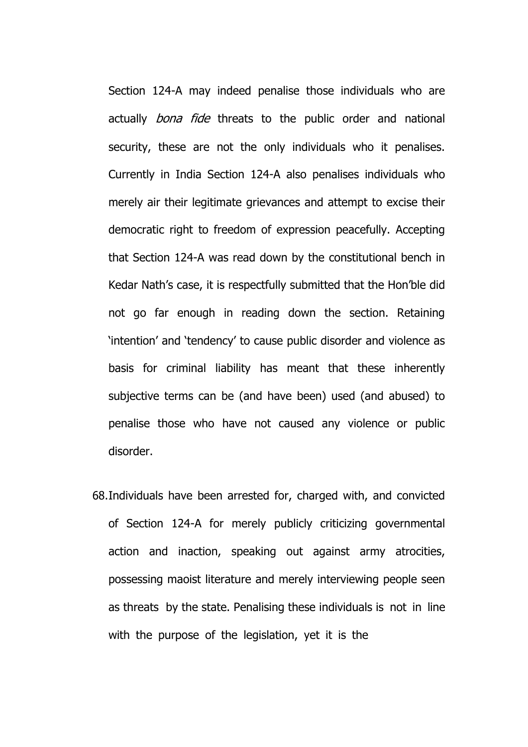Section 124-A may indeed penalise those individuals who are actually *bona fide* threats to the public order and national security, these are not the only individuals who it penalises. Currently in India Section 124-A also penalises individuals who merely air their legitimate grievances and attempt to excise their democratic right to freedom of expression peacefully. Accepting that Section 124-A was read down by the constitutional bench in Kedar Nath's case, it is respectfully submitted that the Hon'ble did not go far enough in reading down the section. Retaining 'intention' and 'tendency' to cause public disorder and violence as basis for criminal liability has meant that these inherently subjective terms can be (and have been) used (and abused) to penalise those who have not caused any violence or public disorder.

68. Individuals have been arrested for, charged with, and convicted of Section 124-A for merely publicly criticizing governmental action and inaction, speaking out against army atrocities, possessing maoist literature and merely interviewing people seen as threats by the state. Penalising these individuals is not in line with the purpose of the legislation, yet it is the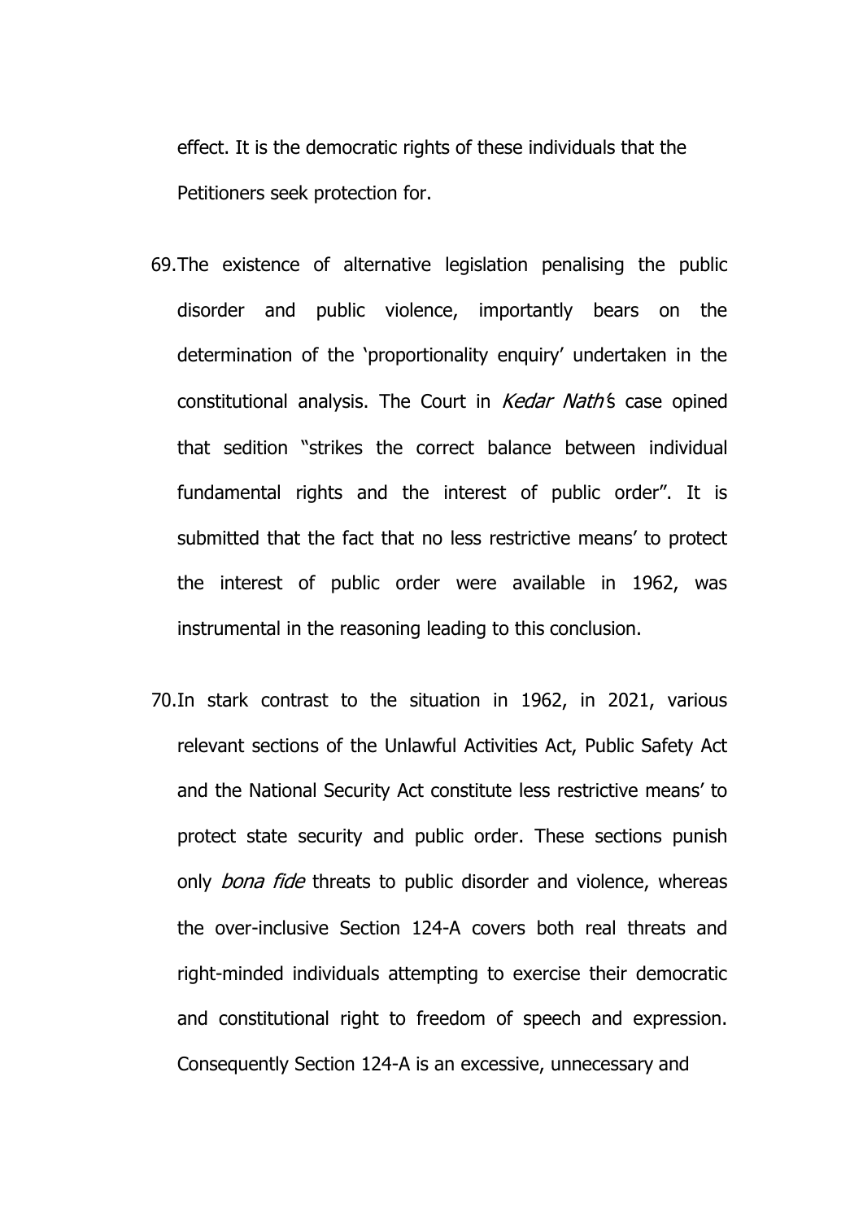effect. It is the democratic rights of these individuals that the Petitioners seek protection for.

69. The existence of alternative legislation penalising the public disorder and public violence, importantly bears on the determination of the 'proportionality enquiry' undertaken in the constitutional analysis. The Court in *Kedar Nath*'s case opined that sedition "strikes the correct balance between individual fundamental rights and the interest of public order". It is submitted that the fact that no less restrictive means' to protect the interest of public order were available in 1962, was instrumental in the reasoning leading to this conclusion.

70. In stark contrast to the situation in 1962, in 2021, various relevant sections of the Unlawful Activities Act, Public Safety Act and the National Security Act constitute less restrictive means' to protect state security and public order. These sections punish only *bona fide* threats to public disorder and violence, whereas the over-inclusive Section 124-A covers both real threats and right-minded individuals attempting to exercise their democratic and constitutional right to freedom of speech and expression. Consequently Section 124-A is an excessive, unnecessary and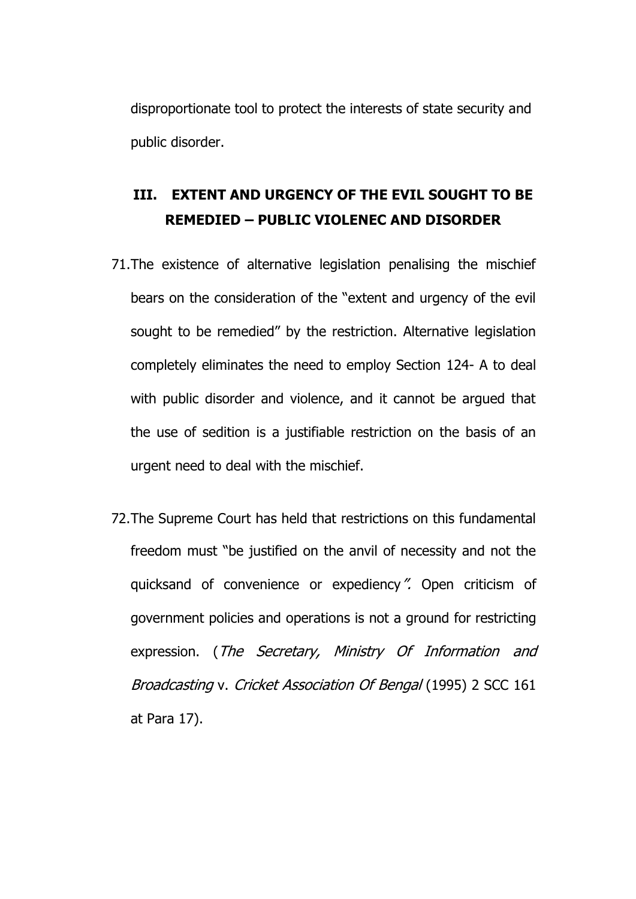disproportionate tool to protect the interests of state security and public disorder.

### III. EXTENT AND URGENCY OF THE EVIL SOUGHT TO BE REMEDIED – PUBLIC VIOLENEC AND DISORDER

71. The existence of alternative legislation penalising the mischief bears on the consideration of the "extent and urgency of the evil sought to be remedied" by the restriction. Alternative legislation completely eliminates the need to employ Section 124- A to deal with public disorder and violence, and it cannot be argued that the use of sedition is a justifiable restriction on the basis of an urgent need to deal with the mischief.

72. The Supreme Court has held that restrictions on this fundamental freedom must "be justified on the anvil of necessity and not the quicksand of convenience or expediency*".* Open criticism of government policies and operations is not a ground for restricting expression. (*The Secretary, Ministry Of Information and Broadcasting* v. *Cricket Association Of Bengal* (1995) 2 SCC 161 at Para 17).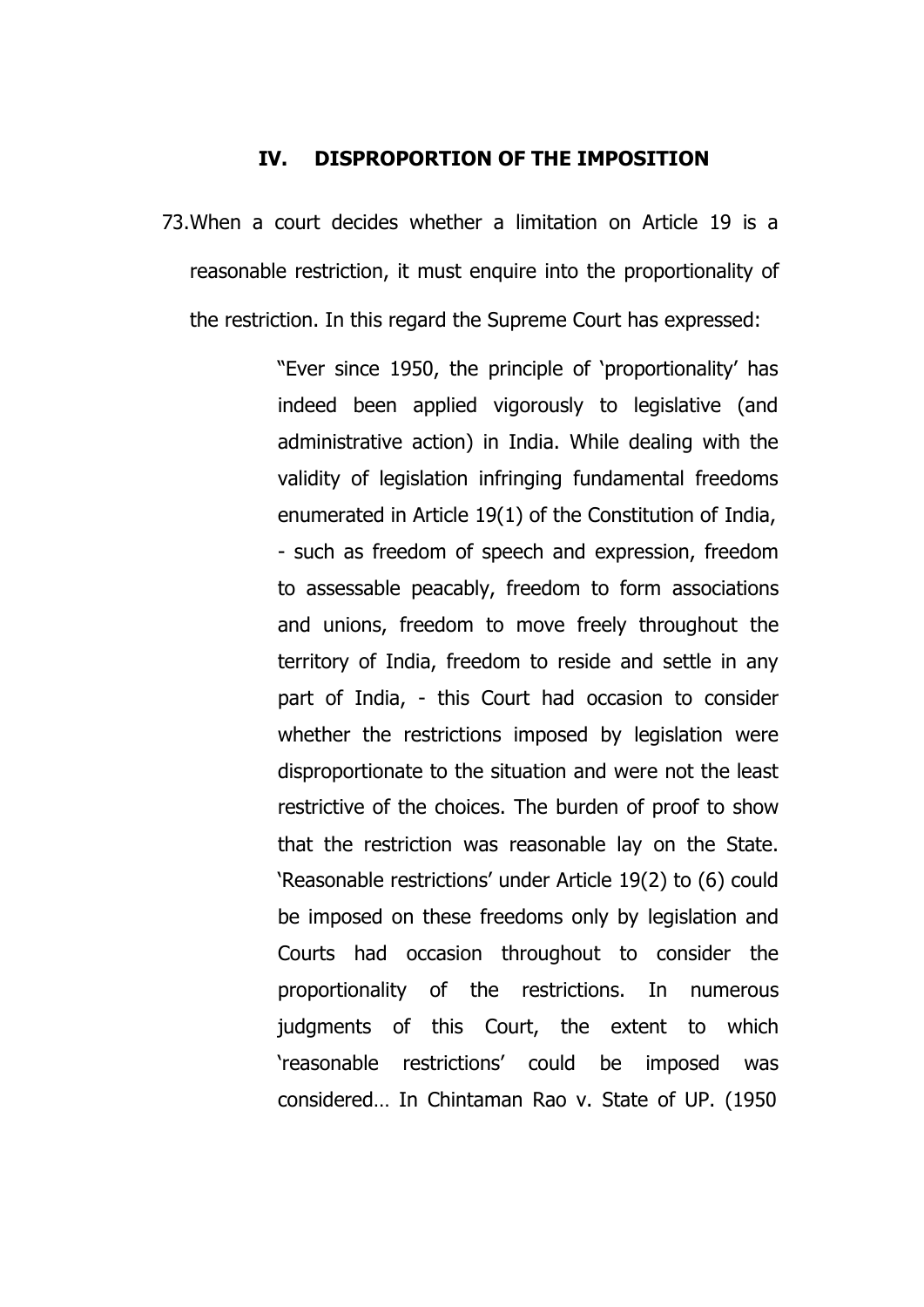## IV. DISPROPORTION OF THE IMPOSITION

73. When a court decides whether a limitation on Article 19 is a reasonable restriction, it must enquire into the proportionality of the restriction. In this regard the Supreme Court has expressed:

> "Ever since 1950, the principle of 'proportionality' has indeed been applied vigorously to legislative (and administrative action) in India. While dealing with the validity of legislation infringing fundamental freedoms enumerated in Article 19(1) of the Constitution of India, - such as freedom of speech and expression, freedom to assessable peacably, freedom to form associations and unions, freedom to move freely throughout the territory of India, freedom to reside and settle in any part of India, - this Court had occasion to consider whether the restrictions imposed by legislation were disproportionate to the situation and were not the least restrictive of the choices. The burden of proof to show that the restriction was reasonable lay on the State. 'Reasonable restrictions' under Article 19(2) to (6) could be imposed on these freedoms only by legislation and Courts had occasion throughout to consider the proportionality of the restrictions. In numerous judgments of this Court, the extent to which 'reasonable restrictions' could be imposed was considered… In Chintaman Rao v. State of UP. (1950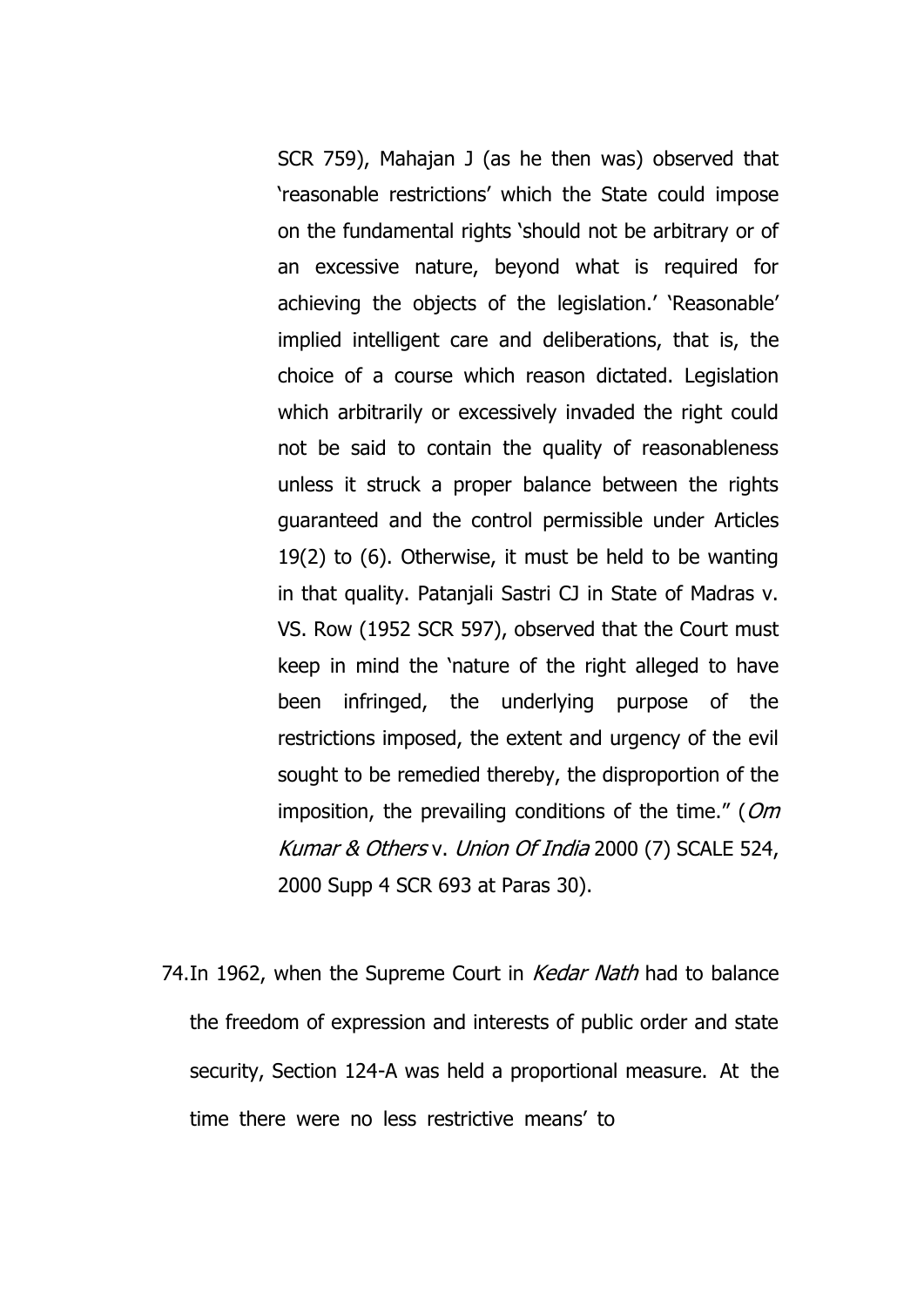SCR 759), Mahajan J (as he then was) observed that 'reasonable restrictions' which the State could impose on the fundamental rights 'should not be arbitrary or of an excessive nature, beyond what is required for achieving the objects of the legislation.' 'Reasonable' implied intelligent care and deliberations, that is, the choice of a course which reason dictated. Legislation which arbitrarily or excessively invaded the right could not be said to contain the quality of reasonableness unless it struck a proper balance between the rights guaranteed and the control permissible under Articles 19(2) to (6). Otherwise, it must be held to be wanting in that quality. Patanjali Sastri CJ in State of Madras v. VS. Row (1952 SCR 597), observed that the Court must keep in mind the 'nature of the right alleged to have been infringed, the underlying purpose of the restrictions imposed, the extent and urgency of the evil sought to be remedied thereby, the disproportion of the imposition, the prevailing conditions of the time." (*Om Kumar & Others* v. *Union Of India* 2000 (7) SCALE 524, 2000 Supp 4 SCR 693 at Paras 30).

74. In 1962, when the Supreme Court in *Kedar Nath* had to balance the freedom of expression and interests of public order and state security, Section 124-A was held a proportional measure. At the time there were no less restrictive means' to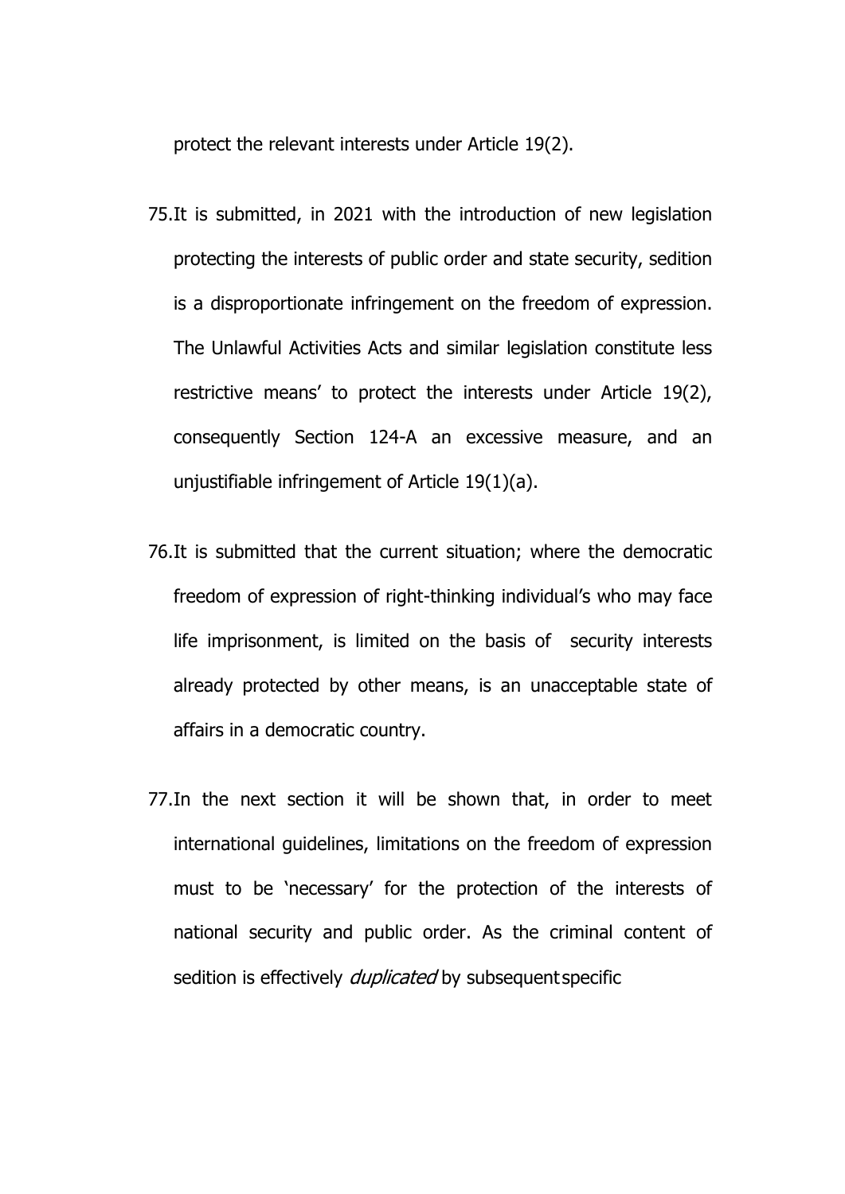protect the relevant interests under Article 19(2).

75. It is submitted, in 2021 with the introduction of new legislation protecting the interests of public order and state security, sedition is a disproportionate infringement on the freedom of expression. The Unlawful Activities Acts and similar legislation constitute less restrictive means' to protect the interests under Article 19(2), consequently Section 124-A an excessive measure, and an unjustifiable infringement of Article 19(1)(a).

76. It is submitted that the current situation; where the democratic freedom of expression of right-thinking individual's who may face life imprisonment, is limited on the basis of security interests already protected by other means, is an unacceptable state of affairs in a democratic country.

77. In the next section it will be shown that, in order to meet international guidelines, limitations on the freedom of expression must to be 'necessary' for the protection of the interests of national security and public order. As the criminal content of sedition is effectively *duplicated* by subsequent specific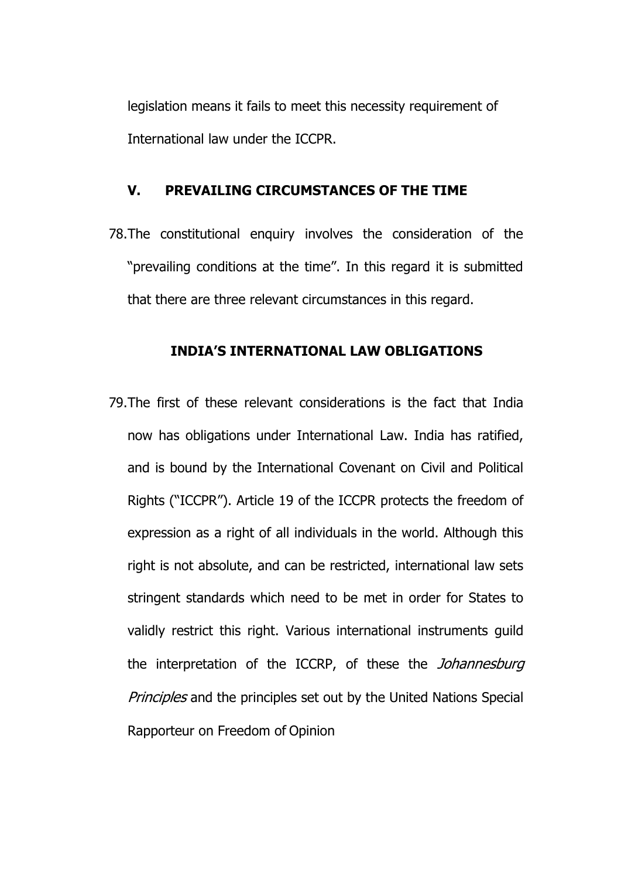legislation means it fails to meet this necessity requirement of International law under the ICCPR.

## V. PREVAILING CIRCUMSTANCES OF THE TIME

78. The constitutional enquiry involves the consideration of the "prevailing conditions at the time". In this regard it is submitted that there are three relevant circumstances in this regard.

### INDIA'S INTERNATIONAL LAW OBLIGATIONS

79. The first of these relevant considerations is the fact that India now has obligations under International Law. India has ratified, and is bound by the International Covenant on Civil and Political Rights ("ICCPR"). Article 19 of the ICCPR protects the freedom of expression as a right of all individuals in the world. Although this right is not absolute, and can be restricted, international law sets stringent standards which need to be met in order for States to validly restrict this right. Various international instruments guild the interpretation of the ICCRP, of these the *Johannesburg Principles* and the principles set out by the United Nations Special Rapporteur on Freedom of Opinion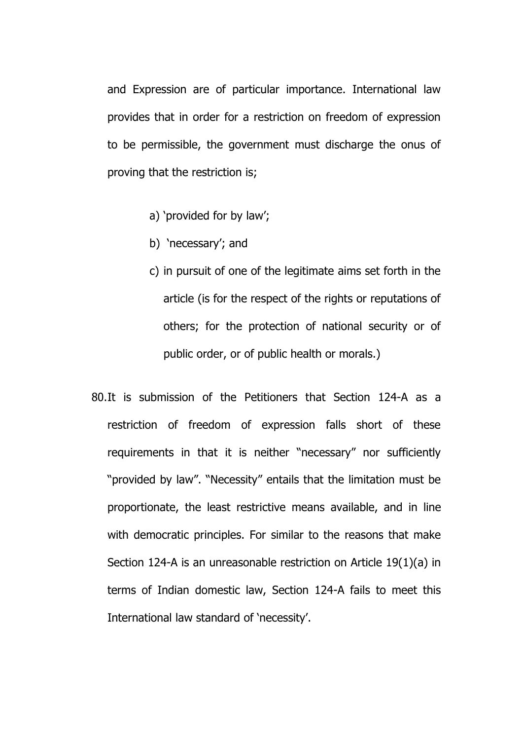and Expression are of particular importance. International law provides that in order for a restriction on freedom of expression to be permissible, the government must discharge the onus of proving that the restriction is;

a) 'provided for by law';

b) 'necessary'; and

c) in pursuit of one of the legitimate aims set forth in the article (is for the respect of the rights or reputations of others; for the protection of national security or of public order, or of public health or morals.)

80. It is submission of the Petitioners that Section 124-A as a restriction of freedom of expression falls short of these requirements in that it is neither "necessary" nor sufficiently "provided by law". "Necessity" entails that the limitation must be proportionate, the least restrictive means available, and in line with democratic principles. For similar to the reasons that make Section 124-A is an unreasonable restriction on Article 19(1)(a) in terms of Indian domestic law, Section 124-A fails to meet this International law standard of 'necessity'.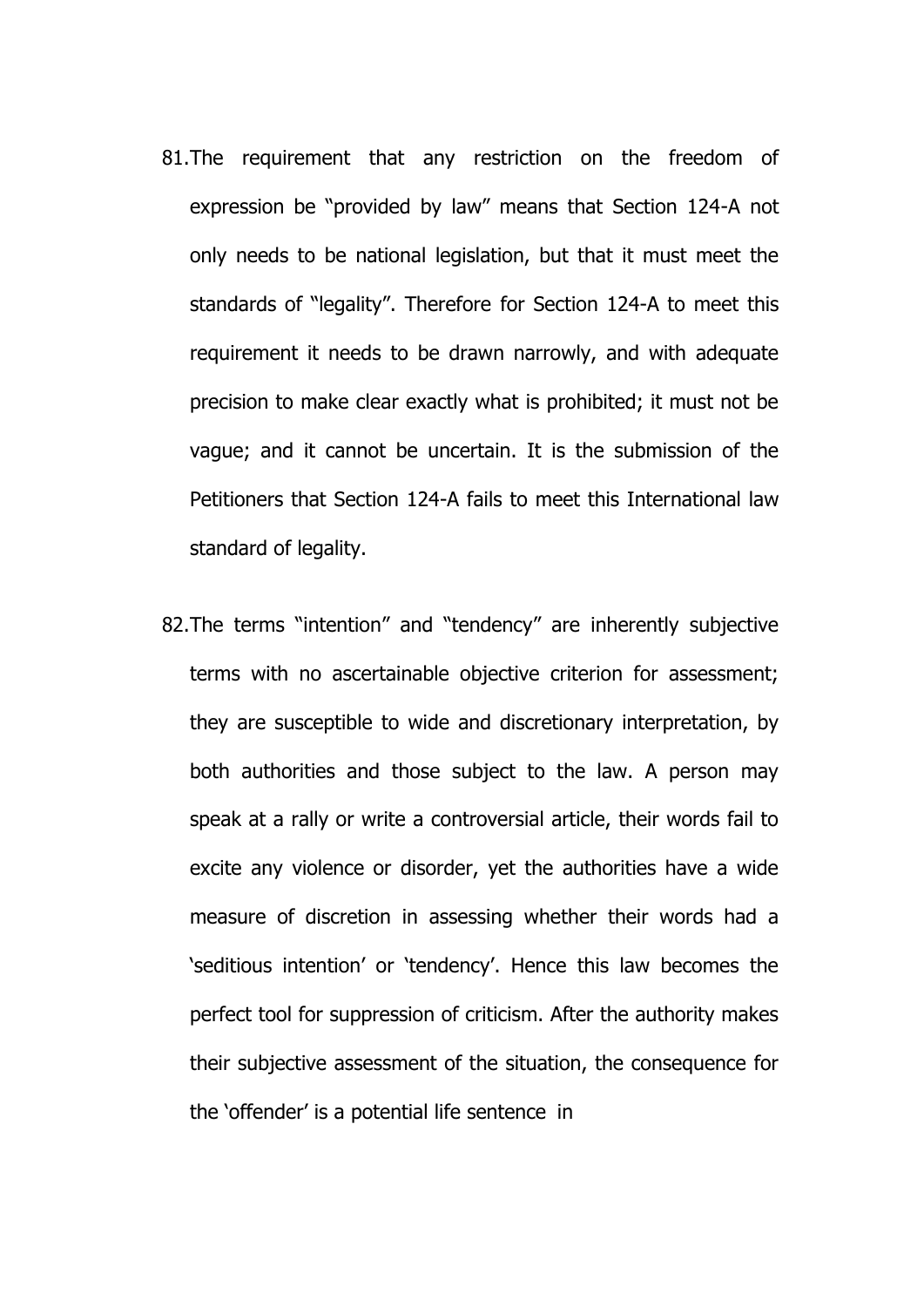81. The requirement that any restriction on the freedom of expression be "provided by law" means that Section 124-A not only needs to be national legislation, but that it must meet the standards of "legality". Therefore for Section 124-A to meet this requirement it needs to be drawn narrowly, and with adequate precision to make clear exactly what is prohibited; it must not be vague; and it cannot be uncertain. It is the submission of the Petitioners that Section 124-A fails to meet this International law standard of legality.

82. The terms "intention" and "tendency" are inherently subjective terms with no ascertainable objective criterion for assessment; they are susceptible to wide and discretionary interpretation, by both authorities and those subject to the law. A person may speak at a rally or write a controversial article, their words fail to excite any violence or disorder, yet the authorities have a wide measure of discretion in assessing whether their words had a 'seditious intention' or 'tendency'. Hence this law becomes the perfect tool for suppression of criticism. After the authority makes their subjective assessment of the situation, the consequence for the 'offender' is a potential life sentence in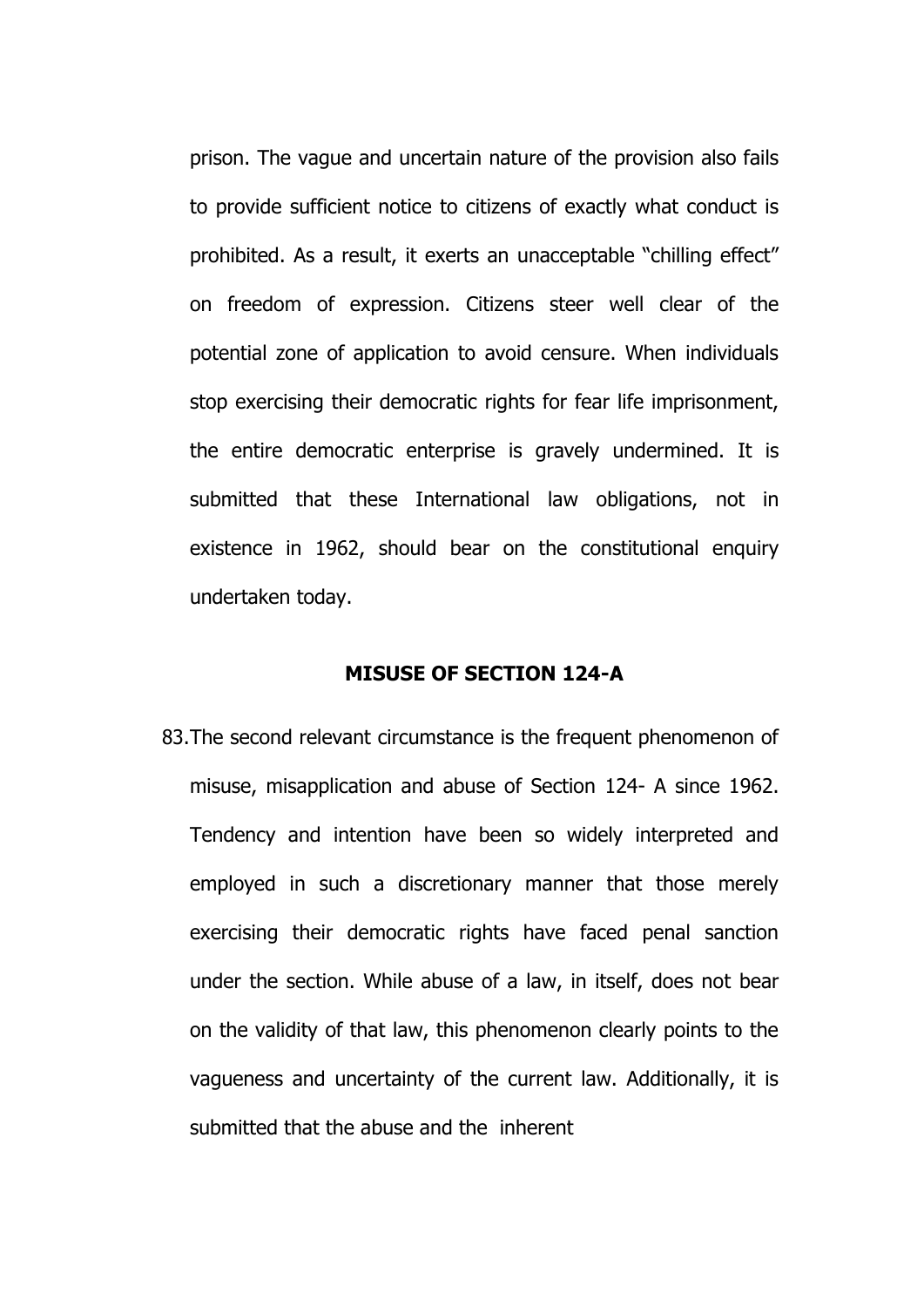prison. The vague and uncertain nature of the provision also fails to provide sufficient notice to citizens of exactly what conduct is prohibited. As a result, it exerts an unacceptable "chilling effect" on freedom of expression. Citizens steer well clear of the potential zone of application to avoid censure. When individuals stop exercising their democratic rights for fear life imprisonment, the entire democratic enterprise is gravely undermined. It is submitted that these International law obligations, not in existence in 1962, should bear on the constitutional enquiry undertaken today.

**MISUSE OF SECTION 124-A**

83. The second relevant circumstance is the frequent phenomenon of misuse, misapplication and abuse of Section 124- A since 1962. Tendency and intention have been so widely interpreted and employed in such a discretionary manner that those merely exercising their democratic rights have faced penal sanction under the section. While abuse of a law, in itself, does not bear on the validity of that law, this phenomenon clearly points to the vagueness and uncertainty of the current law. Additionally, it is submitted that the abuse and the inherent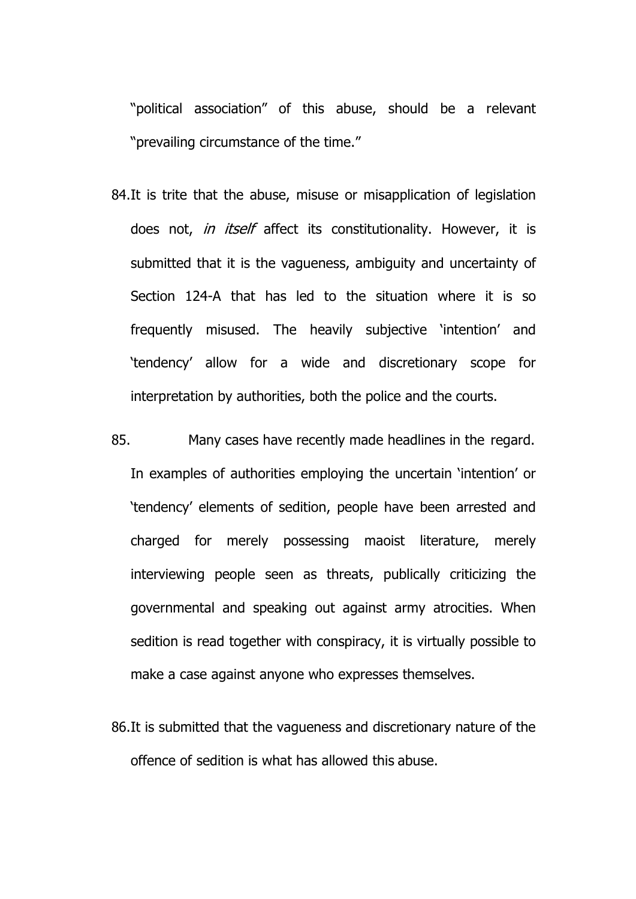"political association" of this abuse, should be a relevant "prevailing circumstance of the time."

84. It is trite that the abuse, misuse or misapplication of legislation does not, *in itself* affect its constitutionality. However, it is submitted that it is the vagueness, ambiguity and uncertainty of Section 124-A that has led to the situation where it is so frequently misused. The heavily subjective 'intention' and 'tendency' allow for a wide and discretionary scope for interpretation by authorities, both the police and the courts.

85. Many cases have recently made headlines in the regard. In examples of authorities employing the uncertain 'intention' or 'tendency' elements of sedition, people have been arrested and charged for merely possessing maoist literature, merely interviewing people seen as threats, publically criticizing the governmental and speaking out against army atrocities. When sedition is read together with conspiracy, it is virtually possible to make a case against anyone who expresses themselves.

86. It is submitted that the vagueness and discretionary nature of the offence of sedition is what has allowed this abuse.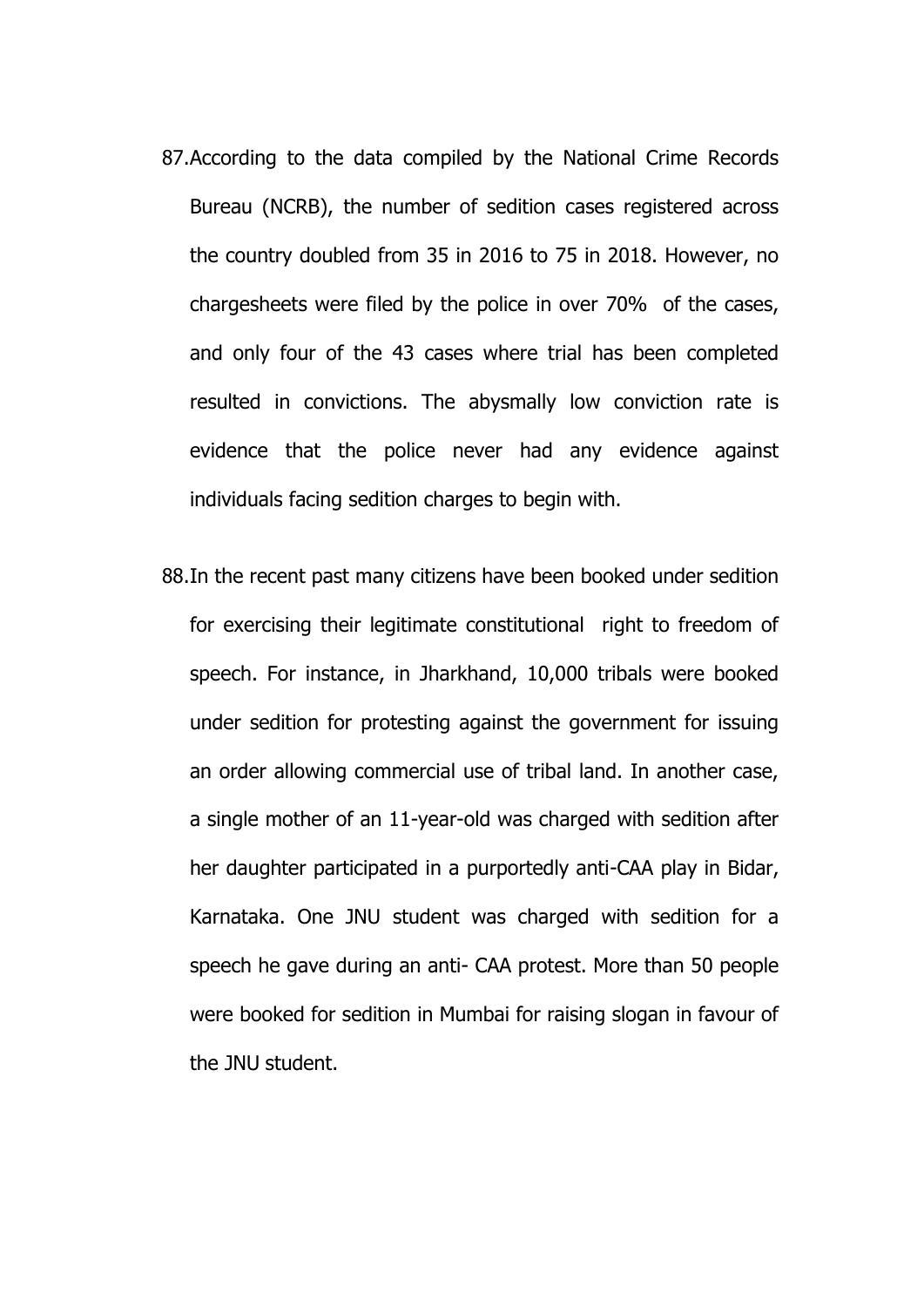87.According to the data compiled by the National Crime Records Bureau (NCRB), the number of sedition cases registered across the country doubled from 35 in 2016 to 75 in 2018. However, no chargesheets were filed by the police in over 70% of the cases, and only four of the 43 cases where trial has been completed resulted in convictions. The abysmally low conviction rate is evidence that the police never had any evidence against individuals facing sedition charges to begin with.

88.In the recent past many citizens have been booked under sedition for exercising their legitimate constitutional right to freedom of speech. For instance, in Jharkhand, 10,000 tribals were booked under sedition for protesting against the government for issuing an order allowing commercial use of tribal land. In another case, a single mother of an 11-year-old was charged with sedition after her daughter participated in a purportedly anti-CAA play in Bidar, Karnataka. One JNU student was charged with sedition for a speech he gave during an anti- CAA protest. More than 50 people were booked for sedition in Mumbai for raising slogan in favour of the JNU student.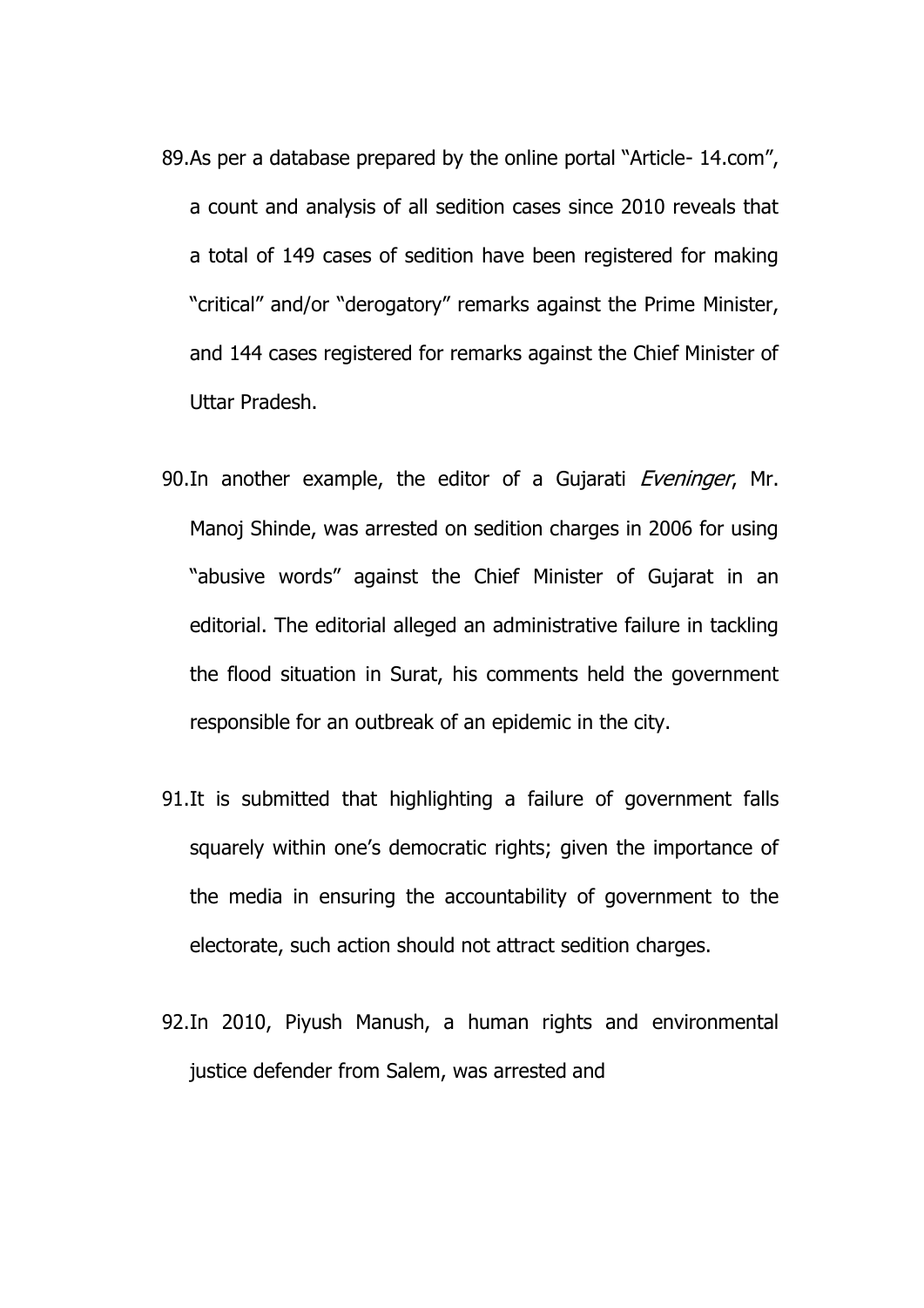89. As per a database prepared by the online portal "Article- 14.com", a count and analysis of all sedition cases since 2010 reveals that a total of 149 cases of sedition have been registered for making "critical" and/or "derogatory" remarks against the Prime Minister, and 144 cases registered for remarks against the Chief Minister of Uttar Pradesh.

90. In another example, the editor of a Gujarati *Eveninger*, Mr. Manoj Shinde, was arrested on sedition charges in 2006 for using "abusive words" against the Chief Minister of Gujarat in an editorial. The editorial alleged an administrative failure in tackling the flood situation in Surat, his comments held the government responsible for an outbreak of an epidemic in the city.

91. It is submitted that highlighting a failure of government falls squarely within one's democratic rights; given the importance of the media in ensuring the accountability of government to the electorate, such action should not attract sedition charges.

92. In 2010, Piyush Manush, a human rights and environmental justice defender from Salem, was arrested and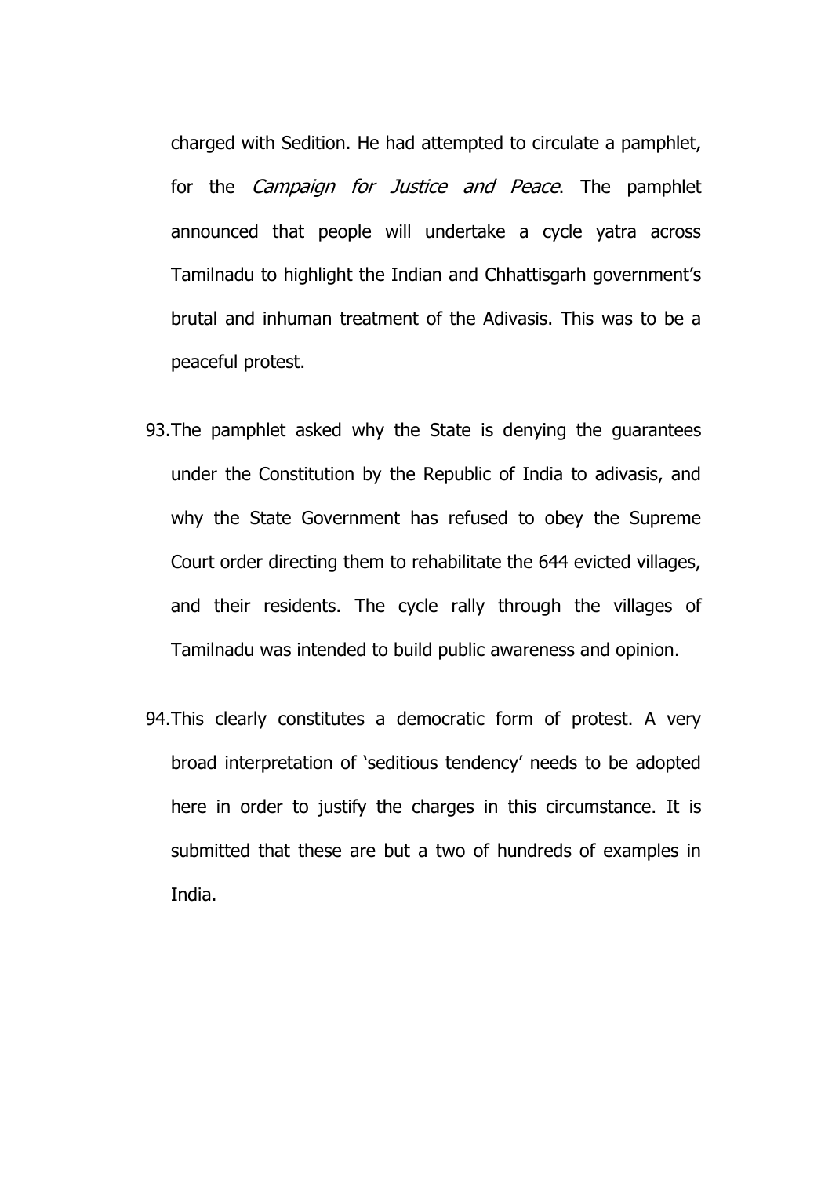charged with Sedition. He had attempted to circulate a pamphlet, for the *Campaign for Justice and Peace*. The pamphlet announced that people will undertake a cycle yatra across Tamilnadu to highlight the Indian and Chhattisgarh government's brutal and inhuman treatment of the Adivasis. This was to be a peaceful protest.

93. The pamphlet asked why the State is denying the guarantees under the Constitution by the Republic of India to adivasis, and why the State Government has refused to obey the Supreme Court order directing them to rehabilitate the 644 evicted villages, and their residents. The cycle rally through the villages of Tamilnadu was intended to build public awareness and opinion.

94. This clearly constitutes a democratic form of protest. A very broad interpretation of 'seditious tendency' needs to be adopted here in order to justify the charges in this circumstance. It is submitted that these are but a two of hundreds of examples in India.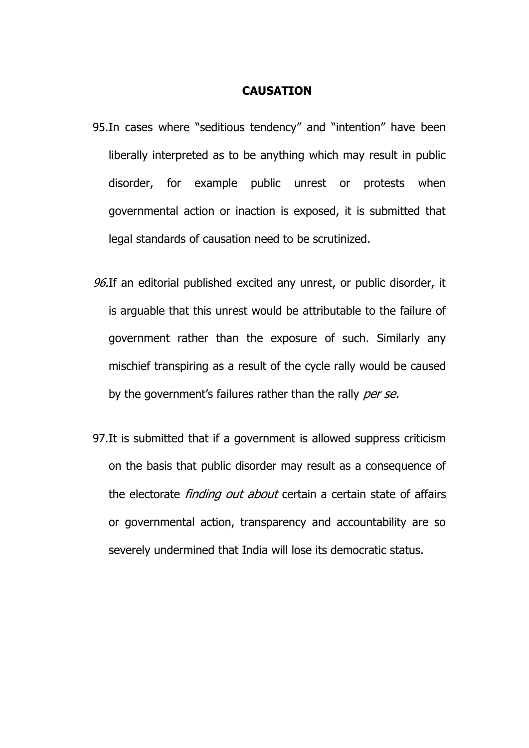## CAUSATION

95. In cases where "seditious tendency" and "intention" have been liberally interpreted as to be anything which may result in public disorder, for example public unrest or protests when governmental action or inaction is exposed, it is submitted that legal standards of causation need to be scrutinized.

*96.* If an editorial published excited any unrest, or public disorder, it is arguable that this unrest would be attributable to the failure of government rather than the exposure of such. Similarly any mischief transpiring as a result of the cycle rally would be caused by the government's failures rather than the rally *per se.*

97. It is submitted that if a government is allowed suppress criticism on the basis that public disorder may result as a consequence of the electorate *finding out about* certain a certain state of affairs or governmental action, transparency and accountability are so severely undermined that India will lose its democratic status.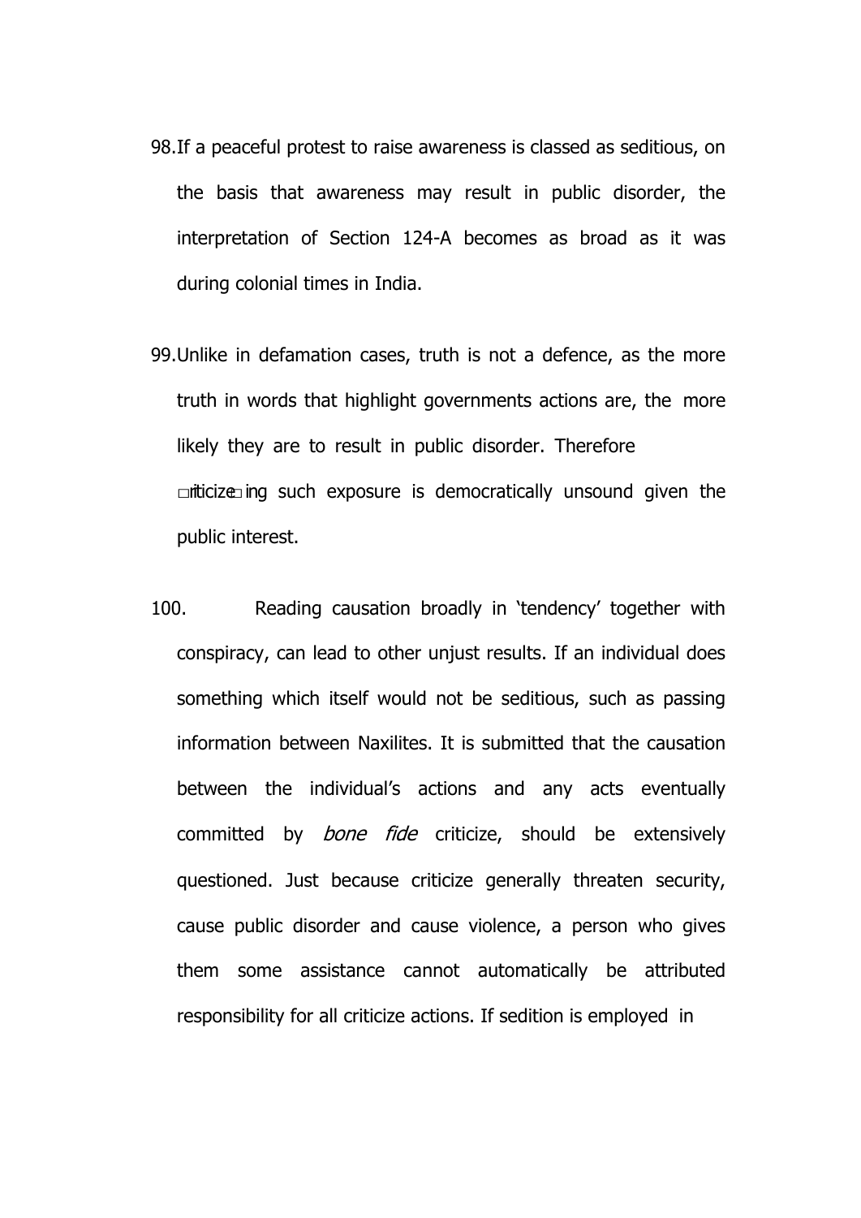98. If a peaceful protest to raise awareness is classed as seditious, on the basis that awareness may result in public disorder, the interpretation of Section 124-A becomes as broad as it was during colonial times in India.

99. Unlike in defamation cases, truth is not a defence, as the more truth in words that highlight governments actions are, the more likely they are to result in public disorder. Therefore criticizeing such exposure is democratically unsound given the public interest.

100. Reading causation broadly in 'tendency' together with conspiracy, can lead to other unjust results. If an individual does something which itself would not be seditious, such as passing information between Naxilites. It is submitted that the causation between the individual's actions and any acts eventually committed by *bone fide* criticize, should be extensively questioned. Just because criticize generally threaten security, cause public disorder and cause violence, a person who gives them some assistance cannot automatically be attributed responsibility for all criticize actions. If sedition is employed in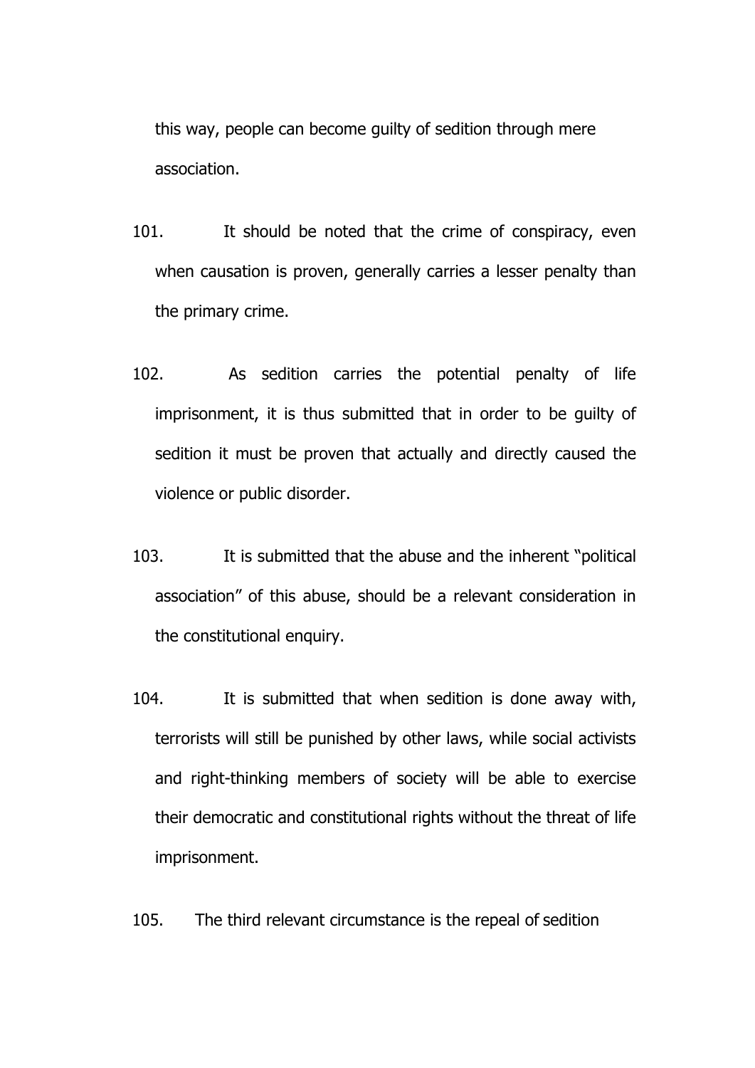this way, people can become guilty of sedition through mere association.

101. It should be noted that the crime of conspiracy, even when causation is proven, generally carries a lesser penalty than the primary crime.

102. As sedition carries the potential penalty of life imprisonment, it is thus submitted that in order to be guilty of sedition it must be proven that actually and directly caused the violence or public disorder.

103. It is submitted that the abuse and the inherent "political association" of this abuse, should be a relevant consideration in the constitutional enquiry.

104. It is submitted that when sedition is done away with, terrorists will still be punished by other laws, while social activists and right-thinking members of society will be able to exercise their democratic and constitutional rights without the threat of life imprisonment.

105. The third relevant circumstance is the repeal of sedition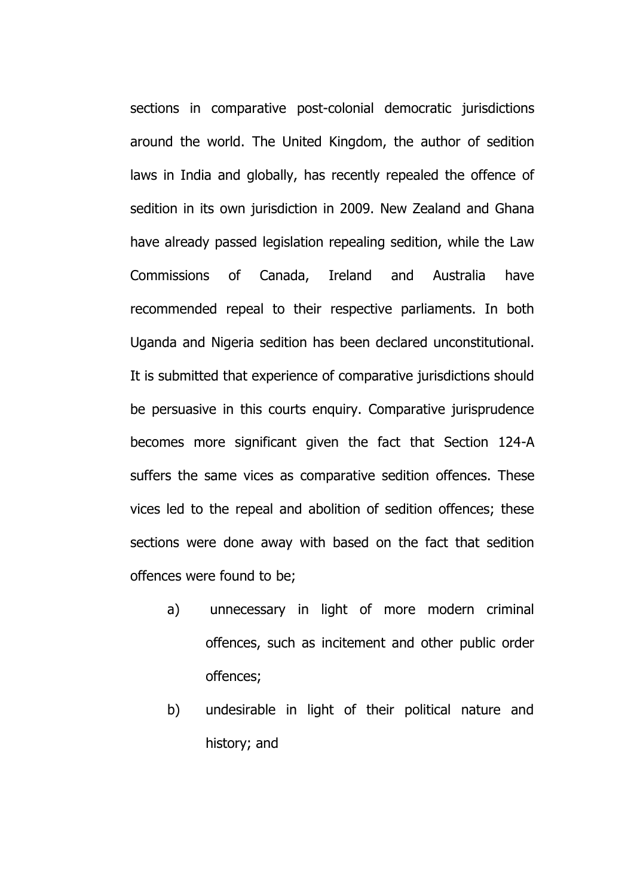sections in comparative post-colonial democratic jurisdictions around the world. The United Kingdom, the author of sedition laws in India and globally, has recently repealed the offence of sedition in its own jurisdiction in 2009. New Zealand and Ghana have already passed legislation repealing sedition, while the Law Commissions of Canada, Ireland and Australia have recommended repeal to their respective parliaments. In both Uganda and Nigeria sedition has been declared unconstitutional. It is submitted that experience of comparative jurisdictions should be persuasive in this courts enquiry. Comparative jurisprudence becomes more significant given the fact that Section 124-A suffers the same vices as comparative sedition offences. These vices led to the repeal and abolition of sedition offences; these sections were done away with based on the fact that sedition offences were found to be;

a) unnecessary in light of more modern criminal offences, such as incitement and other public order offences;

b) undesirable in light of their political nature and history; and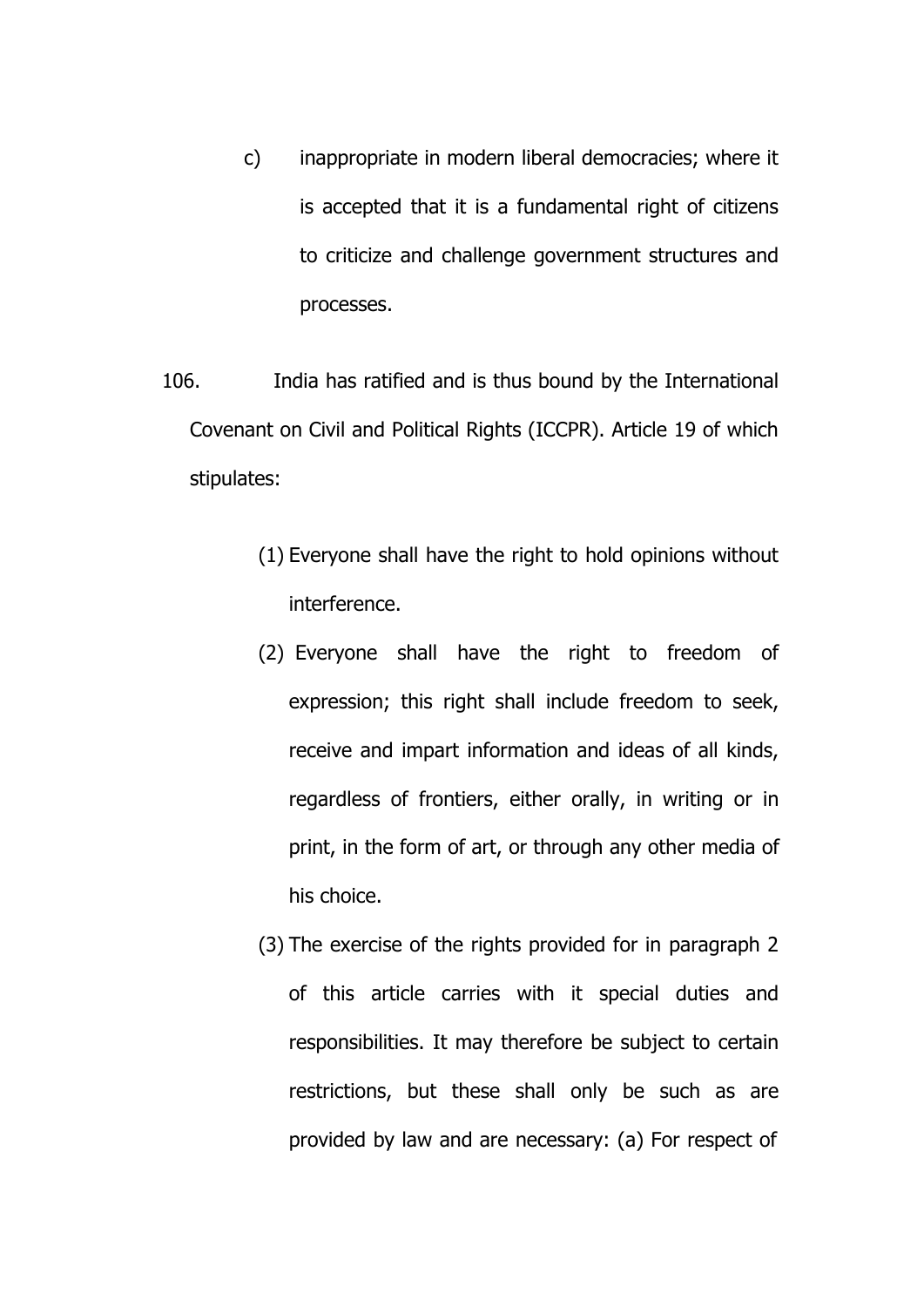c) inappropriate in modern liberal democracies; where it is accepted that it is a fundamental right of citizens to criticize and challenge government structures and processes.

106. India has ratified and is thus bound by the International Covenant on Civil and Political Rights (ICCPR). Article 19 of which stipulates:

> (1) Everyone shall have the right to hold opinions without interference.
>
> (2) Everyone shall have the right to freedom of expression; this right shall include freedom to seek, receive and impart information and ideas of all kinds, regardless of frontiers, either orally, in writing or in print, in the form of art, or through any other media of his choice.
>
> (3) The exercise of the rights provided for in paragraph 2 of this article carries with it special duties and responsibilities. It may therefore be subject to certain restrictions, but these shall only be such as are provided by law and are necessary: (a) For respect of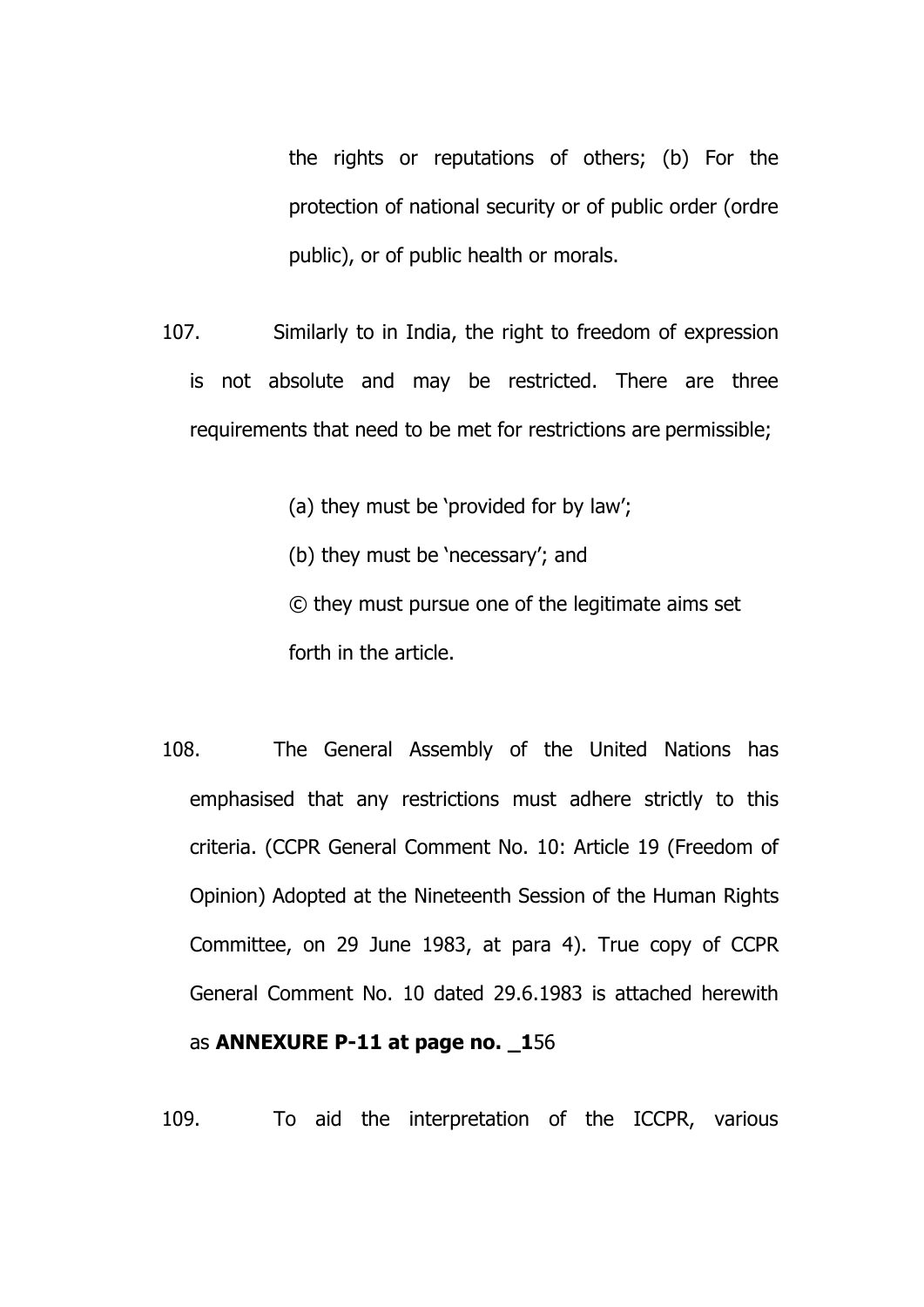the rights or reputations of others; (b) For the protection of national security or of public order (ordre public), or of public health or morals.

107. Similarly to in India, the right to freedom of expression is not absolute and may be restricted. There are three requirements that need to be met for restrictions are permissible;

(a) they must be 'provided for by law';

(b) they must be 'necessary'; and

© they must pursue one of the legitimate aims set forth in the article.

108. The General Assembly of the United Nations has emphasised that any restrictions must adhere strictly to this criteria. (CCPR General Comment No. 10: Article 19 (Freedom of Opinion) Adopted at the Nineteenth Session of the Human Rights Committee, on 29 June 1983, at para 4). True copy of CCPR General Comment No. 10 dated 29.6.1983 is attached herewith as **ANNEXURE P-11 at page no. _1**56

109. To aid the interpretation of the ICCPR, various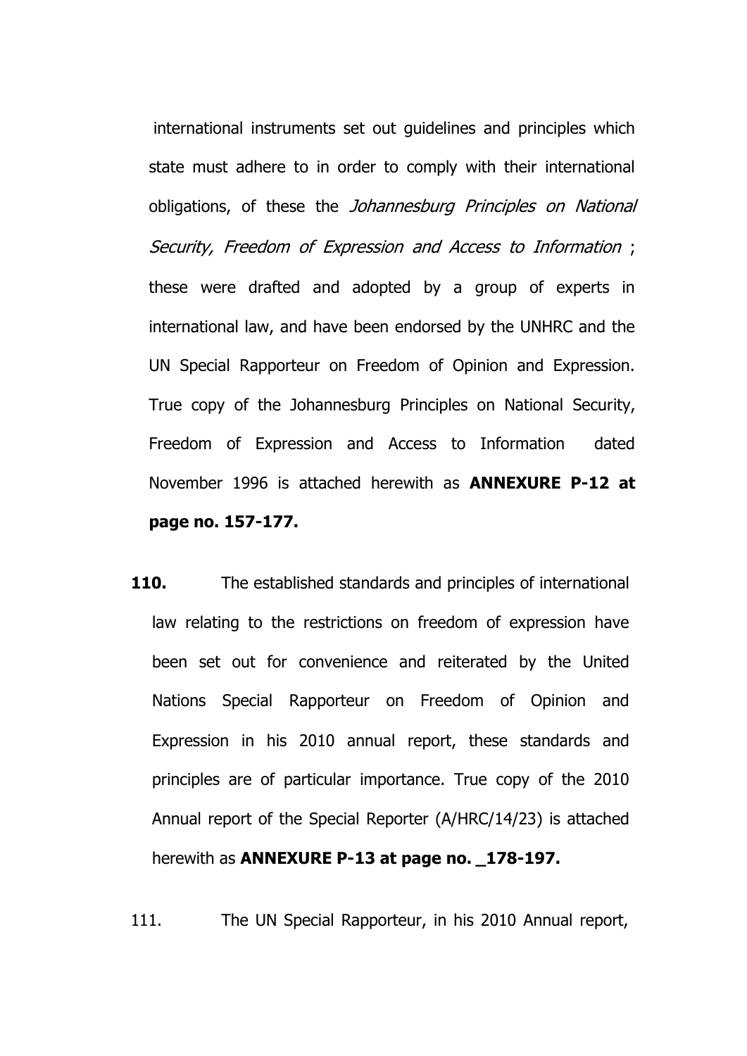international instruments set out guidelines and principles which state must adhere to in order to comply with their international obligations, of these the *Johannesburg Principles on National Security, Freedom of Expression and Access to Information* ; these were drafted and adopted by a group of experts in international law, and have been endorsed by the UNHRC and the UN Special Rapporteur on Freedom of Opinion and Expression. True copy of the Johannesburg Principles on National Security, Freedom of Expression and Access to Information dated November 1996 is attached herewith as **ANNEXURE P-12 at page no. 157-177.**

**110.** The established standards and principles of international law relating to the restrictions on freedom of expression have been set out for convenience and reiterated by the United Nations Special Rapporteur on Freedom of Opinion and Expression in his 2010 annual report, these standards and principles are of particular importance. True copy of the 2010 Annual report of the Special Reporter (A/HRC/14/23) is attached herewith as **ANNEXURE P-13 at page no. _178-197.**

111. The UN Special Rapporteur, in his 2010 Annual report,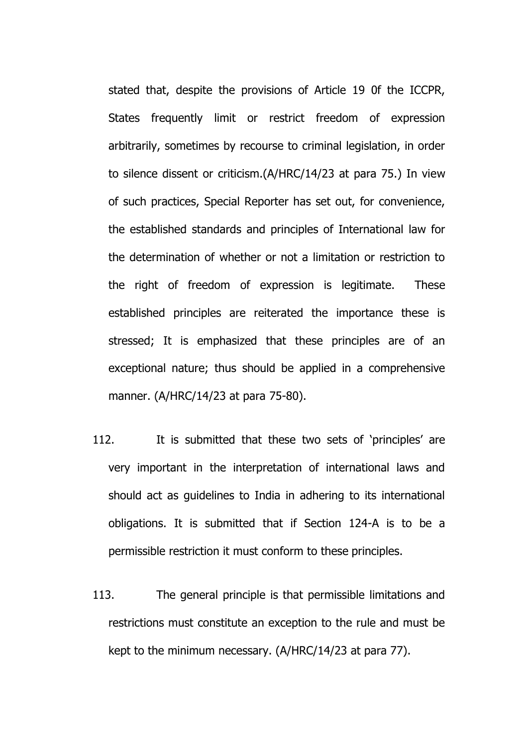stated that, despite the provisions of Article 19 0f the ICCPR, States frequently limit or restrict freedom of expression arbitrarily, sometimes by recourse to criminal legislation, in order to silence dissent or criticism.(A/HRC/14/23 at para 75.) In view of such practices, Special Reporter has set out, for convenience, the established standards and principles of International law for the determination of whether or not a limitation or restriction to the right of freedom of expression is legitimate. These established principles are reiterated the importance these is stressed; It is emphasized that these principles are of an exceptional nature; thus should be applied in a comprehensive manner. (A/HRC/14/23 at para 75-80).

112. It is submitted that these two sets of 'principles' are very important in the interpretation of international laws and should act as guidelines to India in adhering to its international obligations. It is submitted that if Section 124-A is to be a permissible restriction it must conform to these principles.

113. The general principle is that permissible limitations and restrictions must constitute an exception to the rule and must be kept to the minimum necessary. (A/HRC/14/23 at para 77).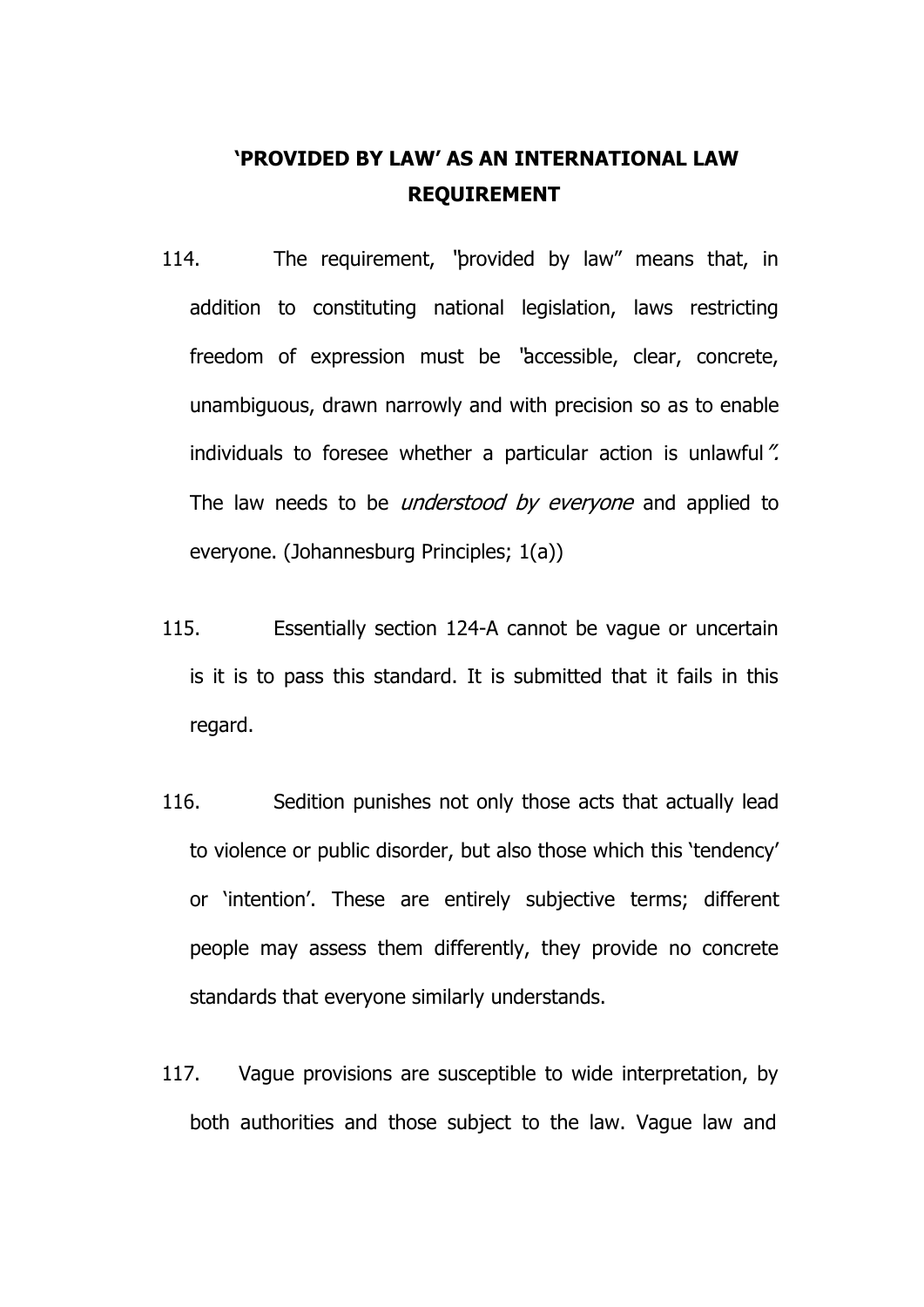## 'PROVIDED BY LAW' AS AN INTERNATIONAL LAW REQUIREMENT

114. The requirement, "provided by law" means that, in addition to constituting national legislation, laws restricting freedom of expression must be "accessible, clear, concrete, unambiguous, drawn narrowly and with precision so as to enable individuals to foresee whether a particular action is unlawful". The law needs to be *understood by everyone* and applied to everyone. (Johannesburg Principles; 1(a))

115. Essentially section 124-A cannot be vague or uncertain is it is to pass this standard. It is submitted that it fails in this regard.

116. Sedition punishes not only those acts that actually lead to violence or public disorder, but also those which this 'tendency' or 'intention'. These are entirely subjective terms; different people may assess them differently, they provide no concrete standards that everyone similarly understands.

117. Vague provisions are susceptible to wide interpretation, by both authorities and those subject to the law. Vague law and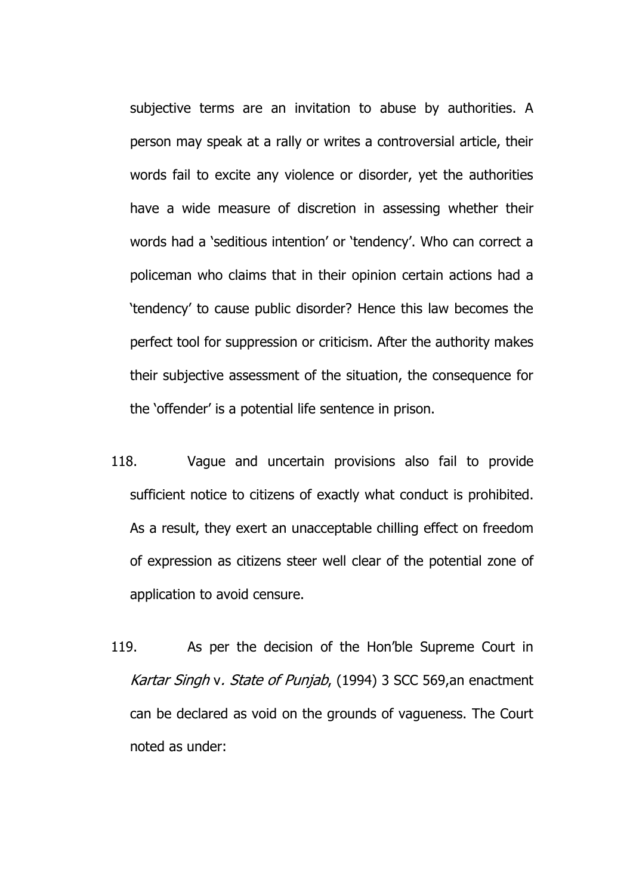subjective terms are an invitation to abuse by authorities. A person may speak at a rally or writes a controversial article, their words fail to excite any violence or disorder, yet the authorities have a wide measure of discretion in assessing whether their words had a 'seditious intention' or 'tendency'. Who can correct a policeman who claims that in their opinion certain actions had a 'tendency' to cause public disorder? Hence this law becomes the perfect tool for suppression or criticism. After the authority makes their subjective assessment of the situation, the consequence for the 'offender' is a potential life sentence in prison.

118. Vague and uncertain provisions also fail to provide sufficient notice to citizens of exactly what conduct is prohibited. As a result, they exert an unacceptable chilling effect on freedom of expression as citizens steer well clear of the potential zone of application to avoid censure.

119. As per the decision of the Hon'ble Supreme Court in *Kartar Singh* v*. State of Punjab*, (1994) 3 SCC 569,an enactment can be declared as void on the grounds of vagueness. The Court noted as under: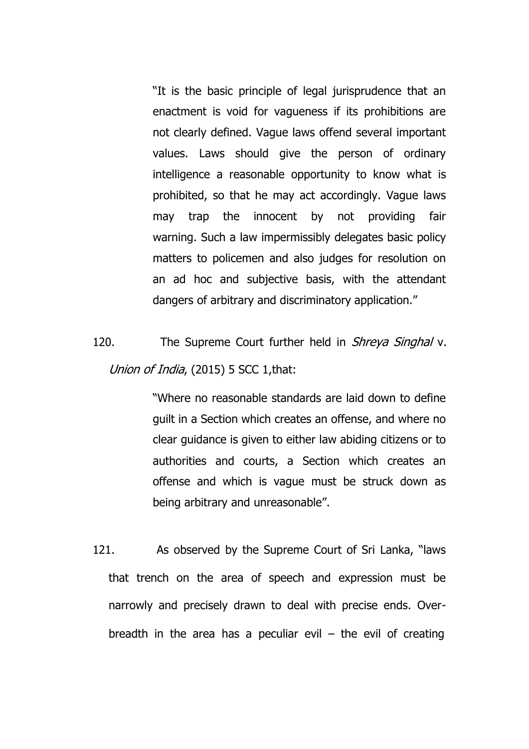> "It is the basic principle of legal jurisprudence that an enactment is void for vagueness if its prohibitions are not clearly defined. Vague laws offend several important values. Laws should give the person of ordinary intelligence a reasonable opportunity to know what is prohibited, so that he may act accordingly. Vague laws may trap the innocent by not providing fair warning. Such a law impermissibly delegates basic policy matters to policemen and also judges for resolution on an ad hoc and subjective basis, with the attendant dangers of arbitrary and discriminatory application."

120. The Supreme Court further held in *Shreya Singhal* v. *Union of India*, (2015) 5 SCC 1,that:

> "Where no reasonable standards are laid down to define guilt in a Section which creates an offense, and where no clear guidance is given to either law abiding citizens or to authorities and courts, a Section which creates an offense and which is vague must be struck down as being arbitrary and unreasonable".

121. As observed by the Supreme Court of Sri Lanka, "laws that trench on the area of speech and expression must be narrowly and precisely drawn to deal with precise ends. Over-breadth in the area has a peculiar evil – the evil of creating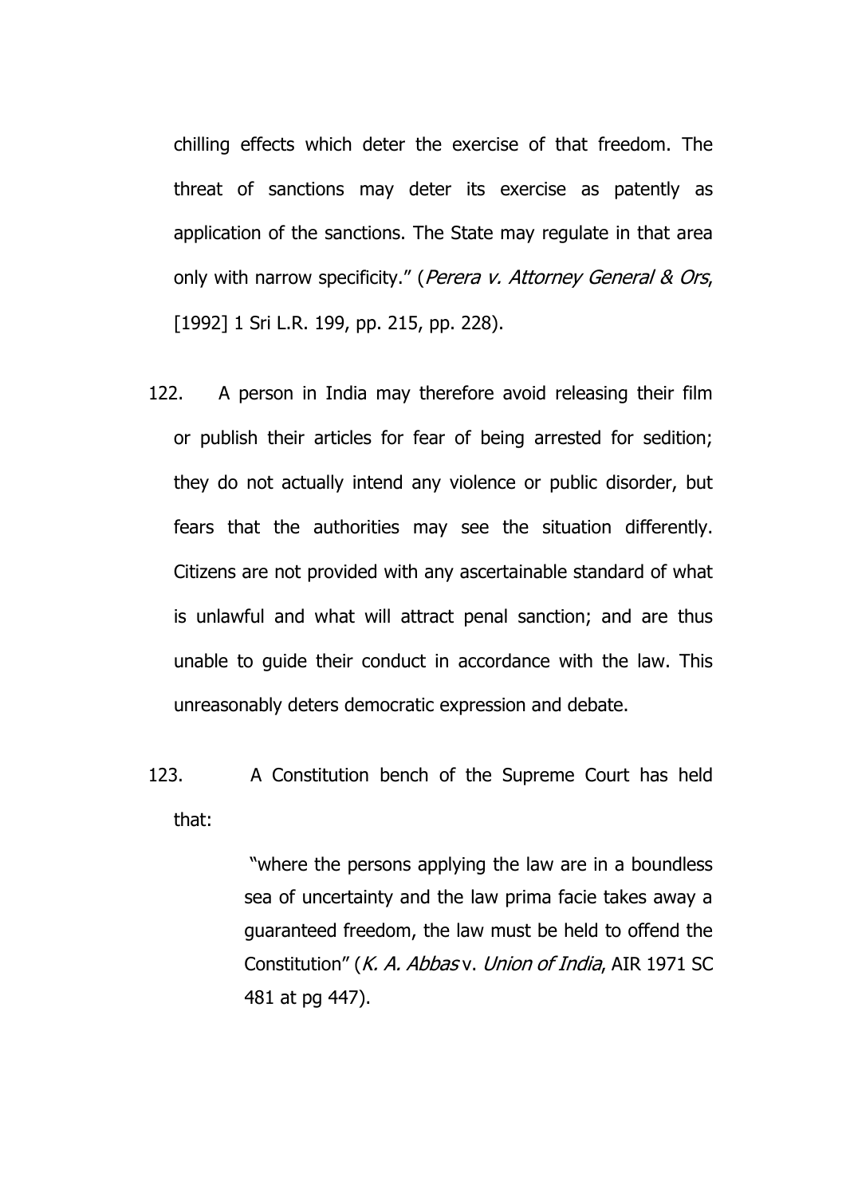chilling effects which deter the exercise of that freedom. The threat of sanctions may deter its exercise as patently as application of the sanctions. The State may regulate in that area only with narrow specificity." (*Perera v. Attorney General & Ors*, [1992] 1 Sri L.R. 199, pp. 215, pp. 228).

122. A person in India may therefore avoid releasing their film or publish their articles for fear of being arrested for sedition; they do not actually intend any violence or public disorder, but fears that the authorities may see the situation differently. Citizens are not provided with any ascertainable standard of what is unlawful and what will attract penal sanction; and are thus unable to guide their conduct in accordance with the law. This unreasonably deters democratic expression and debate.

123. A Constitution bench of the Supreme Court has held that:

> "where the persons applying the law are in a boundless sea of uncertainty and the law prima facie takes away a guaranteed freedom, the law must be held to offend the Constitution" (*K. A. Abbas* v. *Union of India*, AIR 1971 SC 481 at pg 447).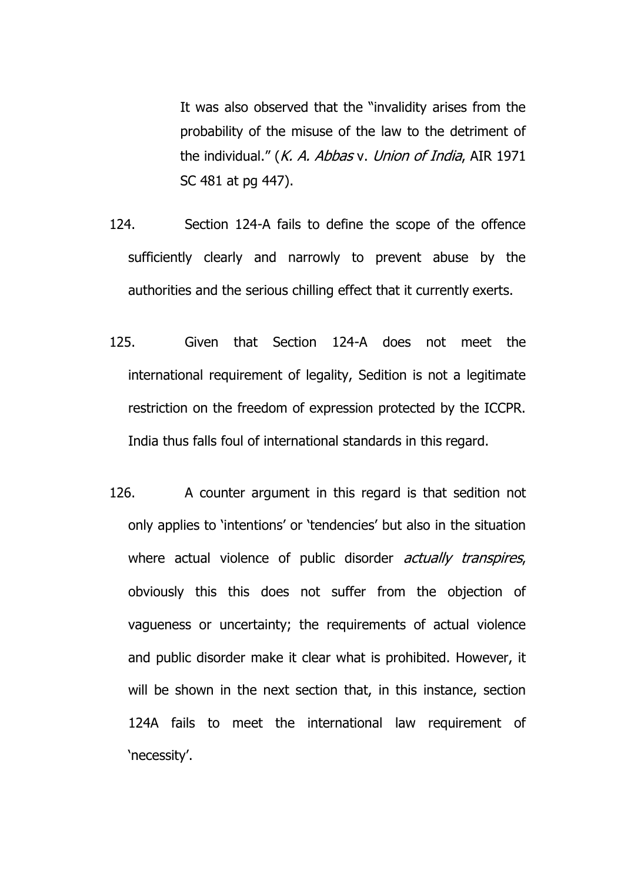> It was also observed that the "invalidity arises from the probability of the misuse of the law to the detriment of the individual." (*K. A. Abbas* v. *Union of India*, AIR 1971 SC 481 at pg 447).

124. Section 124-A fails to define the scope of the offence sufficiently clearly and narrowly to prevent abuse by the authorities and the serious chilling effect that it currently exerts.

125. Given that Section 124-A does not meet the international requirement of legality, Sedition is not a legitimate restriction on the freedom of expression protected by the ICCPR. India thus falls foul of international standards in this regard.

126. A counter argument in this regard is that sedition not only applies to 'intentions' or 'tendencies' but also in the situation where actual violence of public disorder *actually transpires*, obviously this this does not suffer from the objection of vagueness or uncertainty; the requirements of actual violence and public disorder make it clear what is prohibited. However, it will be shown in the next section that, in this instance, section 124A fails to meet the international law requirement of 'necessity'.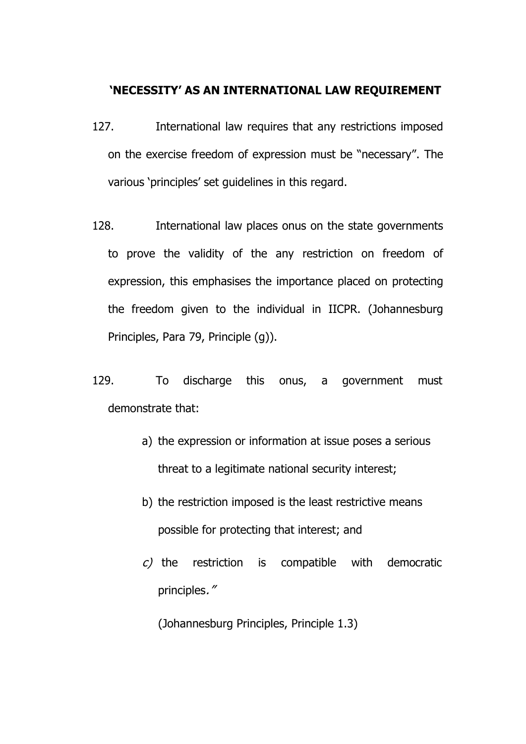## 'NECESSITY' AS AN INTERNATIONAL LAW REQUIREMENT

127. International law requires that any restrictions imposed on the exercise freedom of expression must be "necessary". The various 'principles' set guidelines in this regard.

128. International law places onus on the state governments to prove the validity of the any restriction on freedom of expression, this emphasises the importance placed on protecting the freedom given to the individual in IICPR. (Johannesburg Principles, Para 79, Principle (g)).

129. To discharge this onus, a government must demonstrate that:

a) the expression or information at issue poses a serious threat to a legitimate national security interest;

b) the restriction imposed is the least restrictive means possible for protecting that interest; and

*c)* the restriction is compatible with democratic principles*."*

(Johannesburg Principles, Principle 1.3)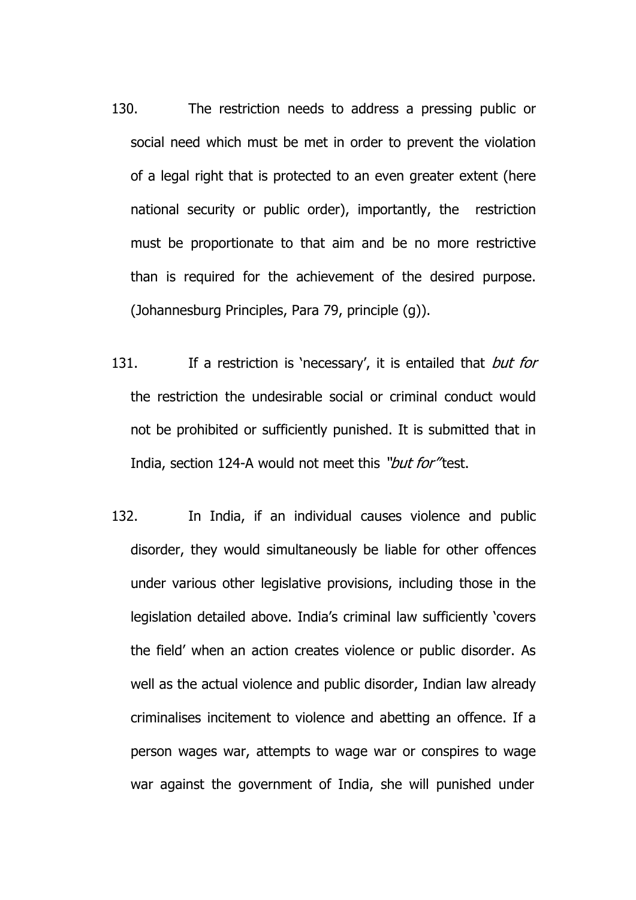130. The restriction needs to address a pressing public or social need which must be met in order to prevent the violation of a legal right that is protected to an even greater extent (here national security or public order), importantly, the restriction must be proportionate to that aim and be no more restrictive than is required for the achievement of the desired purpose. (Johannesburg Principles, Para 79, principle (g)).

131. If a restriction is 'necessary', it is entailed that *but for* the restriction the undesirable social or criminal conduct would not be prohibited or sufficiently punished. It is submitted that in India, section 124-A would not meet this *"but for"* test.

132. In India, if an individual causes violence and public disorder, they would simultaneously be liable for other offences under various other legislative provisions, including those in the legislation detailed above. India's criminal law sufficiently 'covers the field' when an action creates violence or public disorder. As well as the actual violence and public disorder, Indian law already criminalises incitement to violence and abetting an offence. If a person wages war, attempts to wage war or conspires to wage war against the government of India, she will punished under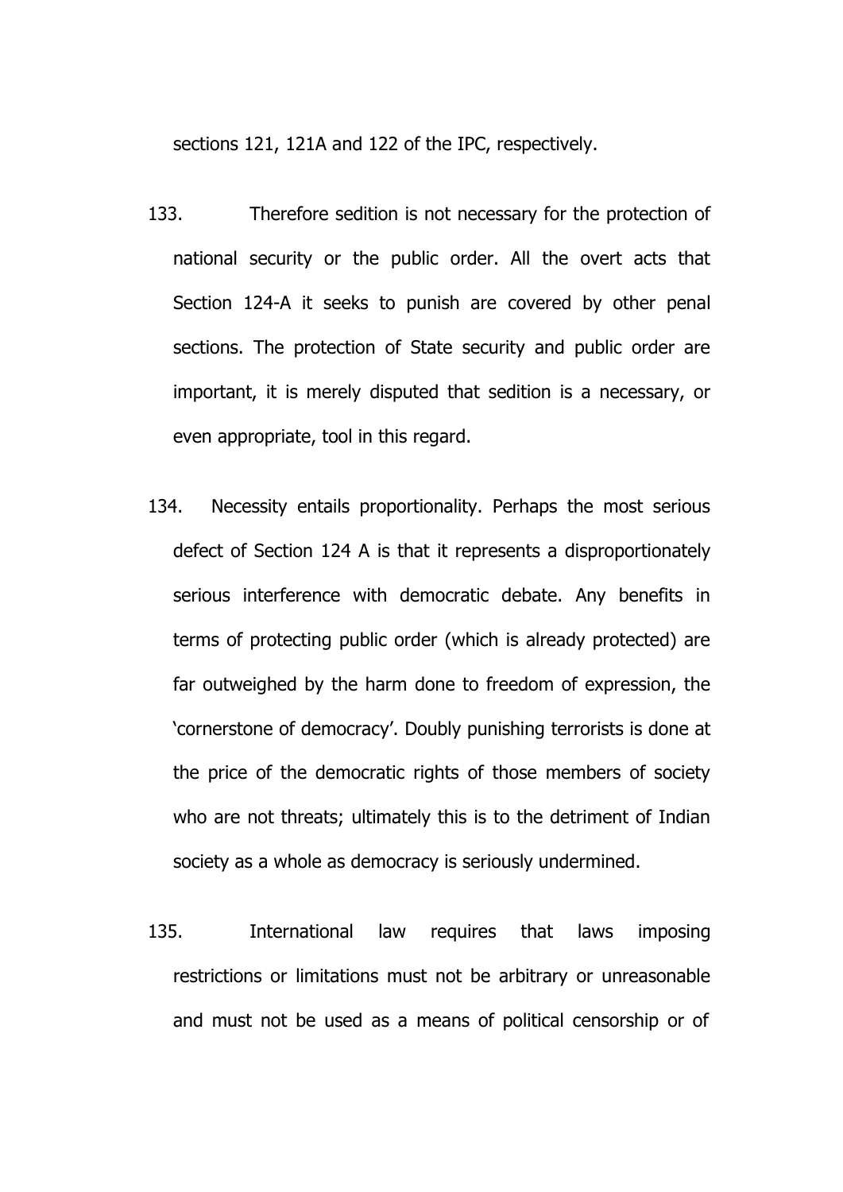sections 121, 121A and 122 of the IPC, respectively.

133. Therefore sedition is not necessary for the protection of national security or the public order. All the overt acts that Section 124-A it seeks to punish are covered by other penal sections. The protection of State security and public order are important, it is merely disputed that sedition is a necessary, or even appropriate, tool in this regard.

134. Necessity entails proportionality. Perhaps the most serious defect of Section 124 A is that it represents a disproportionately serious interference with democratic debate. Any benefits in terms of protecting public order (which is already protected) are far outweighed by the harm done to freedom of expression, the 'cornerstone of democracy'. Doubly punishing terrorists is done at the price of the democratic rights of those members of society who are not threats; ultimately this is to the detriment of Indian society as a whole as democracy is seriously undermined.

135. International law requires that laws imposing restrictions or limitations must not be arbitrary or unreasonable and must not be used as a means of political censorship or of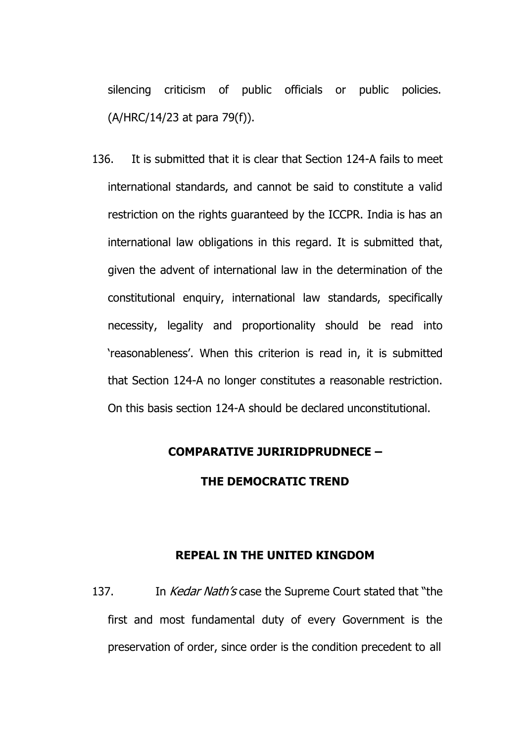silencing criticism of public officials or public policies. (A/HRC/14/23 at para 79(f)).

136. It is submitted that it is clear that Section 124-A fails to meet international standards, and cannot be said to constitute a valid restriction on the rights guaranteed by the ICCPR. India is has an international law obligations in this regard. It is submitted that, given the advent of international law in the determination of the constitutional enquiry, international law standards, specifically necessity, legality and proportionality should be read into 'reasonableness'. When this criterion is read in, it is submitted that Section 124-A no longer constitutes a reasonable restriction. On this basis section 124-A should be declared unconstitutional.

## COMPARATIVE JURIRIDPRUDNECE – THE DEMOCRATIC TREND

### REPEAL IN THE UNITED KINGDOM

137. In *Kedar Nath's* case the Supreme Court stated that "the first and most fundamental duty of every Government is the preservation of order, since order is the condition precedent to all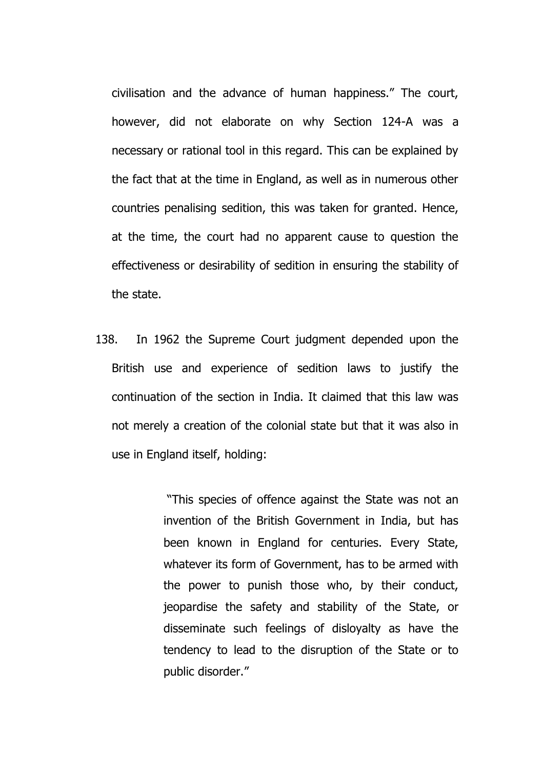civilisation and the advance of human happiness." The court, however, did not elaborate on why Section 124-A was a necessary or rational tool in this regard. This can be explained by the fact that at the time in England, as well as in numerous other countries penalising sedition, this was taken for granted. Hence, at the time, the court had no apparent cause to question the effectiveness or desirability of sedition in ensuring the stability of the state.

138. In 1962 the Supreme Court judgment depended upon the British use and experience of sedition laws to justify the continuation of the section in India. It claimed that this law was not merely a creation of the colonial state but that it was also in use in England itself, holding:

> "This species of offence against the State was not an invention of the British Government in India, but has been known in England for centuries. Every State, whatever its form of Government, has to be armed with the power to punish those who, by their conduct, jeopardise the safety and stability of the State, or disseminate such feelings of disloyalty as have the tendency to lead to the disruption of the State or to public disorder."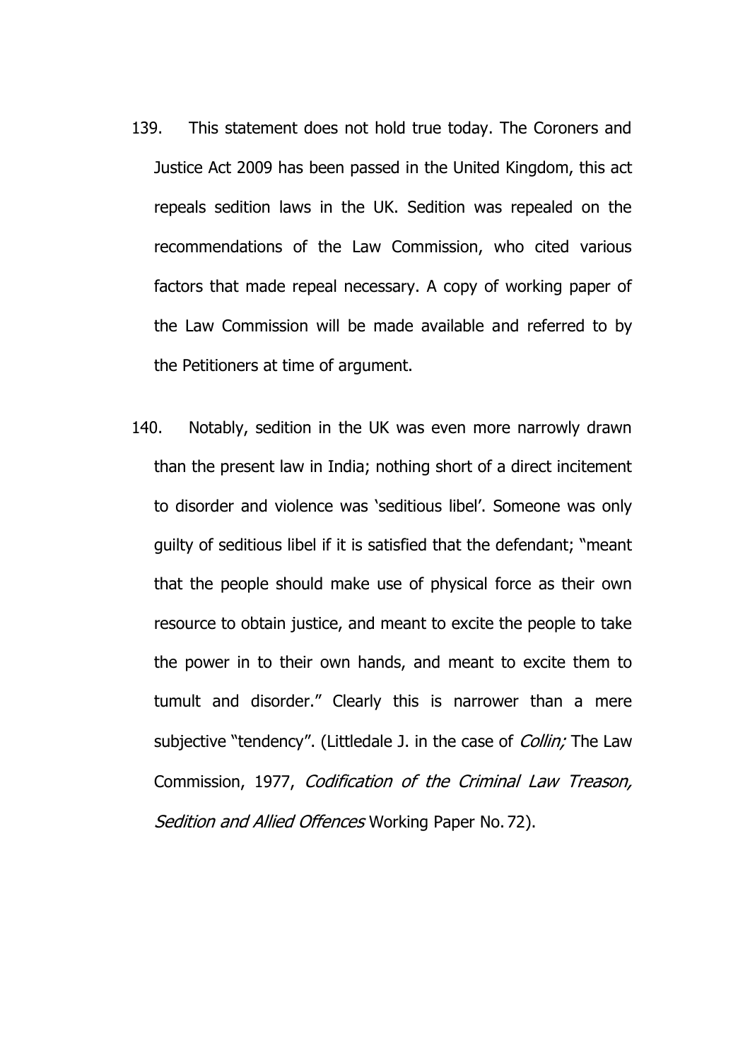139. This statement does not hold true today. The Coroners and Justice Act 2009 has been passed in the United Kingdom, this act repeals sedition laws in the UK. Sedition was repealed on the recommendations of the Law Commission, who cited various factors that made repeal necessary. A copy of working paper of the Law Commission will be made available and referred to by the Petitioners at time of argument.

140. Notably, sedition in the UK was even more narrowly drawn than the present law in India; nothing short of a direct incitement to disorder and violence was 'seditious libel'. Someone was only guilty of seditious libel if it is satisfied that the defendant; "meant that the people should make use of physical force as their own resource to obtain justice, and meant to excite the people to take the power in to their own hands, and meant to excite them to tumult and disorder." Clearly this is narrower than a mere subjective "tendency". (Littledale J. in the case of *Collin;* The Law Commission, 1977, *Codification of the Criminal Law Treason, Sedition and Allied Offences* Working Paper No. 72).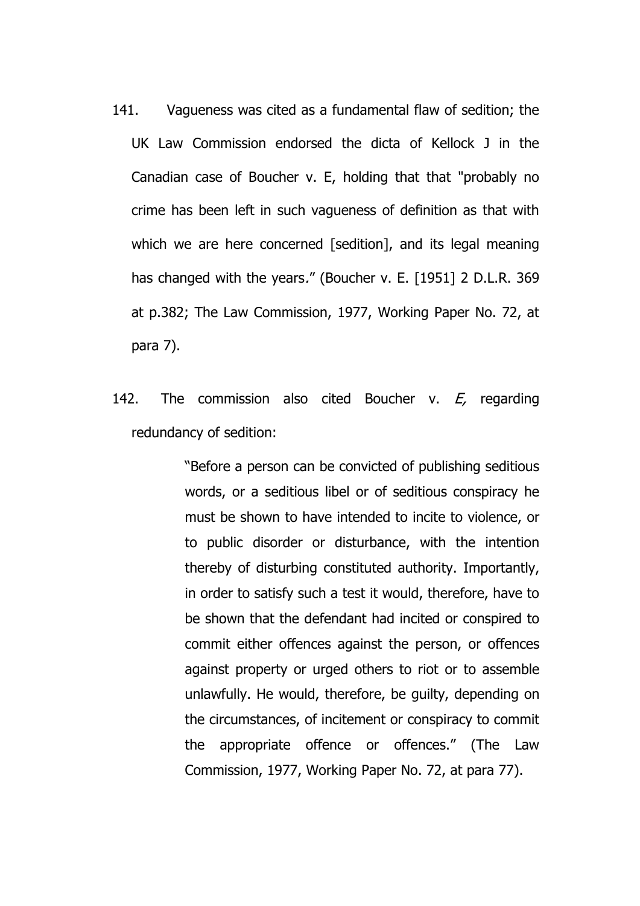141. Vagueness was cited as a fundamental flaw of sedition; the UK Law Commission endorsed the dicta of Kellock J in the Canadian case of Boucher v. E, holding that that "probably no crime has been left in such vagueness of definition as that with which we are here concerned [sedition], and its legal meaning has changed with the years." (Boucher v. E. [1951] 2 D.L.R. 369 at p.382; The Law Commission, 1977, Working Paper No. 72, at para 7).

142. The commission also cited Boucher v. *E,* regarding redundancy of sedition:

> "Before a person can be convicted of publishing seditious words, or a seditious libel or of seditious conspiracy he must be shown to have intended to incite to violence, or to public disorder or disturbance, with the intention thereby of disturbing constituted authority. Importantly, in order to satisfy such a test it would, therefore, have to be shown that the defendant had incited or conspired to commit either offences against the person, or offences against property or urged others to riot or to assemble unlawfully. He would, therefore, be guilty, depending on the circumstances, of incitement or conspiracy to commit the appropriate offence or offences." (The Law Commission, 1977, Working Paper No. 72, at para 77).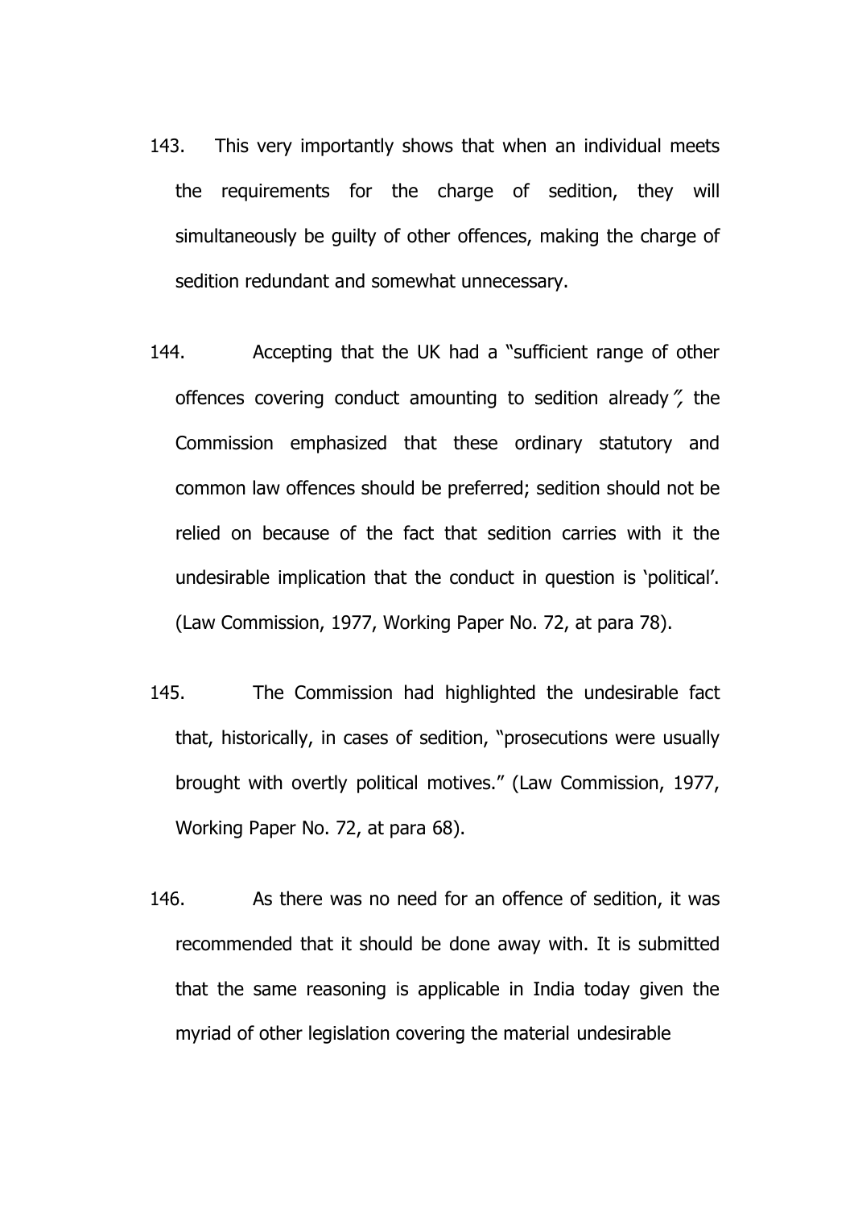143. This very importantly shows that when an individual meets the requirements for the charge of sedition, they will simultaneously be guilty of other offences, making the charge of sedition redundant and somewhat unnecessary.

144. Accepting that the UK had a "sufficient range of other offences covering conduct amounting to sedition already", the Commission emphasized that these ordinary statutory and common law offences should be preferred; sedition should not be relied on because of the fact that sedition carries with it the undesirable implication that the conduct in question is 'political'. (Law Commission, 1977, Working Paper No. 72, at para 78).

145. The Commission had highlighted the undesirable fact that, historically, in cases of sedition, "prosecutions were usually brought with overtly political motives." (Law Commission, 1977, Working Paper No. 72, at para 68).

146. As there was no need for an offence of sedition, it was recommended that it should be done away with. It is submitted that the same reasoning is applicable in India today given the myriad of other legislation covering the material undesirable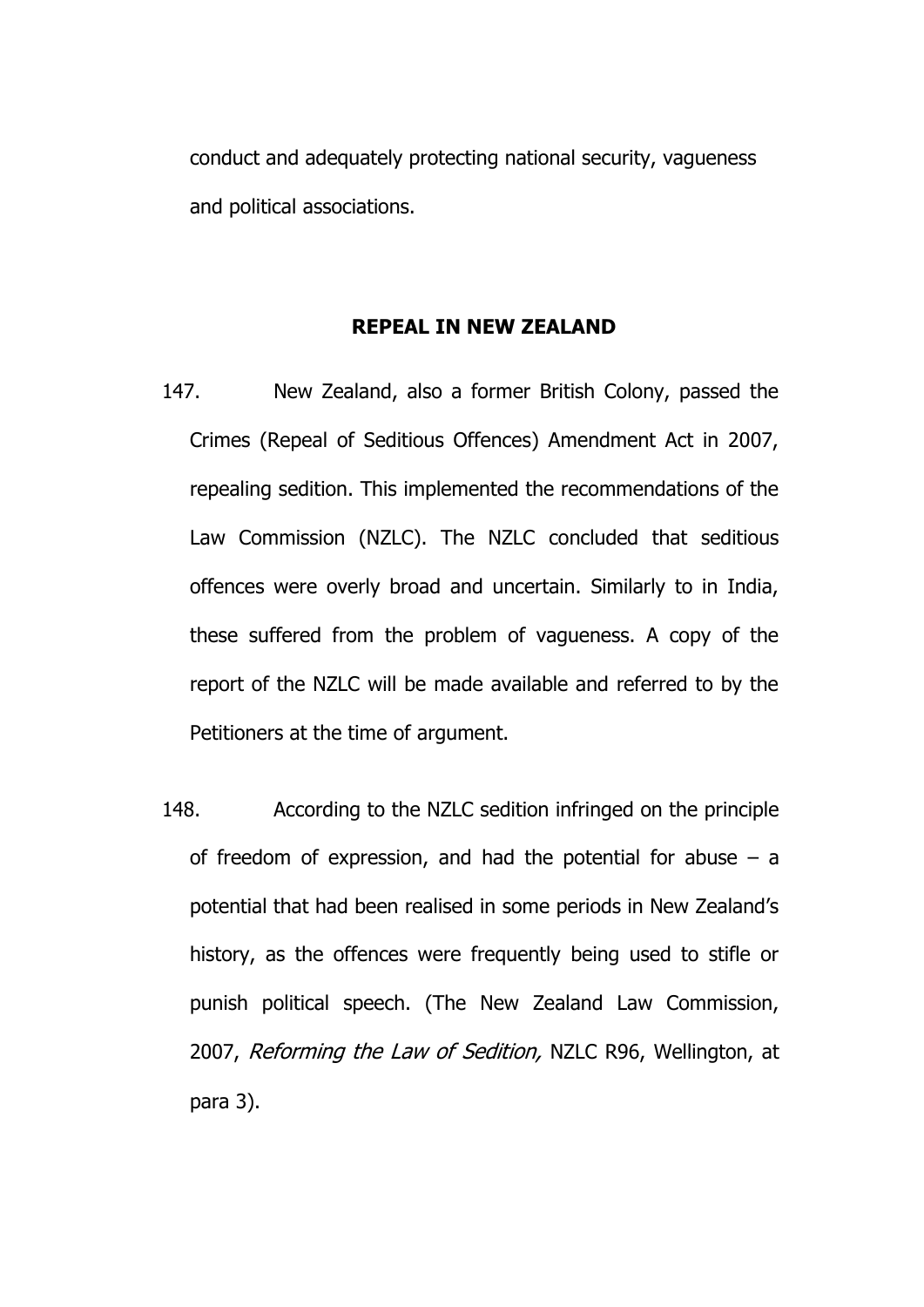conduct and adequately protecting national security, vagueness and political associations.

## REPEAL IN NEW ZEALAND

147. New Zealand, also a former British Colony, passed the Crimes (Repeal of Seditious Offences) Amendment Act in 2007, repealing sedition. This implemented the recommendations of the Law Commission (NZLC). The NZLC concluded that seditious offences were overly broad and uncertain. Similarly to in India, these suffered from the problem of vagueness. A copy of the report of the NZLC will be made available and referred to by the Petitioners at the time of argument.

148. According to the NZLC sedition infringed on the principle of freedom of expression, and had the potential for abuse – a potential that had been realised in some periods in New Zealand's history, as the offences were frequently being used to stifle or punish political speech. (The New Zealand Law Commission, 2007, *Reforming the Law of Sedition,* NZLC R96, Wellington, at para 3).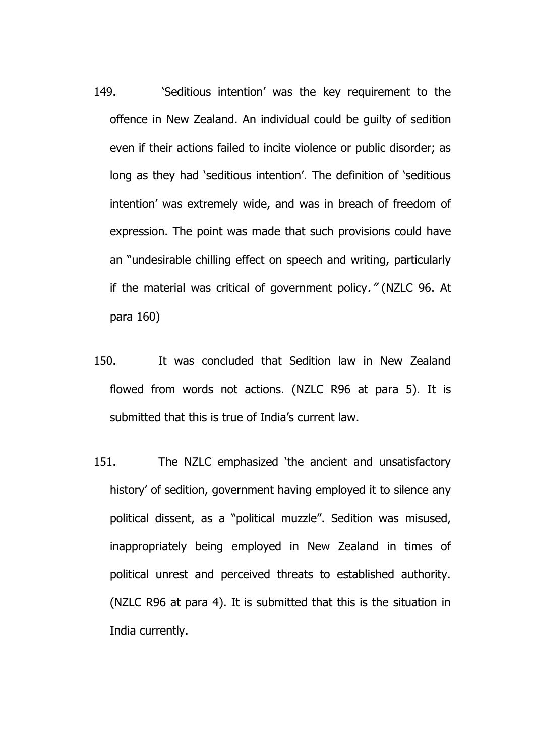149. 'Seditious intention' was the key requirement to the offence in New Zealand. An individual could be guilty of sedition even if their actions failed to incite violence or public disorder; as long as they had 'seditious intention'. The definition of 'seditious intention' was extremely wide, and was in breach of freedom of expression. The point was made that such provisions could have an "undesirable chilling effect on speech and writing, particularly if the material was critical of government policy." (NZLC 96. At para 160)

150. It was concluded that Sedition law in New Zealand flowed from words not actions. (NZLC R96 at para 5). It is submitted that this is true of India's current law.

151. The NZLC emphasized 'the ancient and unsatisfactory history' of sedition, government having employed it to silence any political dissent, as a "political muzzle". Sedition was misused, inappropriately being employed in New Zealand in times of political unrest and perceived threats to established authority. (NZLC R96 at para 4). It is submitted that this is the situation in India currently.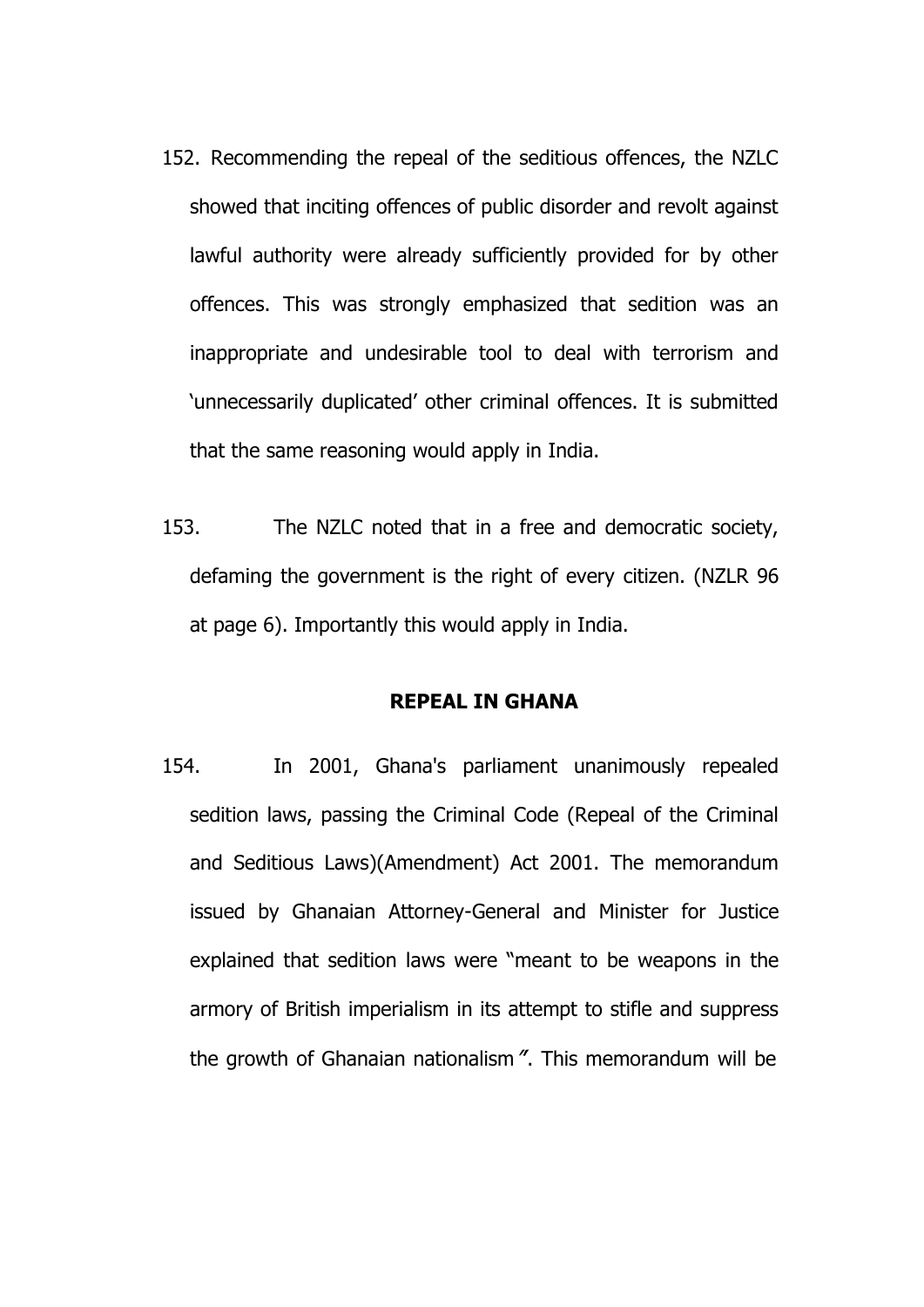152. Recommending the repeal of the seditious offences, the NZLC showed that inciting offences of public disorder and revolt against lawful authority were already sufficiently provided for by other offences. This was strongly emphasized that sedition was an inappropriate and undesirable tool to deal with terrorism and 'unnecessarily duplicated' other criminal offences. It is submitted that the same reasoning would apply in India.

153. The NZLC noted that in a free and democratic society, defaming the government is the right of every citizen. (NZLR 96 at page 6). Importantly this would apply in India.

**REPEAL IN GHANA**

154. In 2001, Ghana's parliament unanimously repealed sedition laws, passing the Criminal Code (Repeal of the Criminal and Seditious Laws)(Amendment) Act 2001. The memorandum issued by Ghanaian Attorney-General and Minister for Justice explained that sedition laws were "meant to be weapons in the armory of British imperialism in its attempt to stifle and suppress the growth of Ghanaian nationalism". This memorandum will be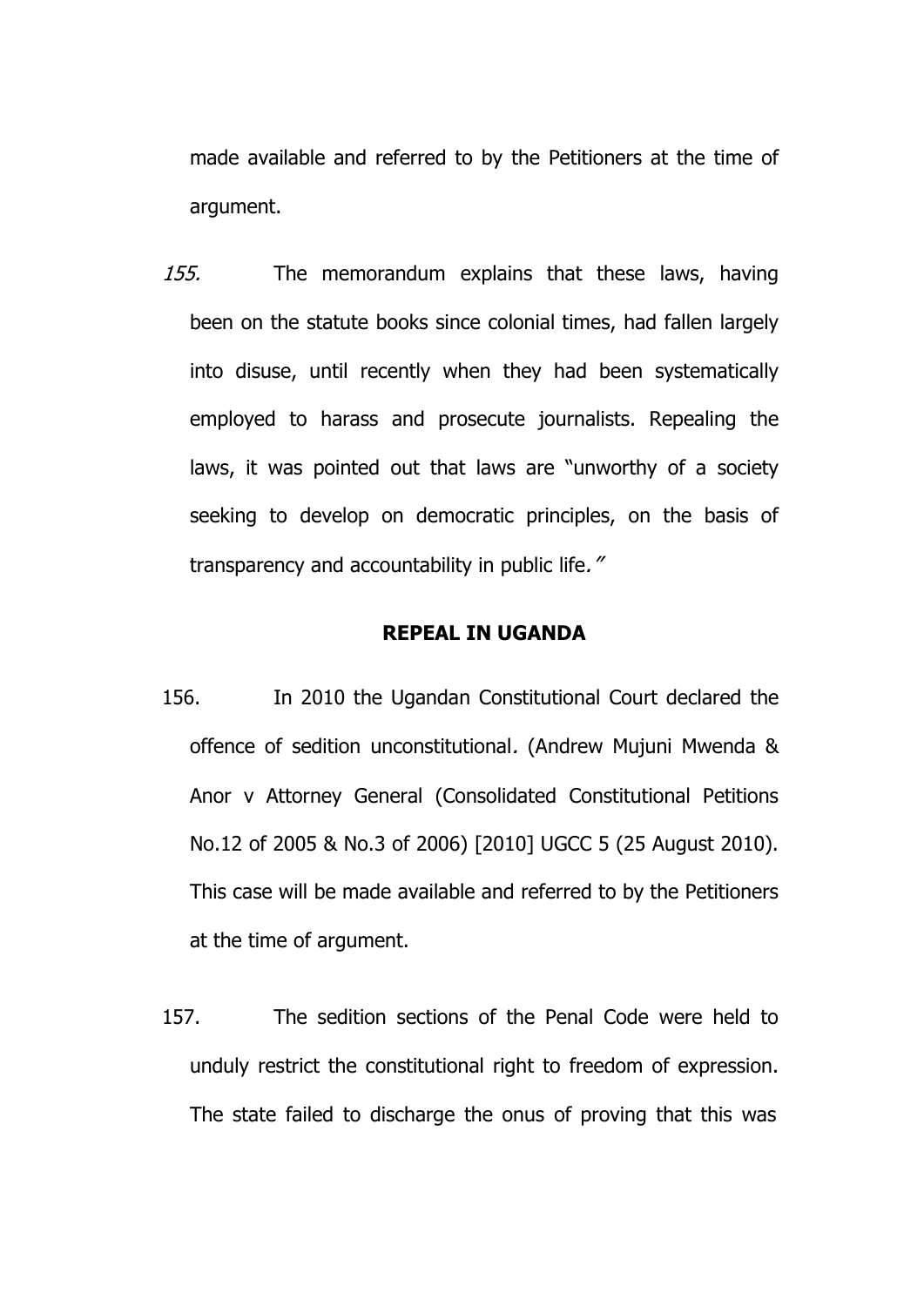made available and referred to by the Petitioners at the time of argument.

*155.* The memorandum explains that these laws, having been on the statute books since colonial times, had fallen largely into disuse, until recently when they had been systematically employed to harass and prosecute journalists. Repealing the laws, it was pointed out that laws are "unworthy of a society seeking to develop on democratic principles, on the basis of transparency and accountability in public life*."*

**REPEAL IN UGANDA**

156. In 2010 the Ugandan Constitutional Court declared the offence of sedition unconstitutional*.* (Andrew Mujuni Mwenda & Anor v Attorney General (Consolidated Constitutional Petitions No.12 of 2005 & No.3 of 2006) [2010] UGCC 5 (25 August 2010). This case will be made available and referred to by the Petitioners at the time of argument.

157. The sedition sections of the Penal Code were held to unduly restrict the constitutional right to freedom of expression. The state failed to discharge the onus of proving that this was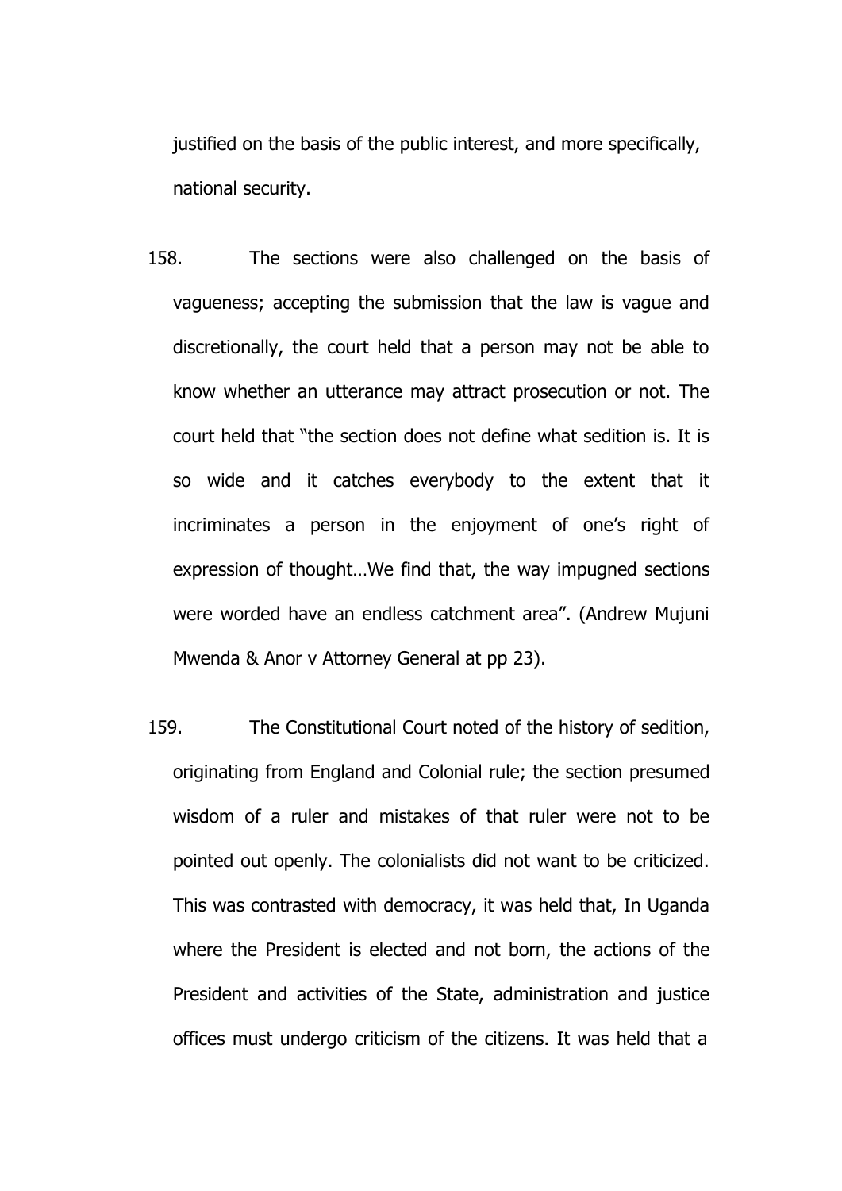justified on the basis of the public interest, and more specifically, national security.

158. The sections were also challenged on the basis of vagueness; accepting the submission that the law is vague and discretionally, the court held that a person may not be able to know whether an utterance may attract prosecution or not. The court held that "the section does not define what sedition is. It is so wide and it catches everybody to the extent that it incriminates a person in the enjoyment of one's right of expression of thought…We find that, the way impugned sections were worded have an endless catchment area". (Andrew Mujuni Mwenda & Anor v Attorney General at pp 23).

159. The Constitutional Court noted of the history of sedition, originating from England and Colonial rule; the section presumed wisdom of a ruler and mistakes of that ruler were not to be pointed out openly. The colonialists did not want to be criticized. This was contrasted with democracy, it was held that, In Uganda where the President is elected and not born, the actions of the President and activities of the State, administration and justice offices must undergo criticism of the citizens. It was held that a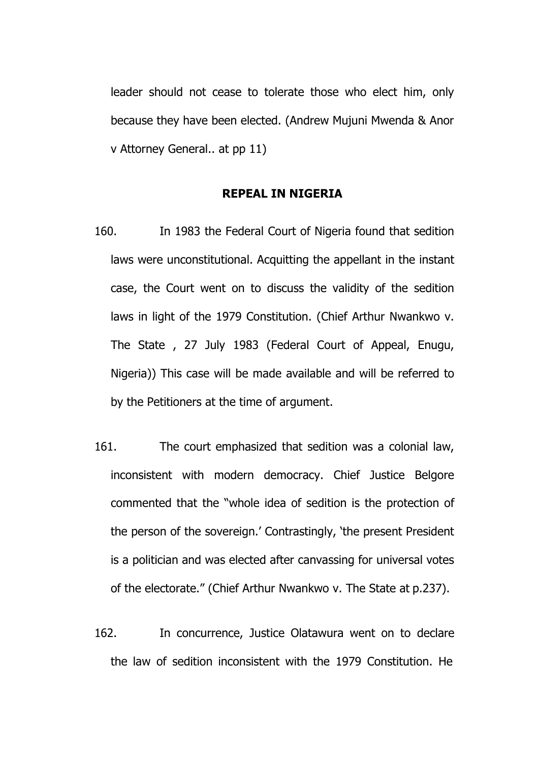leader should not cease to tolerate those who elect him, only because they have been elected. (Andrew Mujuni Mwenda & Anor v Attorney General.. at pp 11)

## REPEAL IN NIGERIA

160. In 1983 the Federal Court of Nigeria found that sedition laws were unconstitutional. Acquitting the appellant in the instant case, the Court went on to discuss the validity of the sedition laws in light of the 1979 Constitution. (Chief Arthur Nwankwo v. The State , 27 July 1983 (Federal Court of Appeal, Enugu, Nigeria)) This case will be made available and will be referred to by the Petitioners at the time of argument.

161. The court emphasized that sedition was a colonial law, inconsistent with modern democracy. Chief Justice Belgore commented that the "whole idea of sedition is the protection of the person of the sovereign.' Contrastingly, 'the present President is a politician and was elected after canvassing for universal votes of the electorate." (Chief Arthur Nwankwo v. The State at p.237).

162. In concurrence, Justice Olatawura went on to declare the law of sedition inconsistent with the 1979 Constitution. He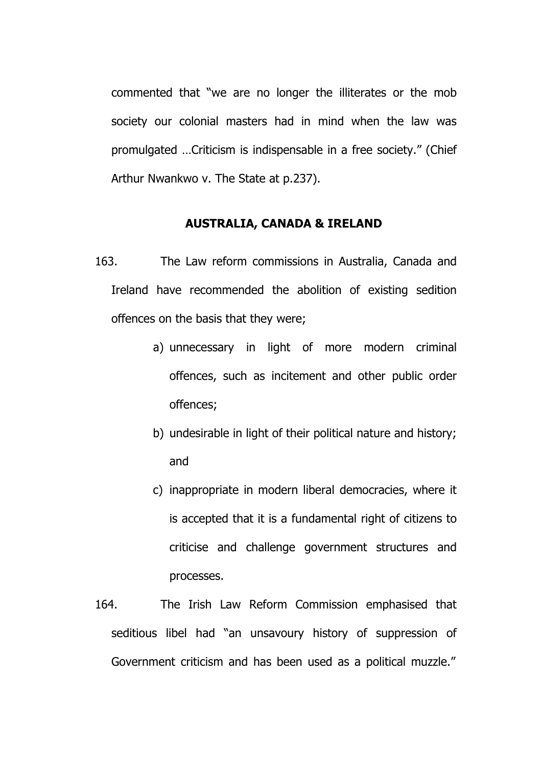commented that "we are no longer the illiterates or the mob society our colonial masters had in mind when the law was promulgated …Criticism is indispensable in a free society." (Chief Arthur Nwankwo v. The State at p.237).

## AUSTRALIA, CANADA & IRELAND

163. The Law reform commissions in Australia, Canada and Ireland have recommended the abolition of existing sedition offences on the basis that they were;

   a) unnecessary in light of more modern criminal offences, such as incitement and other public order offences;
   b) undesirable in light of their political nature and history; and
   c) inappropriate in modern liberal democracies, where it is accepted that it is a fundamental right of citizens to criticise and challenge government structures and processes.

164. The Irish Law Reform Commission emphasised that seditious libel had "an unsavoury history of suppression of Government criticism and has been used as a political muzzle."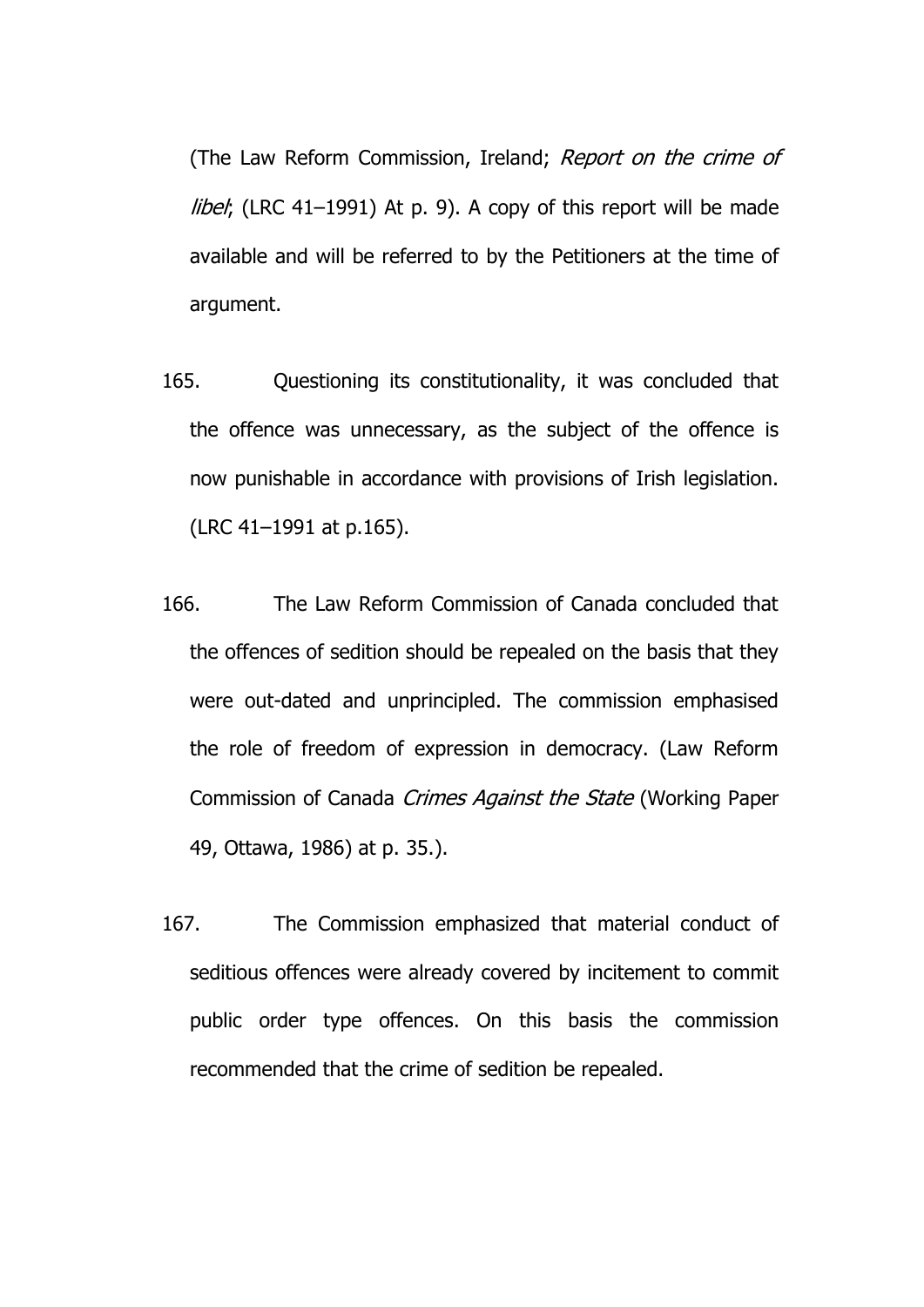(The Law Reform Commission, Ireland; *Report on the crime of libel*; (LRC 41–1991) At p. 9). A copy of this report will be made available and will be referred to by the Petitioners at the time of argument.

165. Questioning its constitutionality, it was concluded that the offence was unnecessary, as the subject of the offence is now punishable in accordance with provisions of Irish legislation. (LRC 41–1991 at p.165).

166. The Law Reform Commission of Canada concluded that the offences of sedition should be repealed on the basis that they were out-dated and unprincipled. The commission emphasised the role of freedom of expression in democracy. (Law Reform Commission of Canada *Crimes Against the State* (Working Paper 49, Ottawa, 1986) at p. 35.).

167. The Commission emphasized that material conduct of seditious offences were already covered by incitement to commit public order type offences. On this basis the commission recommended that the crime of sedition be repealed.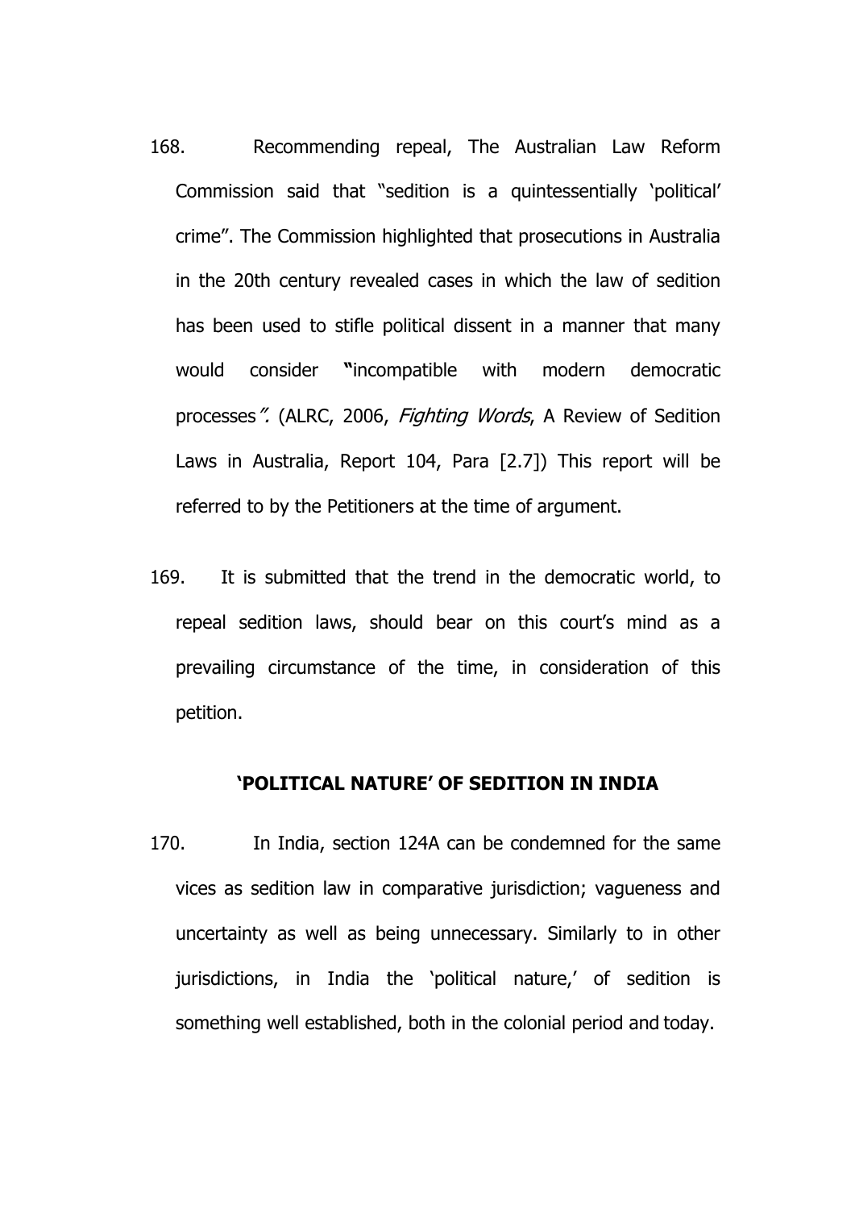168. Recommending repeal, The Australian Law Reform Commission said that "sedition is a quintessentially 'political' crime". The Commission highlighted that prosecutions in Australia in the 20th century revealed cases in which the law of sedition has been used to stifle political dissent in a manner that many would consider **"**incompatible with modern democratic processes*".* (ALRC, 2006, *Fighting Words*, A Review of Sedition Laws in Australia, Report 104, Para [2.7]) This report will be referred to by the Petitioners at the time of argument.

169. It is submitted that the trend in the democratic world, to repeal sedition laws, should bear on this court's mind as a prevailing circumstance of the time, in consideration of this petition.

**'POLITICAL NATURE' OF SEDITION IN INDIA**

170. In India, section 124A can be condemned for the same vices as sedition law in comparative jurisdiction; vagueness and uncertainty as well as being unnecessary. Similarly to in other jurisdictions, in India the 'political nature,' of sedition is something well established, both in the colonial period and today.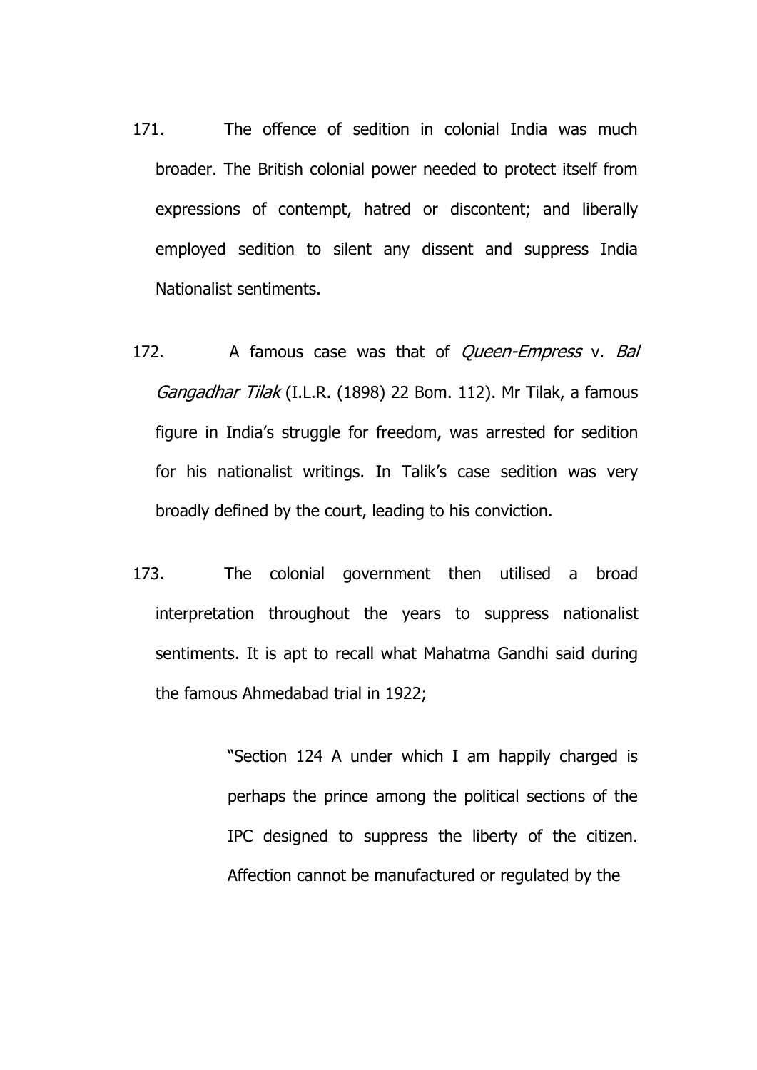171. The offence of sedition in colonial India was much broader. The British colonial power needed to protect itself from expressions of contempt, hatred or discontent; and liberally employed sedition to silent any dissent and suppress India Nationalist sentiments.

172. A famous case was that of *Queen-Empress* v. *Bal Gangadhar Tilak* (I.L.R. (1898) 22 Bom. 112). Mr Tilak, a famous figure in India's struggle for freedom, was arrested for sedition for his nationalist writings. In Talik's case sedition was very broadly defined by the court, leading to his conviction.

173. The colonial government then utilised a broad interpretation throughout the years to suppress nationalist sentiments. It is apt to recall what Mahatma Gandhi said during the famous Ahmedabad trial in 1922;

> "Section 124 A under which I am happily charged is perhaps the prince among the political sections of the IPC designed to suppress the liberty of the citizen. Affection cannot be manufactured or regulated by the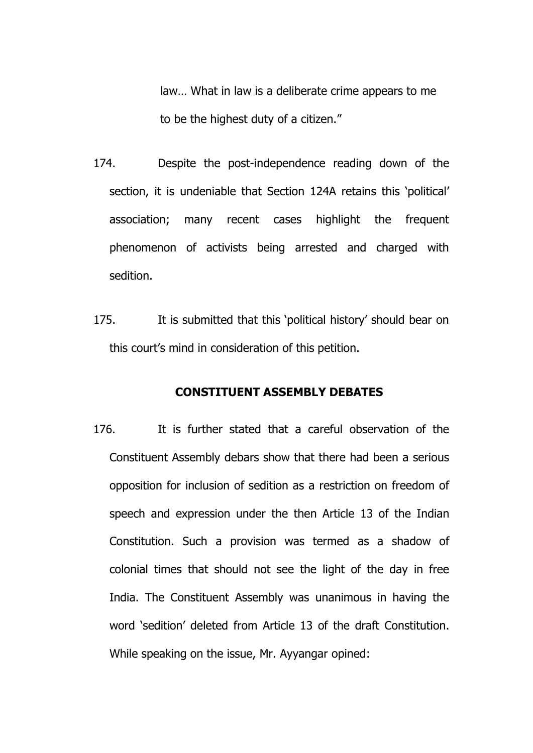law… What in law is a deliberate crime appears to me to be the highest duty of a citizen."

174. Despite the post-independence reading down of the section, it is undeniable that Section 124A retains this 'political' association; many recent cases highlight the frequent phenomenon of activists being arrested and charged with sedition.

175. It is submitted that this 'political history' should bear on this court's mind in consideration of this petition.

**CONSTITUENT ASSEMBLY DEBATES**

176. It is further stated that a careful observation of the Constituent Assembly debars show that there had been a serious opposition for inclusion of sedition as a restriction on freedom of speech and expression under the then Article 13 of the Indian Constitution. Such a provision was termed as a shadow of colonial times that should not see the light of the day in free India. The Constituent Assembly was unanimous in having the word 'sedition' deleted from Article 13 of the draft Constitution. While speaking on the issue, Mr. Ayyangar opined: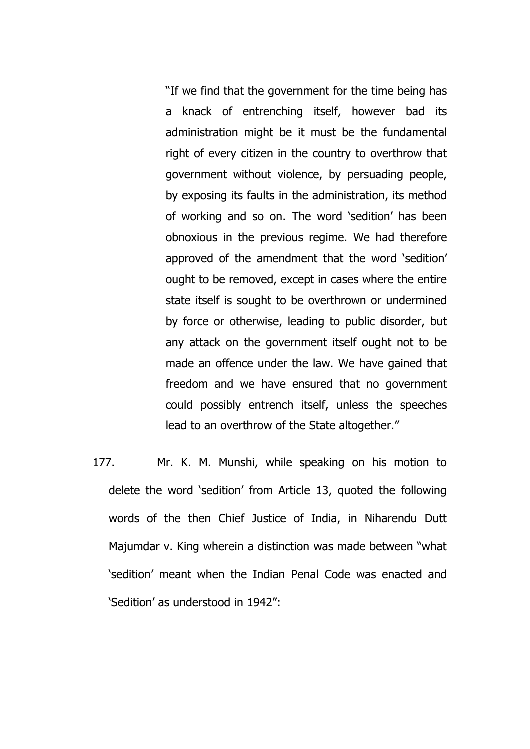> "If we find that the government for the time being has a knack of entrenching itself, however bad its administration might be it must be the fundamental right of every citizen in the country to overthrow that government without violence, by persuading people, by exposing its faults in the administration, its method of working and so on. The word 'sedition' has been obnoxious in the previous regime. We had therefore approved of the amendment that the word 'sedition' ought to be removed, except in cases where the entire state itself is sought to be overthrown or undermined by force or otherwise, leading to public disorder, but any attack on the government itself ought not to be made an offence under the law. We have gained that freedom and we have ensured that no government could possibly entrench itself, unless the speeches lead to an overthrow of the State altogether."

177. Mr. K. M. Munshi, while speaking on his motion to delete the word 'sedition' from Article 13, quoted the following words of the then Chief Justice of India, in Niharendu Dutt Majumdar v. King wherein a distinction was made between "what 'sedition' meant when the Indian Penal Code was enacted and 'Sedition' as understood in 1942":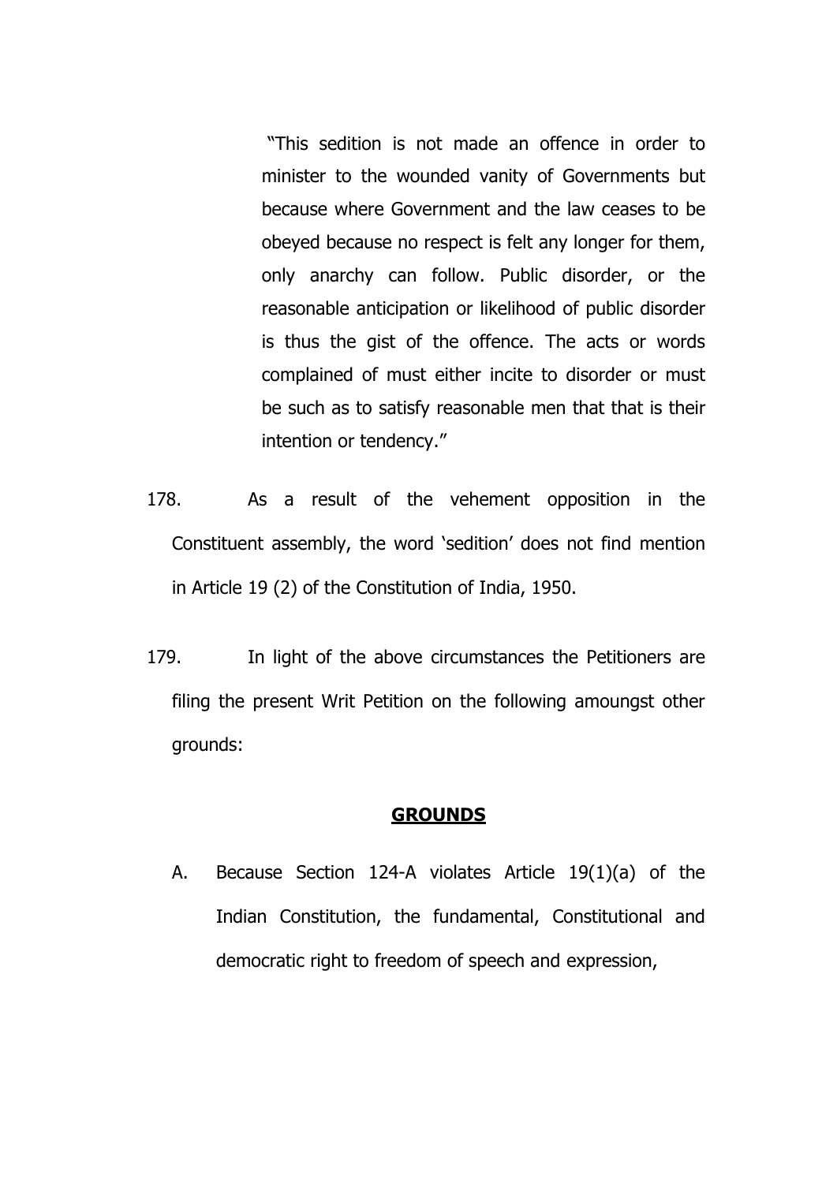> "This sedition is not made an offence in order to minister to the wounded vanity of Governments but because where Government and the law ceases to be obeyed because no respect is felt any longer for them, only anarchy can follow. Public disorder, or the reasonable anticipation or likelihood of public disorder is thus the gist of the offence. The acts or words complained of must either incite to disorder or must be such as to satisfy reasonable men that that is their intention or tendency."

178. As a result of the vehement opposition in the Constituent assembly, the word 'sedition' does not find mention in Article 19 (2) of the Constitution of India, 1950.

179. In light of the above circumstances the Petitioners are filing the present Writ Petition on the following amoungst other grounds:

## GROUNDS

A. Because Section 124-A violates Article 19(1)(a) of the Indian Constitution, the fundamental, Constitutional and democratic right to freedom of speech and expression,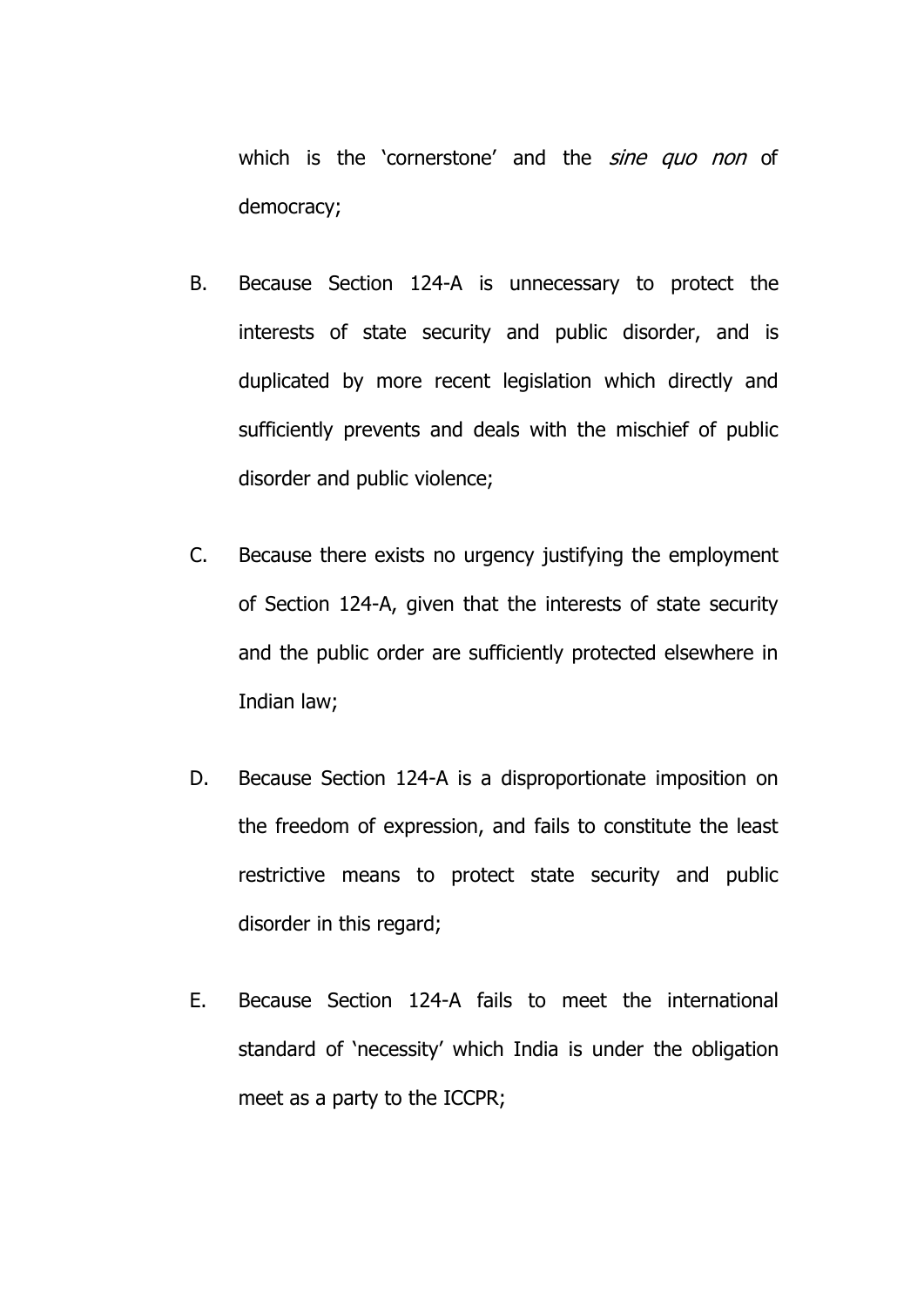which is the 'cornerstone' and the *sine quo non* of democracy;

B. Because Section 124-A is unnecessary to protect the interests of state security and public disorder, and is duplicated by more recent legislation which directly and sufficiently prevents and deals with the mischief of public disorder and public violence;

C. Because there exists no urgency justifying the employment of Section 124-A, given that the interests of state security and the public order are sufficiently protected elsewhere in Indian law;

D. Because Section 124-A is a disproportionate imposition on the freedom of expression, and fails to constitute the least restrictive means to protect state security and public disorder in this regard;

E. Because Section 124-A fails to meet the international standard of 'necessity' which India is under the obligation meet as a party to the ICCPR;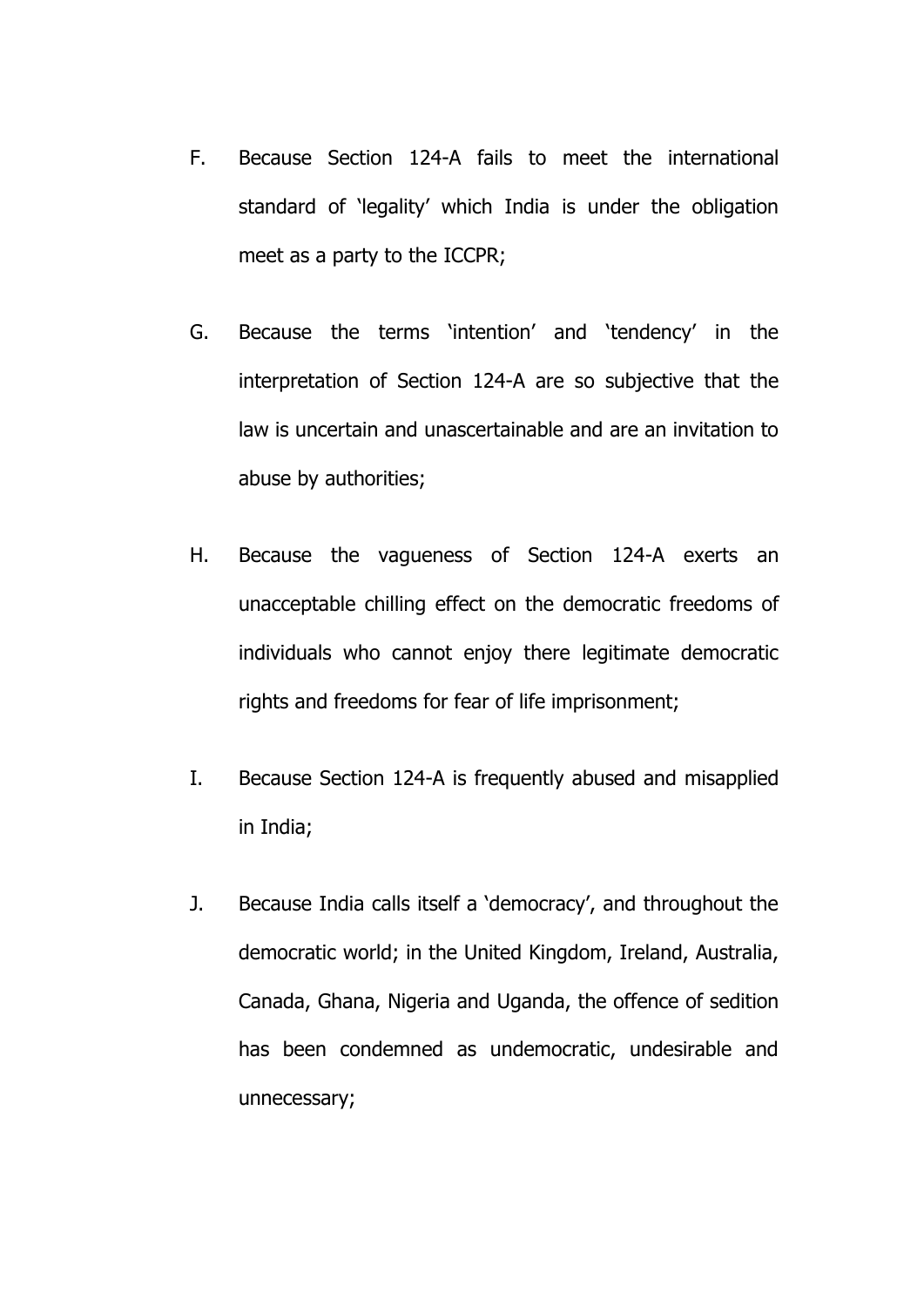F. Because Section 124-A fails to meet the international standard of 'legality' which India is under the obligation meet as a party to the ICCPR;

G. Because the terms 'intention' and 'tendency' in the interpretation of Section 124-A are so subjective that the law is uncertain and unascertainable and are an invitation to abuse by authorities;

H. Because the vagueness of Section 124-A exerts an unacceptable chilling effect on the democratic freedoms of individuals who cannot enjoy there legitimate democratic rights and freedoms for fear of life imprisonment;

I. Because Section 124-A is frequently abused and misapplied in India;

J. Because India calls itself a 'democracy', and throughout the democratic world; in the United Kingdom, Ireland, Australia, Canada, Ghana, Nigeria and Uganda, the offence of sedition has been condemned as undemocratic, undesirable and unnecessary;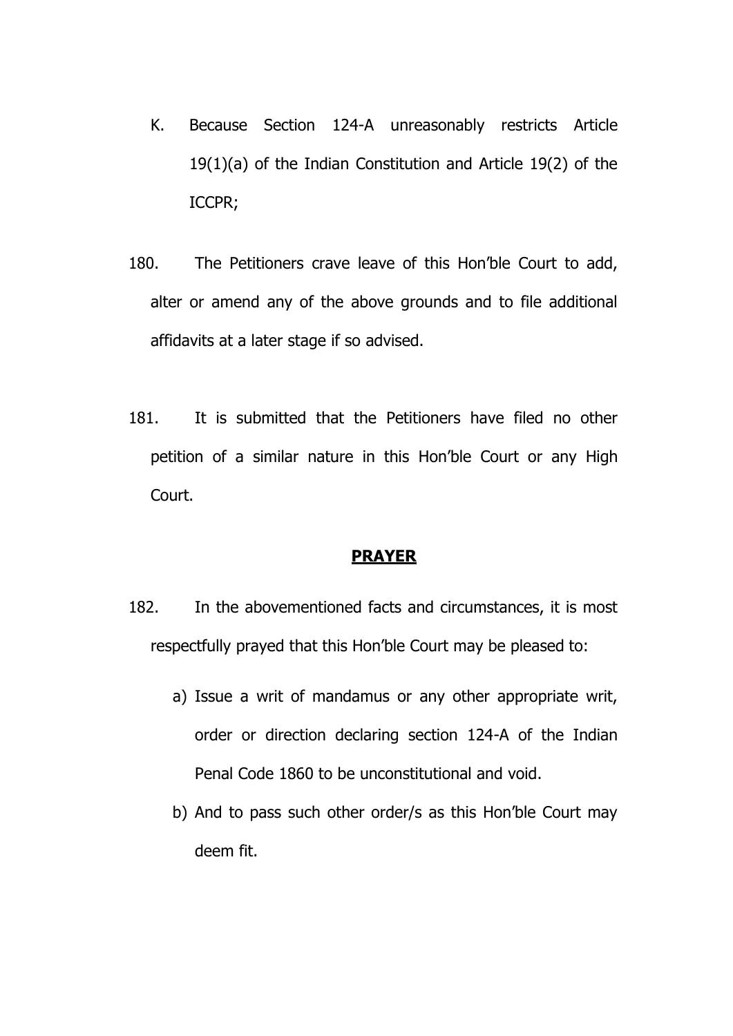K. Because Section 124-A unreasonably restricts Article 19(1)(a) of the Indian Constitution and Article 19(2) of the ICCPR;

180. The Petitioners crave leave of this Hon'ble Court to add, alter or amend any of the above grounds and to file additional affidavits at a later stage if so advised.

181. It is submitted that the Petitioners have filed no other petition of a similar nature in this Hon'ble Court or any High Court.

**PRAYER**

182. In the abovementioned facts and circumstances, it is most respectfully prayed that this Hon'ble Court may be pleased to:

a) Issue a writ of mandamus or any other appropriate writ, order or direction declaring section 124-A of the Indian Penal Code 1860 to be unconstitutional and void.

b) And to pass such other order/s as this Hon'ble Court may deem fit.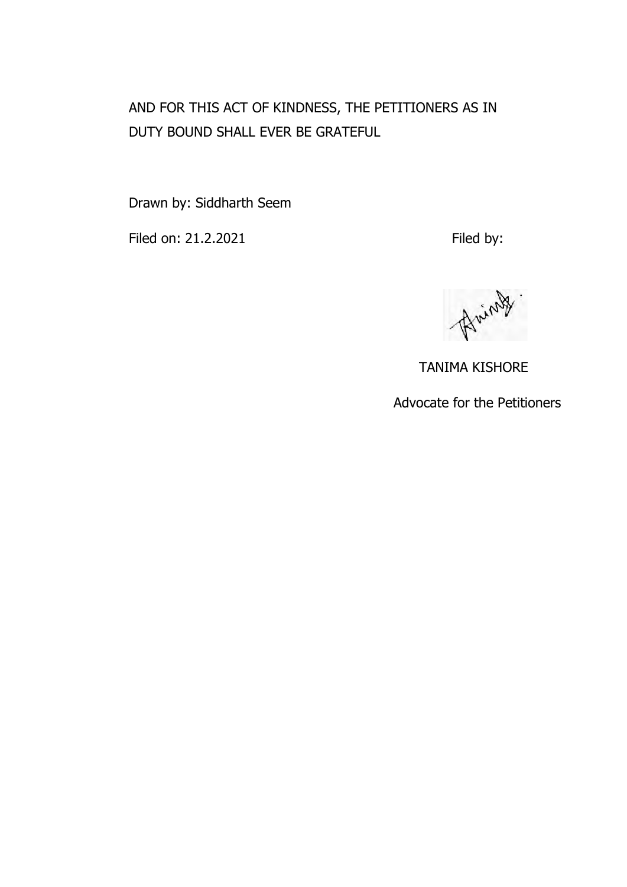AND FOR THIS ACT OF KINDNESS, THE PETITIONERS AS IN DUTY BOUND SHALL EVER BE GRATEFUL

Drawn by: Siddharth Seem

Filed on: 21.2.2021 Filed by:

TANIMA KISHORE

Advocate for the Petitioners